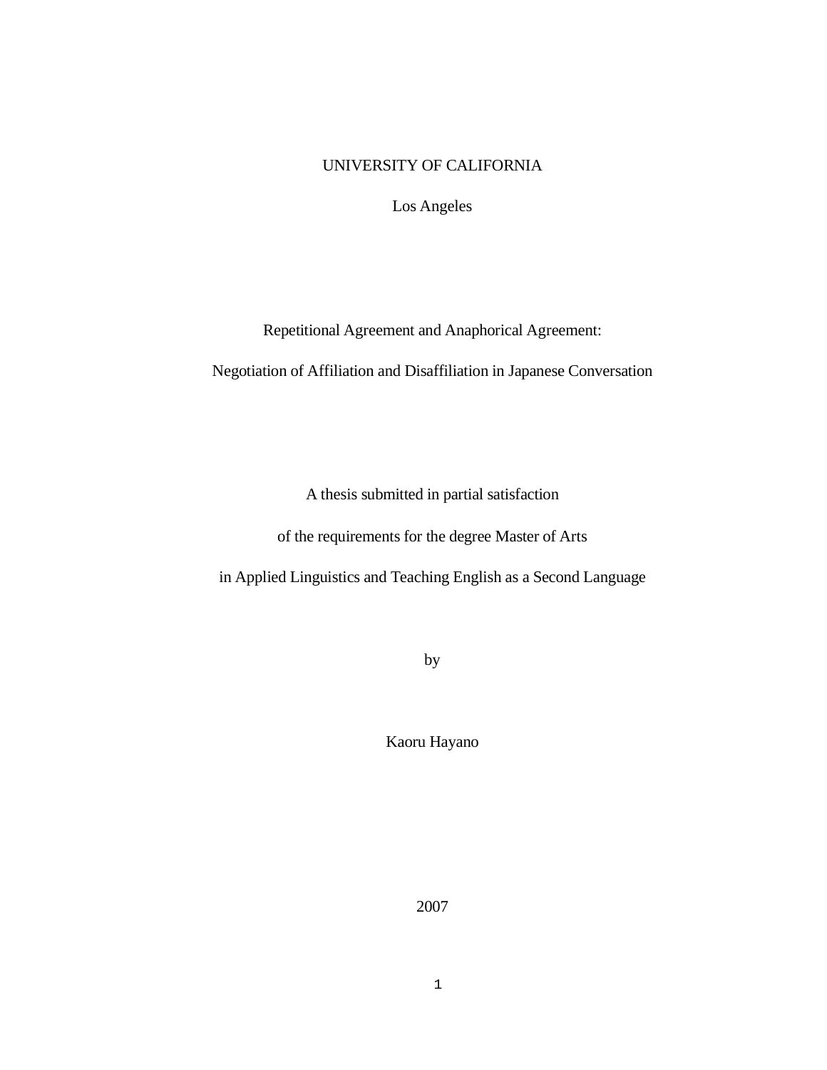UNIVERSITY OF CALIFORNIA

Los Angeles

# Repetitional Agreement and Anaphorical Agreement:

# Negotiation of Affiliation and Disaffiliation in Japanese Conversation

A thesis submitted in partial satisfaction

of the requirements for the degree Master of Arts

in Applied Linguistics and Teaching English as a Second Language

by

Kaoru Hayano

2007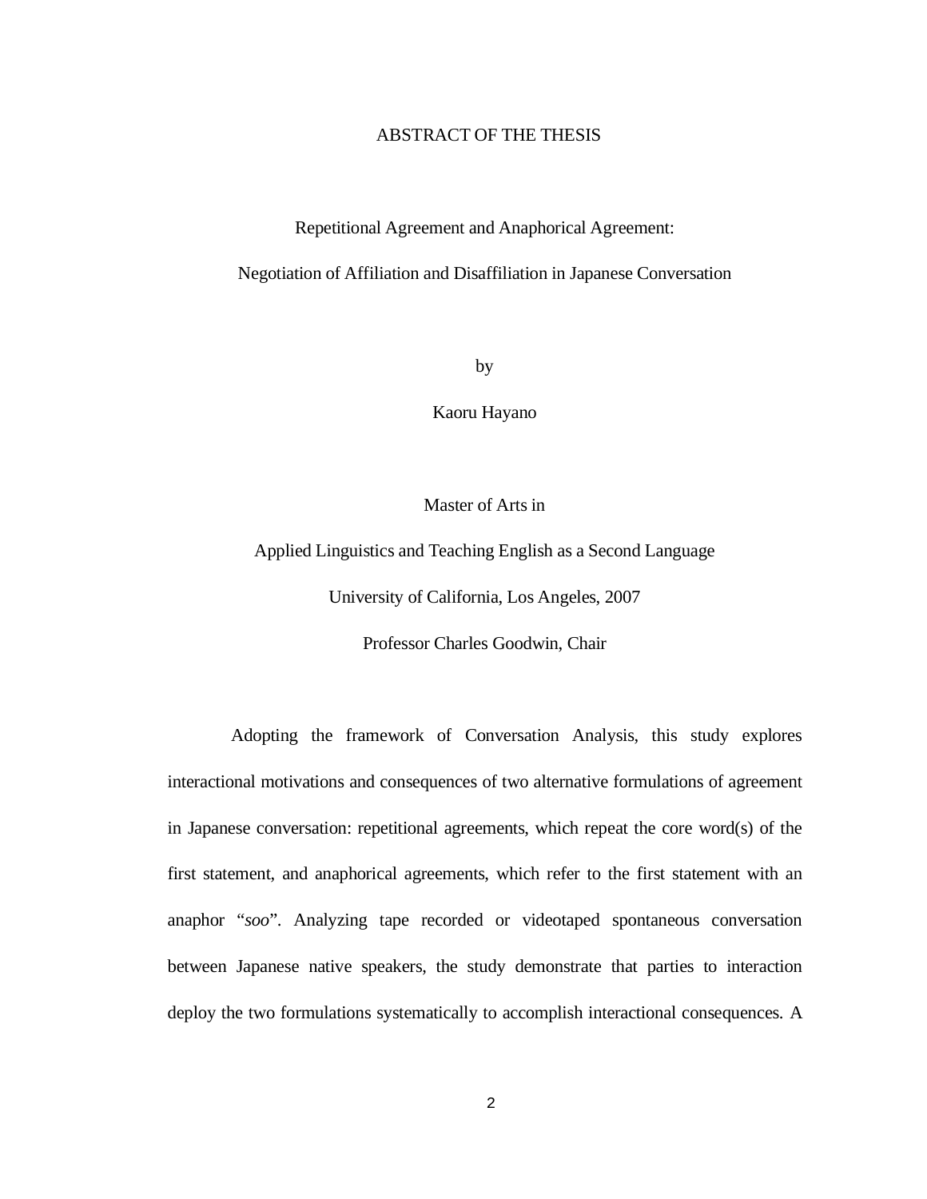# ABSTRACT OF THE THESIS

## Repetitional Agreement and Anaphorical Agreement:

## Negotiation of Affiliation and Disaffiliation in Japanese Conversation

by

Kaoru Hayano

Master of Arts in

Applied Linguistics and Teaching English as a Second Language

University of California, Los Angeles, 2007

Professor Charles Goodwin, Chair

Adopting the framework of Conversation Analysis, this study explores interactional motivations and consequences of two alternative formulations of agreement in Japanese conversation: repetitional agreements, which repeat the core word(s) of the first statement, and anaphorical agreements, which refer to the first statement with an anaphor "*soo*". Analyzing tape recorded or videotaped spontaneous conversation between Japanese native speakers, the study demonstrate that parties to interaction deploy the two formulations systematically to accomplish interactional consequences. A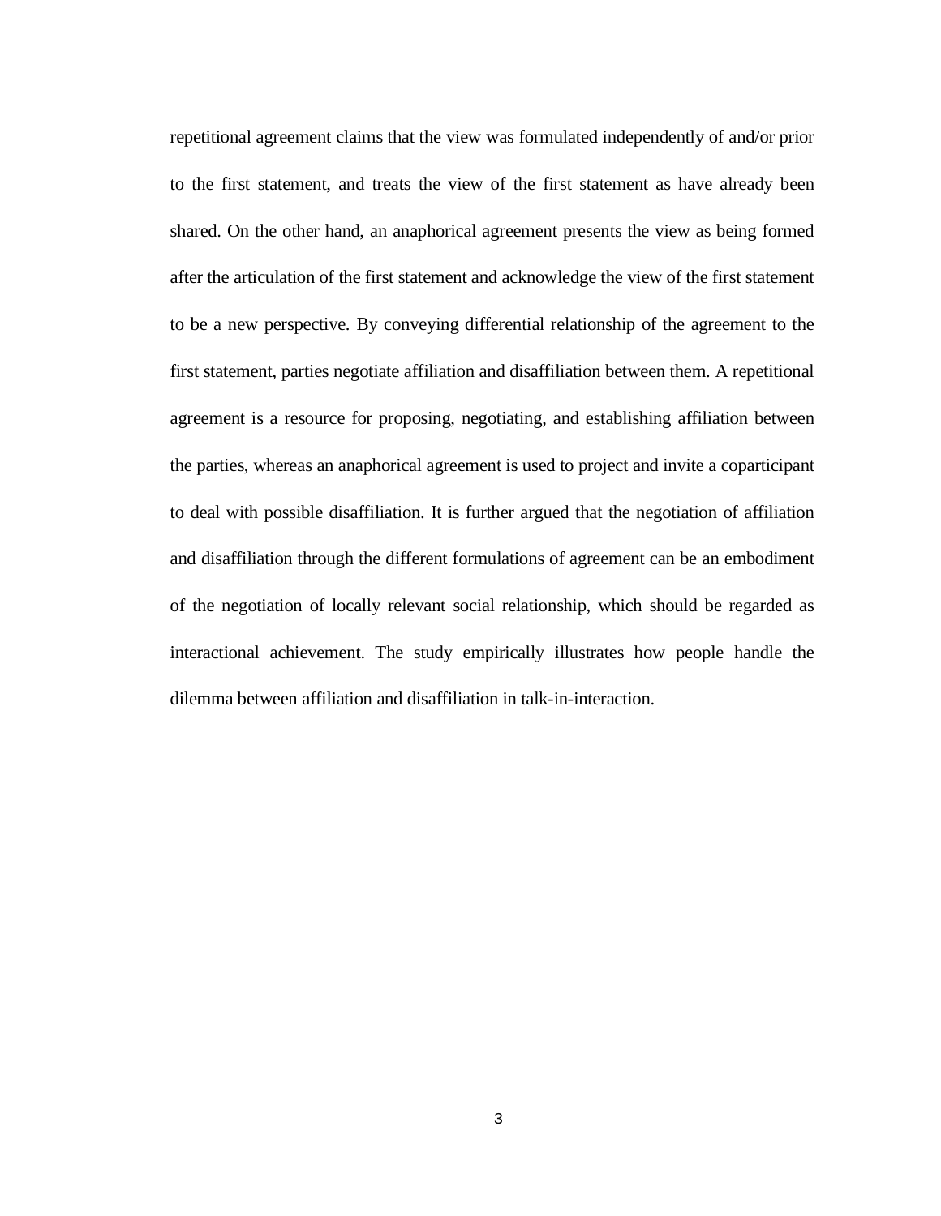repetitional agreement claims that the view was formulated independently of and/or prior to the first statement, and treats the view of the first statement as have already been shared. On the other hand, an anaphorical agreement presents the view as being formed after the articulation of the first statement and acknowledge the view of the first statement to be a new perspective. By conveying differential relationship of the agreement to the first statement, parties negotiate affiliation and disaffiliation between them. A repetitional agreement is a resource for proposing, negotiating, and establishing affiliation between the parties, whereas an anaphorical agreement is used to project and invite a coparticipant to deal with possible disaffiliation. It is further argued that the negotiation of affiliation and disaffiliation through the different formulations of agreement can be an embodiment of the negotiation of locally relevant social relationship, which should be regarded as interactional achievement. The study empirically illustrates how people handle the dilemma between affiliation and disaffiliation in talk-in-interaction.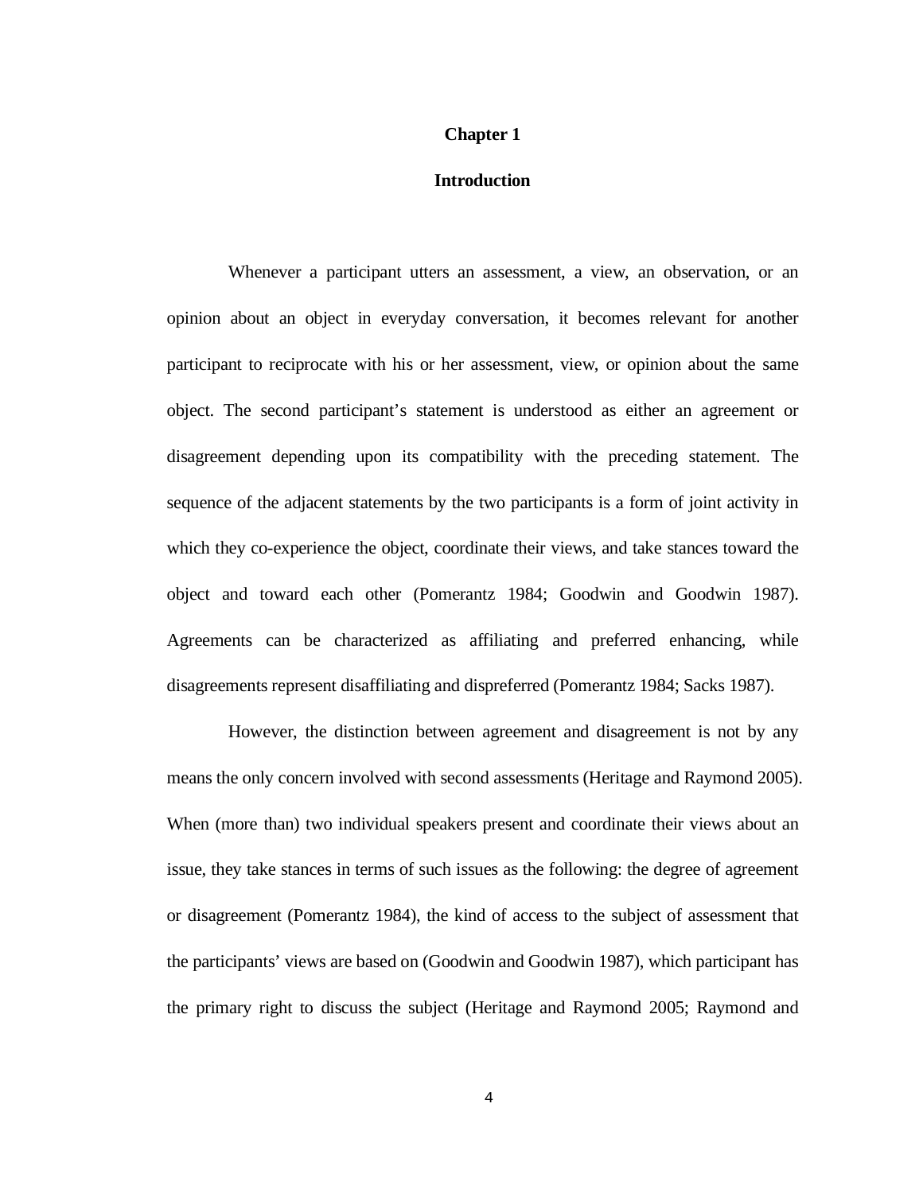# Chapter 1

# Introduction

Whenever a participant utters an assessment, a view, an observation, or an opinion about an object in everyday conversation, it becomes relevant for another participant to reciprocate with his or her assessment, view, or opinion about the same object. The second participant's statement is understood as either an agreement or disagreement depending upon its compatibility with the preceding statement. The sequence of the adjacent statements by the two participants is a form of joint activity in which they co-experience the object, coordinate their views, and take stances toward the object and toward each other (Pomerantz 1984; Goodwin and Goodwin 1987). Agreements can be characterized as affiliating and preferred enhancing, while disagreements represent disaffiliating and dispreferred (Pomerantz 1984; Sacks 1987).

However, the distinction between agreement and disagreement is not by any means the only concern involved with second assessments (Heritage and Raymond 2005). When (more than) two individual speakers present and coordinate their views about an issue, they take stances in terms of such issues as the following: the degree of agreement or disagreement (Pomerantz 1984), the kind of access to the subject of assessment that the participants' views are based on (Goodwin and Goodwin 1987), which participant has the primary right to discuss the subject (Heritage and Raymond 2005; Raymond and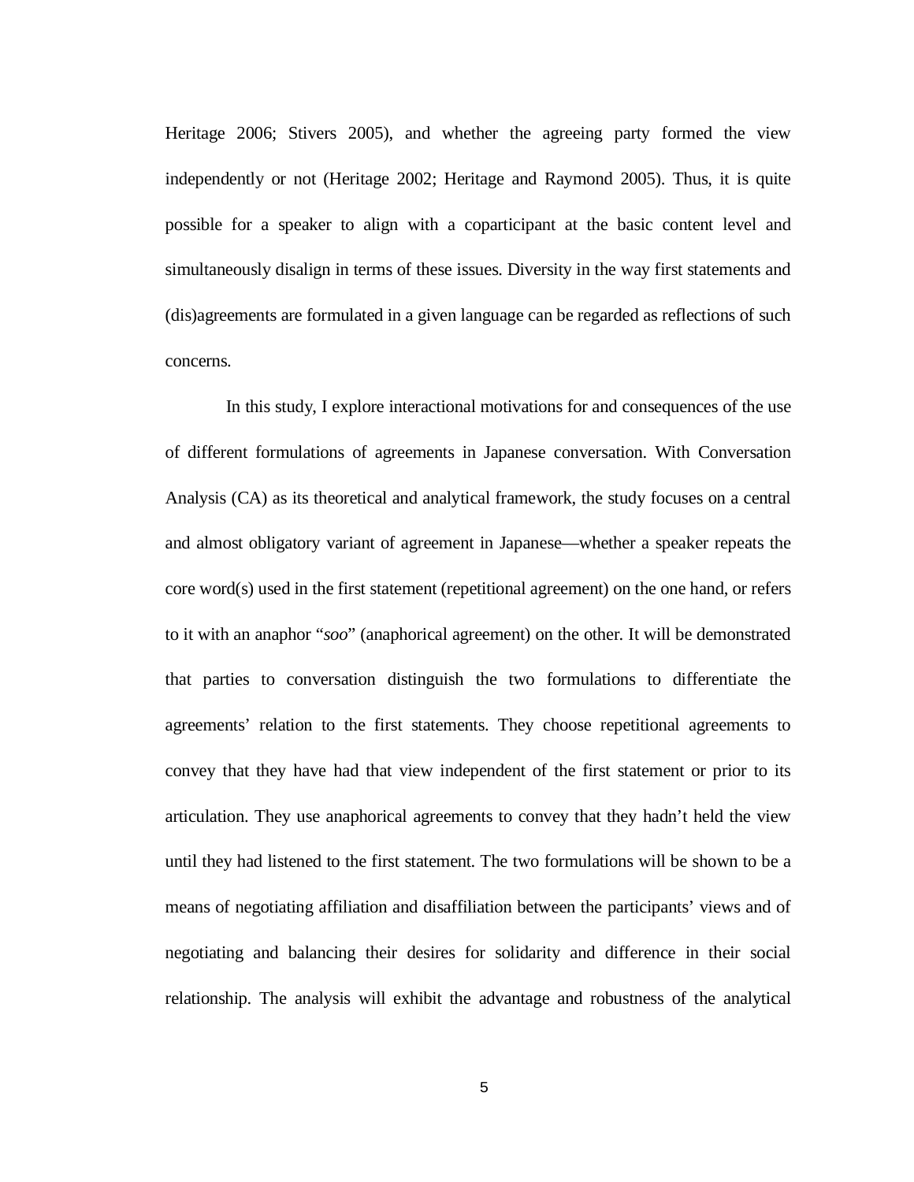Heritage 2006; Stivers 2005), and whether the agreeing party formed the view independently or not (Heritage 2002; Heritage and Raymond 2005). Thus, it is quite possible for a speaker to align with a coparticipant at the basic content level and simultaneously disalign in terms of these issues. Diversity in the way first statements and (dis)agreements are formulated in a given language can be regarded as reflections of such concerns.

In this study, I explore interactional motivations for and consequences of the use of different formulations of agreements in Japanese conversation. With Conversation Analysis (CA) as its theoretical and analytical framework, the study focuses on a central and almost obligatory variant of agreement in Japanese—whether a speaker repeats the core word(s) used in the first statement (repetitional agreement) on the one hand, or refers to it with an anaphor "*soo*" (anaphorical agreement) on the other. It will be demonstrated that parties to conversation distinguish the two formulations to differentiate the agreements' relation to the first statements. They choose repetitional agreements to convey that they have had that view independent of the first statement or prior to its articulation. They use anaphorical agreements to convey that they hadn't held the view until they had listened to the first statement. The two formulations will be shown to be a means of negotiating affiliation and disaffiliation between the participants' views and of negotiating and balancing their desires for solidarity and difference in their social relationship. The analysis will exhibit the advantage and robustness of the analytical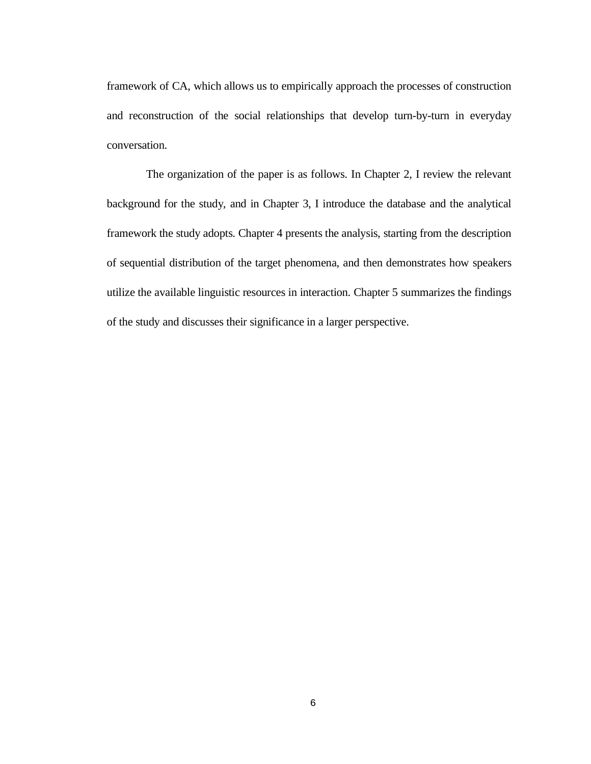framework of CA, which allows us to empirically approach the processes of construction and reconstruction of the social relationships that develop turn-by-turn in everyday conversation.

The organization of the paper is as follows. In Chapter 2, I review the relevant background for the study, and in Chapter 3, I introduce the database and the analytical framework the study adopts. Chapter 4 presents the analysis, starting from the description of sequential distribution of the target phenomena, and then demonstrates how speakers utilize the available linguistic resources in interaction. Chapter 5 summarizes the findings of the study and discusses their significance in a larger perspective.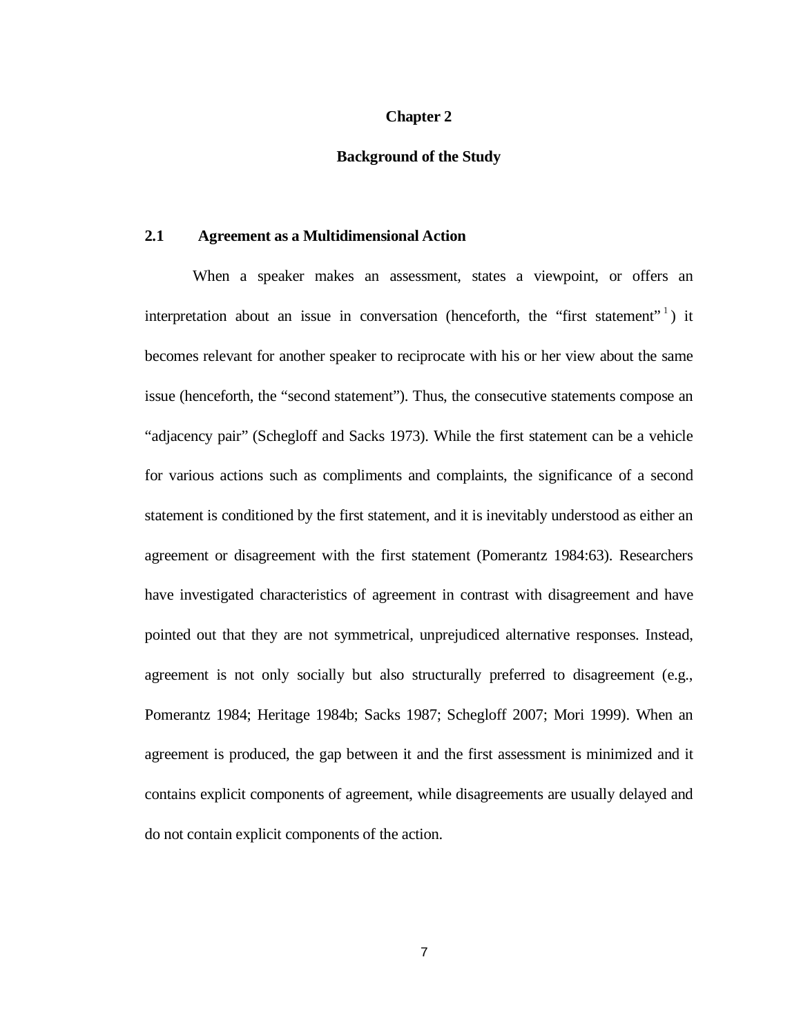# Chapter 2

# Background of the Study

## 2.1 Agreement as a Multidimensional Action

When a speaker makes an assessment, states a viewpoint, or offers an interpretation about an issue in conversation (henceforth, the "first statement"[1]) it becomes relevant for another speaker to reciprocate with his or her view about the same issue (henceforth, the "second statement"). Thus, the consecutive statements compose an "adjacency pair" (Schegloff and Sacks 1973). While the first statement can be a vehicle for various actions such as compliments and complaints, the significance of a second statement is conditioned by the first statement, and it is inevitably understood as either an agreement or disagreement with the first statement (Pomerantz 1984:63). Researchers have investigated characteristics of agreement in contrast with disagreement and have pointed out that they are not symmetrical, unprejudiced alternative responses. Instead, agreement is not only socially but also structurally preferred to disagreement (e.g., Pomerantz 1984; Heritage 1984b; Sacks 1987; Schegloff 2007; Mori 1999). When an agreement is produced, the gap between it and the first assessment is minimized and it contains explicit components of agreement, while disagreements are usually delayed and do not contain explicit components of the action.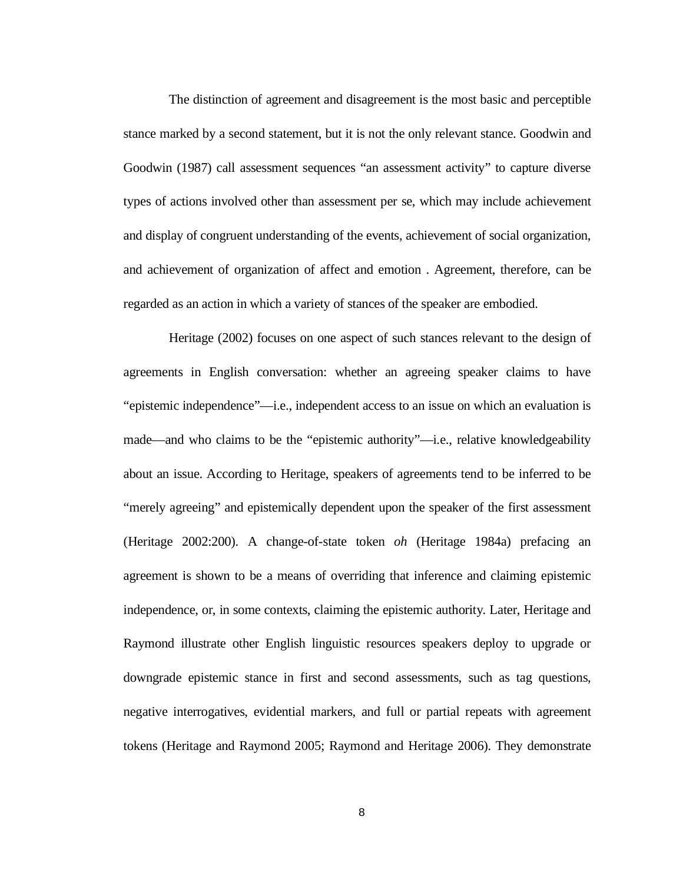The distinction of agreement and disagreement is the most basic and perceptible stance marked by a second statement, but it is not the only relevant stance. Goodwin and Goodwin (1987) call assessment sequences "an assessment activity" to capture diverse types of actions involved other than assessment per se, which may include achievement and display of congruent understanding of the events, achievement of social organization, and achievement of organization of affect and emotion . Agreement, therefore, can be regarded as an action in which a variety of stances of the speaker are embodied.

Heritage (2002) focuses on one aspect of such stances relevant to the design of agreements in English conversation: whether an agreeing speaker claims to have "epistemic independence"—i.e., independent access to an issue on which an evaluation is made—and who claims to be the "epistemic authority"—i.e., relative knowledgeability about an issue. According to Heritage, speakers of agreements tend to be inferred to be "merely agreeing" and epistemically dependent upon the speaker of the first assessment (Heritage 2002:200). A change-of-state token *oh* (Heritage 1984a) prefacing an agreement is shown to be a means of overriding that inference and claiming epistemic independence, or, in some contexts, claiming the epistemic authority. Later, Heritage and Raymond illustrate other English linguistic resources speakers deploy to upgrade or downgrade epistemic stance in first and second assessments, such as tag questions, negative interrogatives, evidential markers, and full or partial repeats with agreement tokens (Heritage and Raymond 2005; Raymond and Heritage 2006). They demonstrate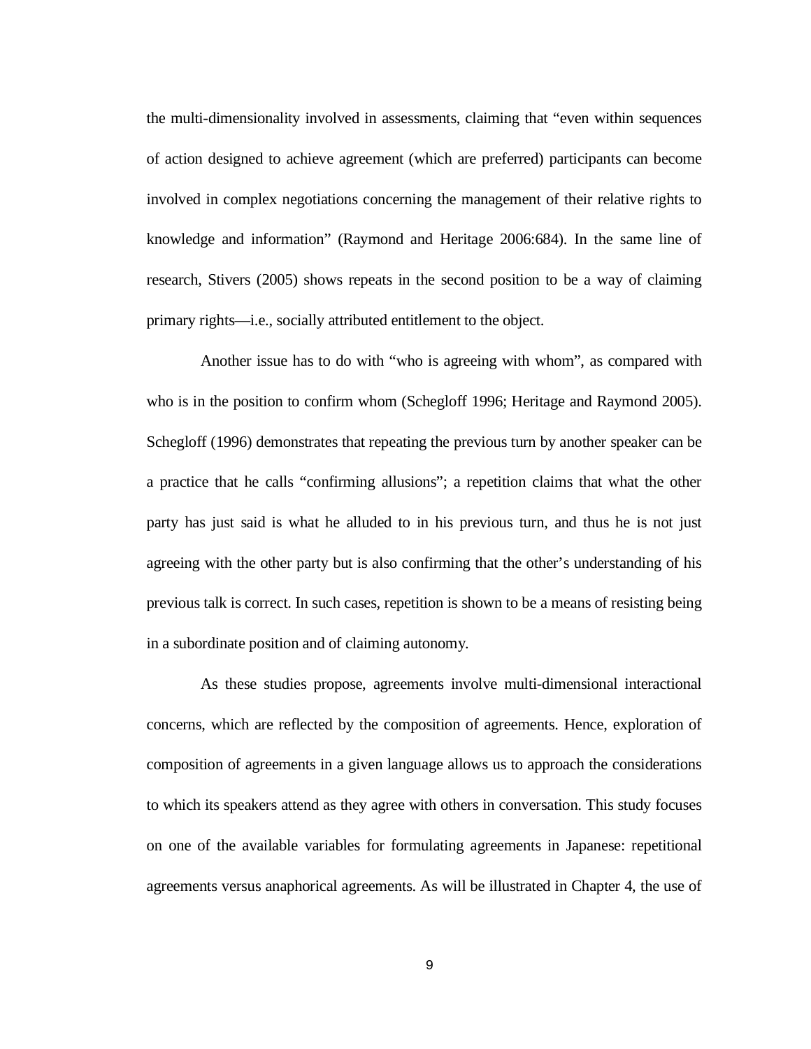the multi-dimensionality involved in assessments, claiming that "even within sequences of action designed to achieve agreement (which are preferred) participants can become involved in complex negotiations concerning the management of their relative rights to knowledge and information" (Raymond and Heritage 2006:684). In the same line of research, Stivers (2005) shows repeats in the second position to be a way of claiming primary rights—i.e., socially attributed entitlement to the object.

Another issue has to do with "who is agreeing with whom", as compared with who is in the position to confirm whom (Schegloff 1996; Heritage and Raymond 2005). Schegloff (1996) demonstrates that repeating the previous turn by another speaker can be a practice that he calls "confirming allusions"; a repetition claims that what the other party has just said is what he alluded to in his previous turn, and thus he is not just agreeing with the other party but is also confirming that the other's understanding of his previous talk is correct. In such cases, repetition is shown to be a means of resisting being in a subordinate position and of claiming autonomy.

As these studies propose, agreements involve multi-dimensional interactional concerns, which are reflected by the composition of agreements. Hence, exploration of composition of agreements in a given language allows us to approach the considerations to which its speakers attend as they agree with others in conversation. This study focuses on one of the available variables for formulating agreements in Japanese: repetitional agreements versus anaphorical agreements. As will be illustrated in Chapter 4, the use of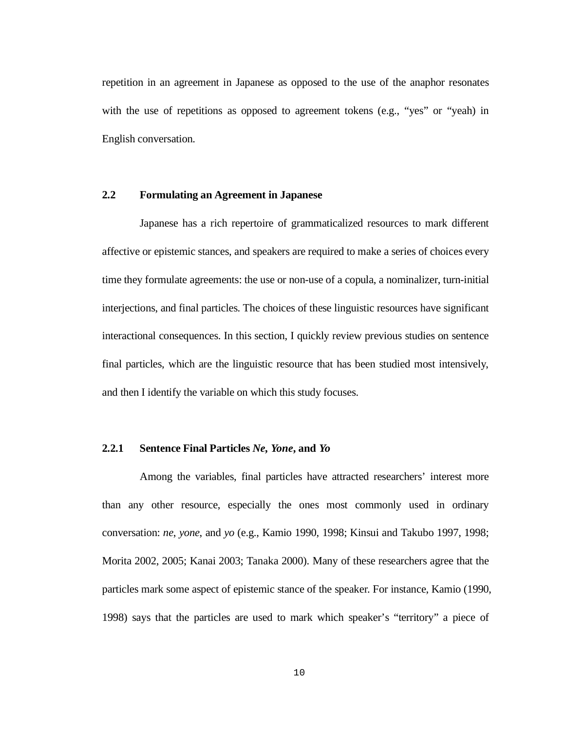repetition in an agreement in Japanese as opposed to the use of the anaphor resonates with the use of repetitions as opposed to agreement tokens (e.g., "yes" or "yeah) in English conversation.

## 2.2 Formulating an Agreement in Japanese

Japanese has a rich repertoire of grammaticalized resources to mark different affective or epistemic stances, and speakers are required to make a series of choices every time they formulate agreements: the use or non-use of a copula, a nominalizer, turn-initial interjections, and final particles. The choices of these linguistic resources have significant interactional consequences. In this section, I quickly review previous studies on sentence final particles, which are the linguistic resource that has been studied most intensively, and then I identify the variable on which this study focuses.

### 2.2.1 Sentence Final Particles *Ne*, *Yone*, and *Yo*

Among the variables, final particles have attracted researchers' interest more than any other resource, especially the ones most commonly used in ordinary conversation: *ne*, *yone*, and *yo* (e.g., Kamio 1990, 1998; Kinsui and Takubo 1997, 1998; Morita 2002, 2005; Kanai 2003; Tanaka 2000). Many of these researchers agree that the particles mark some aspect of epistemic stance of the speaker. For instance, Kamio (1990, 1998) says that the particles are used to mark which speaker's "territory" a piece of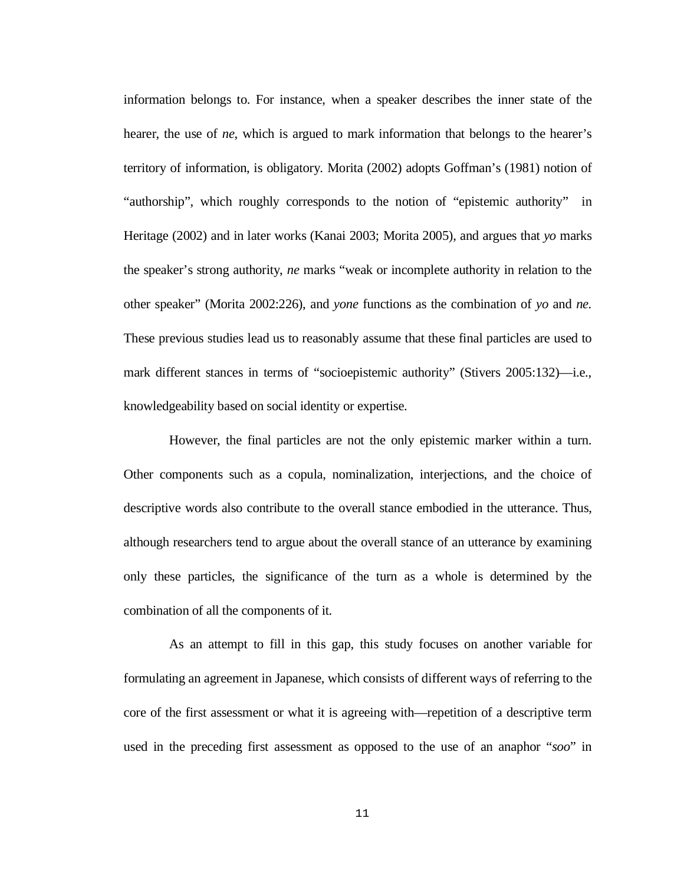information belongs to. For instance, when a speaker describes the inner state of the hearer, the use of *ne*, which is argued to mark information that belongs to the hearer's territory of information, is obligatory. Morita (2002) adopts Goffman's (1981) notion of "authorship", which roughly corresponds to the notion of "epistemic authority" in Heritage (2002) and in later works (Kanai 2003; Morita 2005), and argues that *yo* marks the speaker's strong authority, *ne* marks "weak or incomplete authority in relation to the other speaker" (Morita 2002:226), and *yone* functions as the combination of *yo* and *ne*. These previous studies lead us to reasonably assume that these final particles are used to mark different stances in terms of "socioepistemic authority" (Stivers 2005:132)—i.e., knowledgeability based on social identity or expertise.

However, the final particles are not the only epistemic marker within a turn. Other components such as a copula, nominalization, interjections, and the choice of descriptive words also contribute to the overall stance embodied in the utterance. Thus, although researchers tend to argue about the overall stance of an utterance by examining only these particles, the significance of the turn as a whole is determined by the combination of all the components of it.

As an attempt to fill in this gap, this study focuses on another variable for formulating an agreement in Japanese, which consists of different ways of referring to the core of the first assessment or what it is agreeing with—repetition of a descriptive term used in the preceding first assessment as opposed to the use of an anaphor "*soo*" in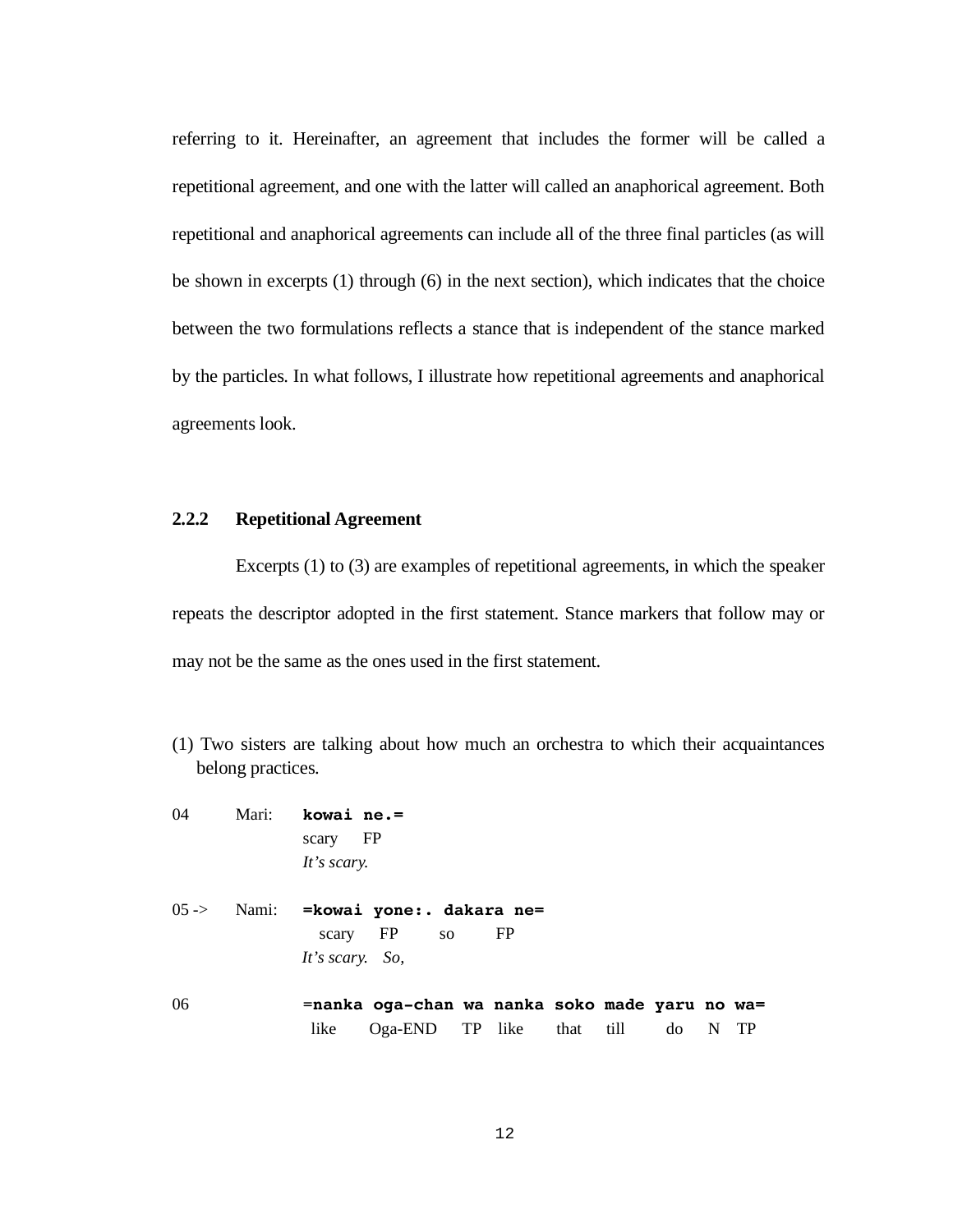referring to it. Hereinafter, an agreement that includes the former will be called a repetitional agreement, and one with the latter will called an anaphorical agreement. Both repetitional and anaphorical agreements can include all of the three final particles (as will be shown in excerpts (1) through (6) in the next section), which indicates that the choice between the two formulations reflects a stance that is independent of the stance marked by the particles. In what follows, I illustrate how repetitional agreements and anaphorical agreements look.

### 2.2.2 Repetitional Agreement

Excerpts (1) to (3) are examples of repetitional agreements, in which the speaker repeats the descriptor adopted in the first statement. Stance markers that follow may or may not be the same as the ones used in the first statement.

(1) Two sisters are talking about how much an orchestra to which their acquaintances belong practices.

```
04        Mari:   kowai ne.=
                  scary  FP
                  It's scary.

05 ->     Nami:   =kowai yone:. dakara ne=
                   scary  FP     so      FP
                  It's scary.  So,

06                =nanka oga-chan wa nanka soko made yaru no wa=
                   like   Oga-END  TP like  that till  do  N  TP
```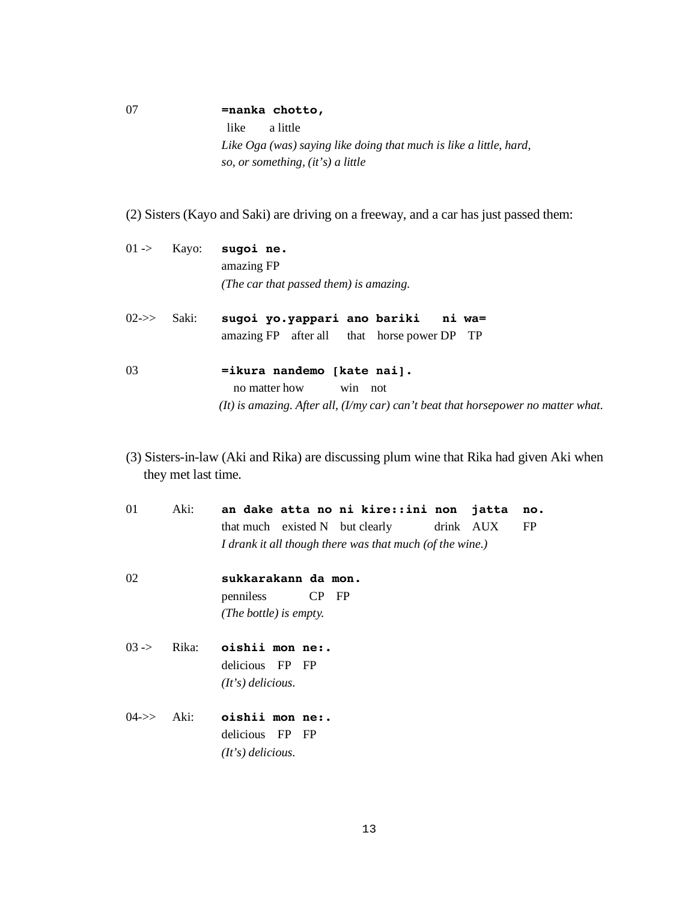07 **=nanka chotto,**
like a little
*Like Oga (was) saying like doing that much is like a little, hard, so, or something, (it's) a little*

(2) Sisters (Kayo and Saki) are driving on a freeway, and a car has just passed them:

01 -> Kayo: **sugoi ne.**
amazing FP
*(The car that passed them) is amazing.*

02->> Saki: **sugoi yo.yappari ano bariki ni wa=**
amazing FP after all that horse power DP TP

03 **=ikura nandemo [kate nai].**
no matter how win not
*(It) is amazing. After all, (I/my car) can't beat that horsepower no matter what.*

(3) Sisters-in-law (Aki and Rika) are discussing plum wine that Rika had given Aki when they met last time.

01 Aki: **an dake atta no ni kire::ini non jatta no.**
that much existed N but clearly drink AUX FP
*I drank it all though there was that much (of the wine.)*

02 **sukkarakann da mon.**
penniless CP FP
*(The bottle) is empty.*

03 -> Rika: **oishii mon ne:.**
delicious FP FP
*(It's) delicious.*

04->> Aki: **oishii mon ne:.**
delicious FP FP
*(It's) delicious.*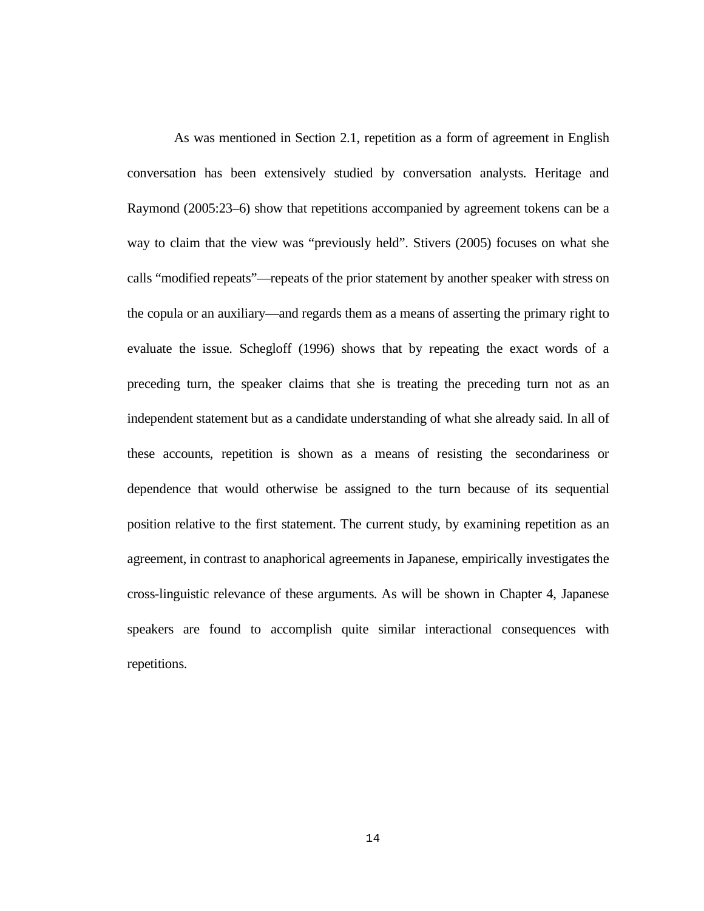As was mentioned in Section 2.1, repetition as a form of agreement in English conversation has been extensively studied by conversation analysts. Heritage and Raymond (2005:23–6) show that repetitions accompanied by agreement tokens can be a way to claim that the view was "previously held". Stivers (2005) focuses on what she calls "modified repeats"—repeats of the prior statement by another speaker with stress on the copula or an auxiliary—and regards them as a means of asserting the primary right to evaluate the issue. Schegloff (1996) shows that by repeating the exact words of a preceding turn, the speaker claims that she is treating the preceding turn not as an independent statement but as a candidate understanding of what she already said. In all of these accounts, repetition is shown as a means of resisting the secondariness or dependence that would otherwise be assigned to the turn because of its sequential position relative to the first statement. The current study, by examining repetition as an agreement, in contrast to anaphorical agreements in Japanese, empirically investigates the cross-linguistic relevance of these arguments. As will be shown in Chapter 4, Japanese speakers are found to accomplish quite similar interactional consequences with repetitions.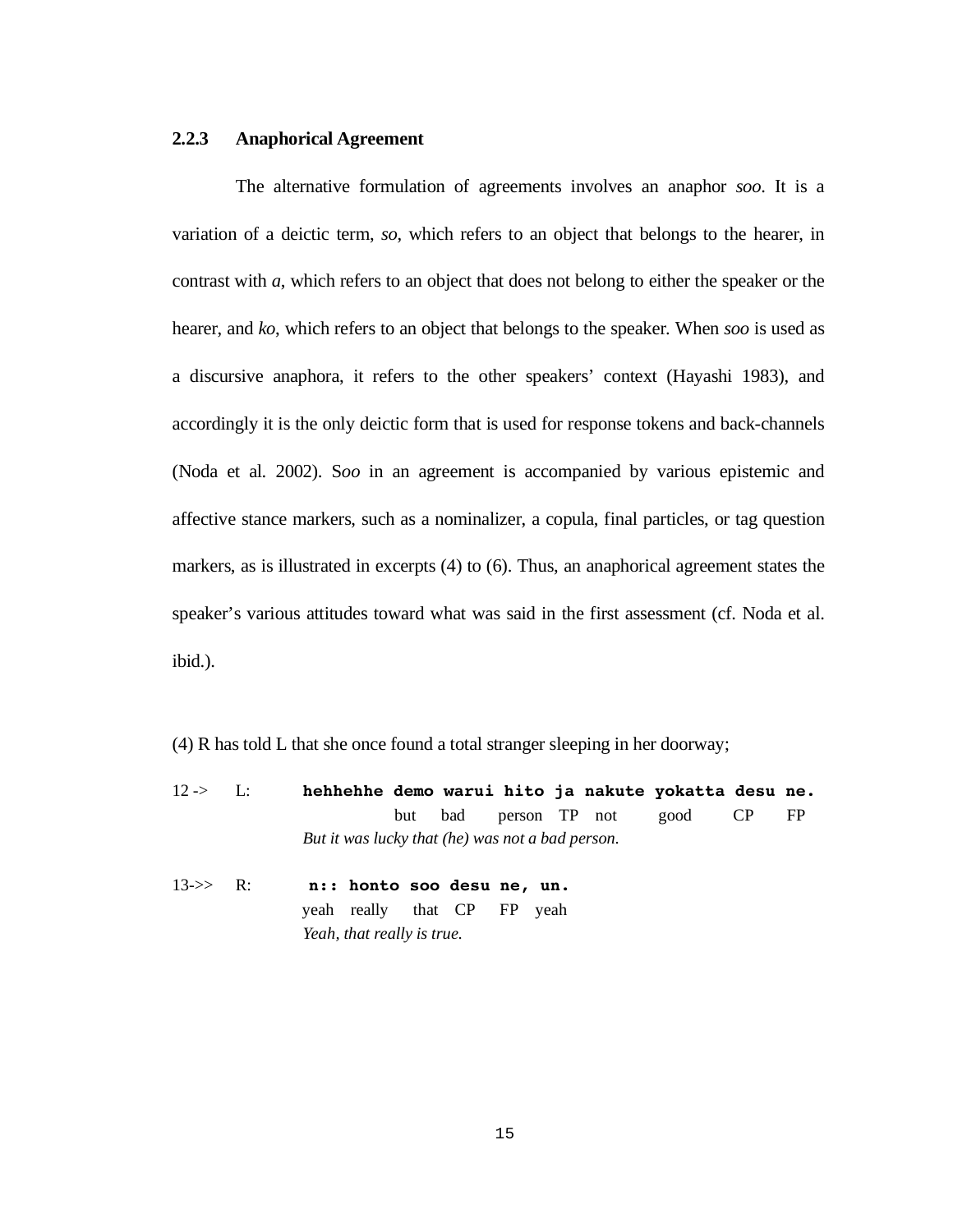### 2.2.3 Anaphorical Agreement

The alternative formulation of agreements involves an anaphor *soo*. It is a variation of a deictic term, *so*, which refers to an object that belongs to the hearer, in contrast with *a*, which refers to an object that does not belong to either the speaker or the hearer, and *ko*, which refers to an object that belongs to the speaker. When *soo* is used as a discursive anaphora, it refers to the other speakers' context (Hayashi 1983), and accordingly it is the only deictic form that is used for response tokens and back-channels (Noda et al. 2002). S*oo* in an agreement is accompanied by various epistemic and affective stance markers, such as a nominalizer, a copula, final particles, or tag question markers, as is illustrated in excerpts (4) to (6). Thus, an anaphorical agreement states the speaker's various attitudes toward what was said in the first assessment (cf. Noda et al. ibid.).

(4) R has told L that she once found a total stranger sleeping in her doorway;

```
12 ->   L:   hehhehhe demo warui hito ja nakute yokatta desu ne.
                      but  bad   person TP not   good    CP   FP
             But it was lucky that (he) was not a bad person.

13->>   R:   n:: honto soo desu ne, un.
             yeah really that CP FP yeah
             Yeah, that really is true.
```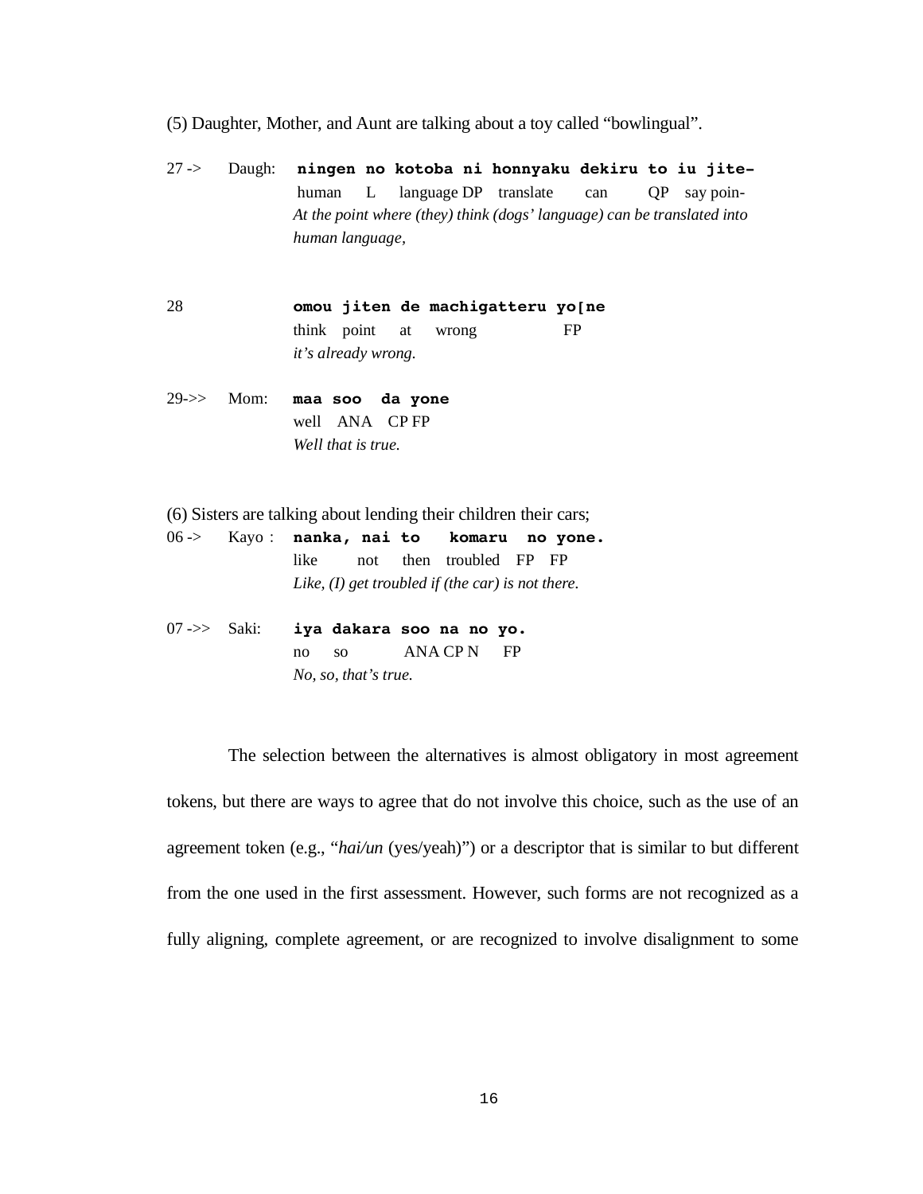(5) Daughter, Mother, and Aunt are talking about a toy called "bowlingual".

```
27 ->   Daugh:  ningen no kotoba ni honnyaku dekiru to iu jite-
                human  L   language DP  translate   can    QP  say poin-
                At the point where (they) think (dogs' language) can be translated into
                human language,

28              omou jiten de machigatteru yo[ne
                think  point   at    wrong             FP
                it's already wrong.

29->>   Mom:    maa soo  da yone
                well   ANA   CP FP
                Well that is true.
```

(6) Sisters are talking about lending their children their cars;

```
06 ->   Kayo :  nanka, nai to   komaru  no yone.
                like      not    then  troubled   FP   FP
                Like, (I) get troubled if (the car) is not there.

07 ->>  Saki:   iya dakara soo na no yo.
                no     so          ANA CP N     FP
                No, so, that's true.
```

The selection between the alternatives is almost obligatory in most agreement tokens, but there are ways to agree that do not involve this choice, such as the use of an agreement token (e.g., "*hai/un* (yes/yeah)") or a descriptor that is similar to but different from the one used in the first assessment. However, such forms are not recognized as a fully aligning, complete agreement, or are recognized to involve disalignment to some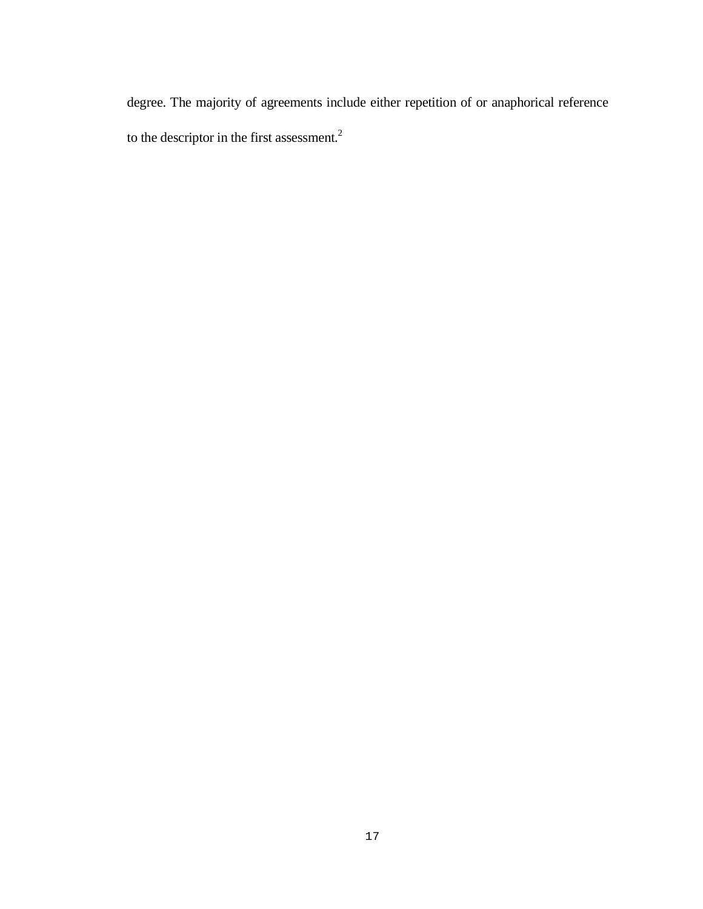degree. The majority of agreements include either repetition of or anaphorical reference to the descriptor in the first assessment.[2]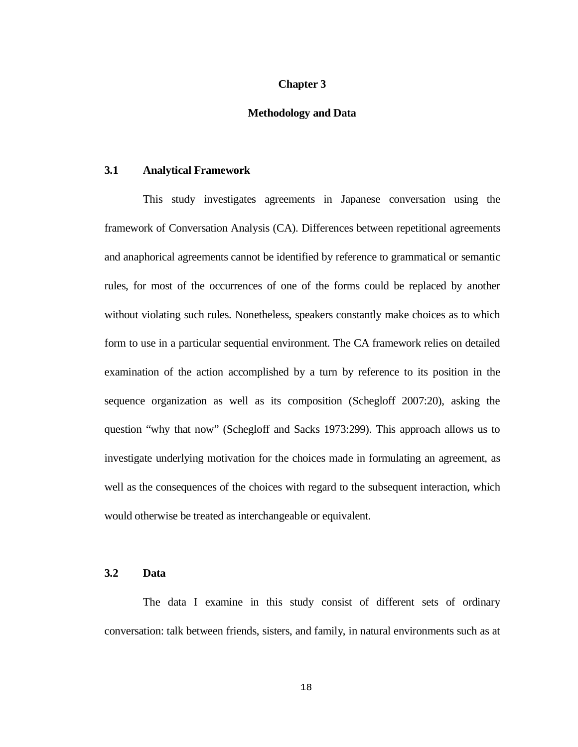# Chapter 3

# Methodology and Data

## 3.1 Analytical Framework

This study investigates agreements in Japanese conversation using the framework of Conversation Analysis (CA). Differences between repetitional agreements and anaphorical agreements cannot be identified by reference to grammatical or semantic rules, for most of the occurrences of one of the forms could be replaced by another without violating such rules. Nonetheless, speakers constantly make choices as to which form to use in a particular sequential environment. The CA framework relies on detailed examination of the action accomplished by a turn by reference to its position in the sequence organization as well as its composition (Schegloff 2007:20), asking the question "why that now" (Schegloff and Sacks 1973:299). This approach allows us to investigate underlying motivation for the choices made in formulating an agreement, as well as the consequences of the choices with regard to the subsequent interaction, which would otherwise be treated as interchangeable or equivalent.

## 3.2 Data

The data I examine in this study consist of different sets of ordinary conversation: talk between friends, sisters, and family, in natural environments such as at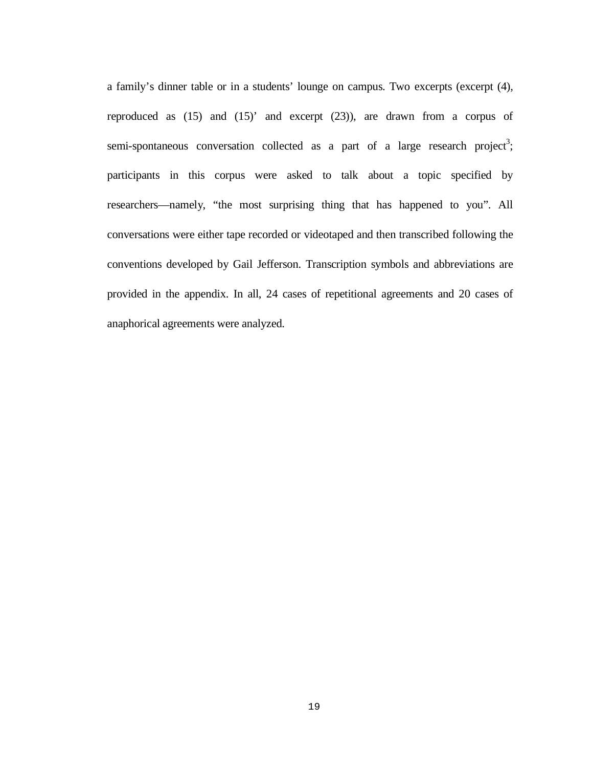a family's dinner table or in a students' lounge on campus. Two excerpts (excerpt (4), reproduced as (15) and (15)' and excerpt (23)), are drawn from a corpus of semi-spontaneous conversation collected as a part of a large research project[3]; participants in this corpus were asked to talk about a topic specified by researchers—namely, "the most surprising thing that has happened to you". All conversations were either tape recorded or videotaped and then transcribed following the conventions developed by Gail Jefferson. Transcription symbols and abbreviations are provided in the appendix. In all, 24 cases of repetitional agreements and 20 cases of anaphorical agreements were analyzed.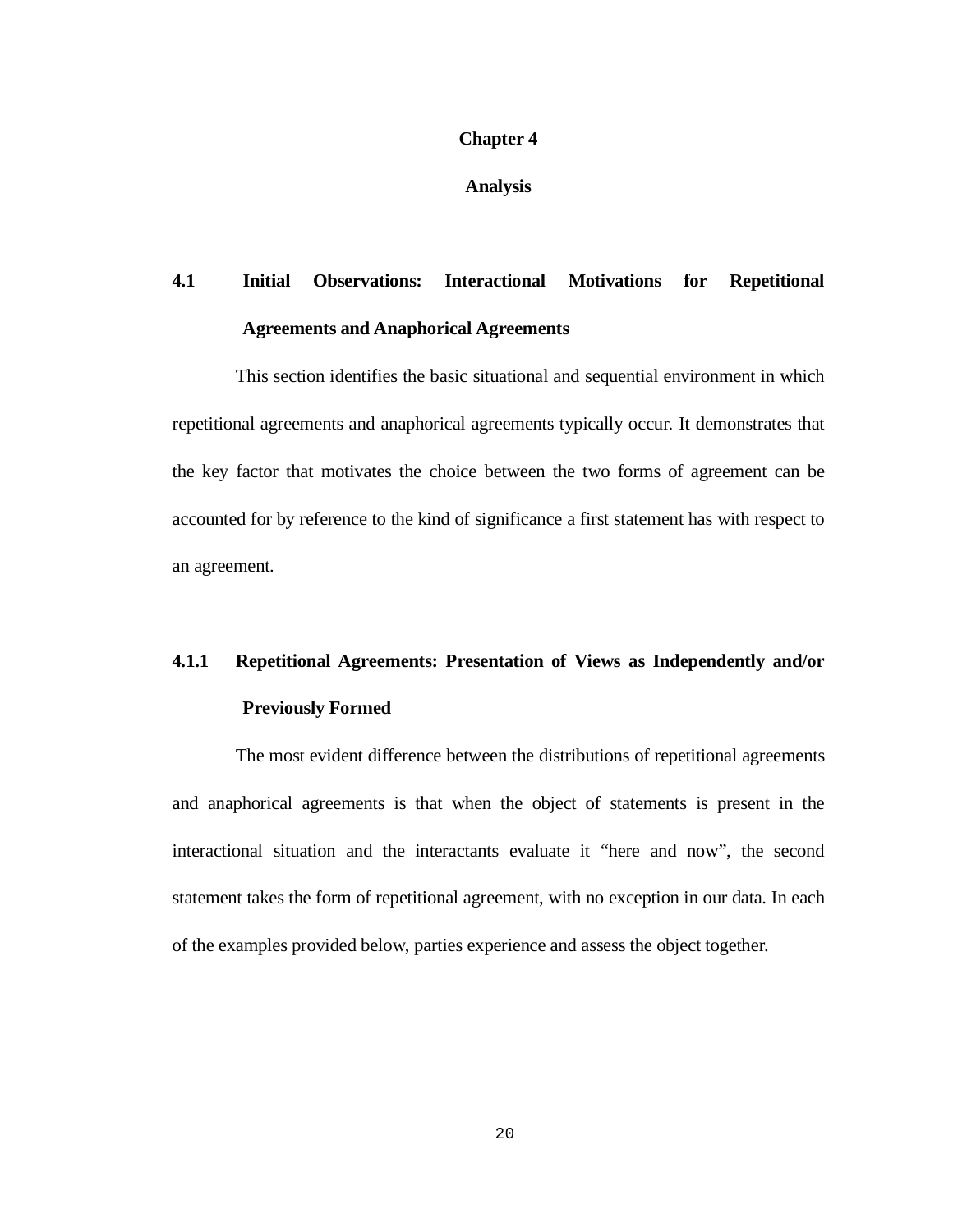# Chapter 4

# Analysis

## 4.1 Initial Observations: Interactional Motivations for Repetitional Agreements and Anaphorical Agreements

This section identifies the basic situational and sequential environment in which repetitional agreements and anaphorical agreements typically occur. It demonstrates that the key factor that motivates the choice between the two forms of agreement can be accounted for by reference to the kind of significance a first statement has with respect to an agreement.

### 4.1.1 Repetitional Agreements: Presentation of Views as Independently and/or Previously Formed

The most evident difference between the distributions of repetitional agreements and anaphorical agreements is that when the object of statements is present in the interactional situation and the interactants evaluate it “here and now”, the second statement takes the form of repetitional agreement, with no exception in our data. In each of the examples provided below, parties experience and assess the object together.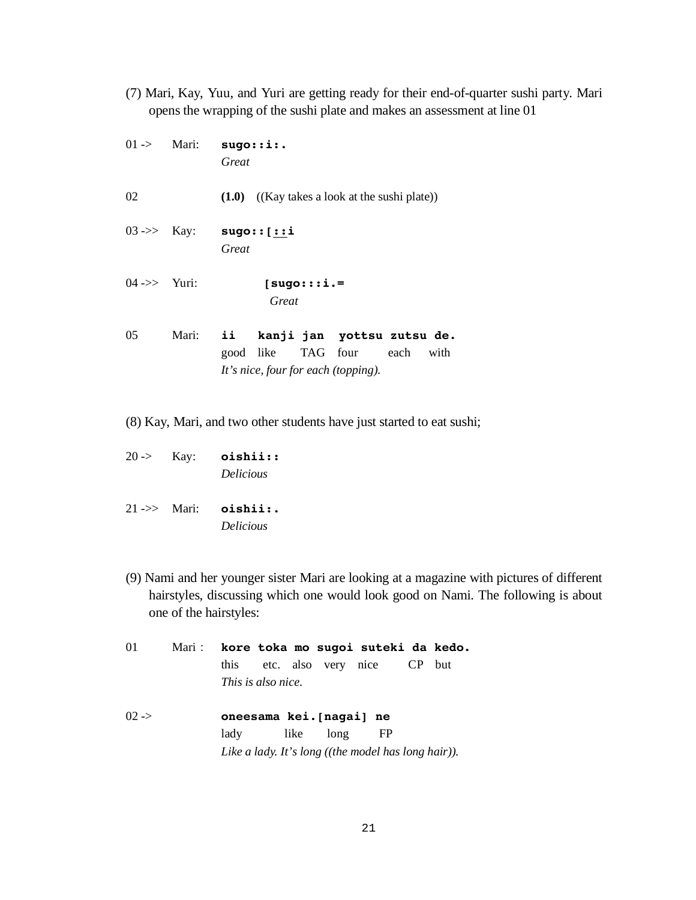(7) Mari, Kay, Yuu, and Yuri are getting ready for their end-of-quarter sushi party. Mari opens the wrapping of the sushi plate and makes an assessment at line 01

```
01 ->    Mari:   sugo::i:.
                 Great

02               (1.0)   ((Kay takes a look at the sushi plate))

03 ->>   Kay:    sugo::[::i
                 Great

04 ->>   Yuri:         [sugo:::i.=
                        Great

05       Mari:   ii    kanji jan  yottsu zutsu de.
                 good  like  TAG  four   each   with
                 It's nice, four for each (topping).
```

(8) Kay, Mari, and two other students have just started to eat sushi;

```
20 ->    Kay:    oishii::
                 Delicious

21 ->>   Mari:   oishii:.
                 Delicious
```

(9) Nami and her younger sister Mari are looking at a magazine with pictures of different hairstyles, discussing which one would look good on Nami. The following is about one of the hairstyles:

```
01       Mari :  kore toka mo   sugoi suteki da kedo.
                 this etc. also very  nice   CP but
                 This is also nice.

02 ->            oneesama kei.[nagai] ne
                 lady     like  long   FP
                 Like a lady. It's long ((the model has long hair)).
```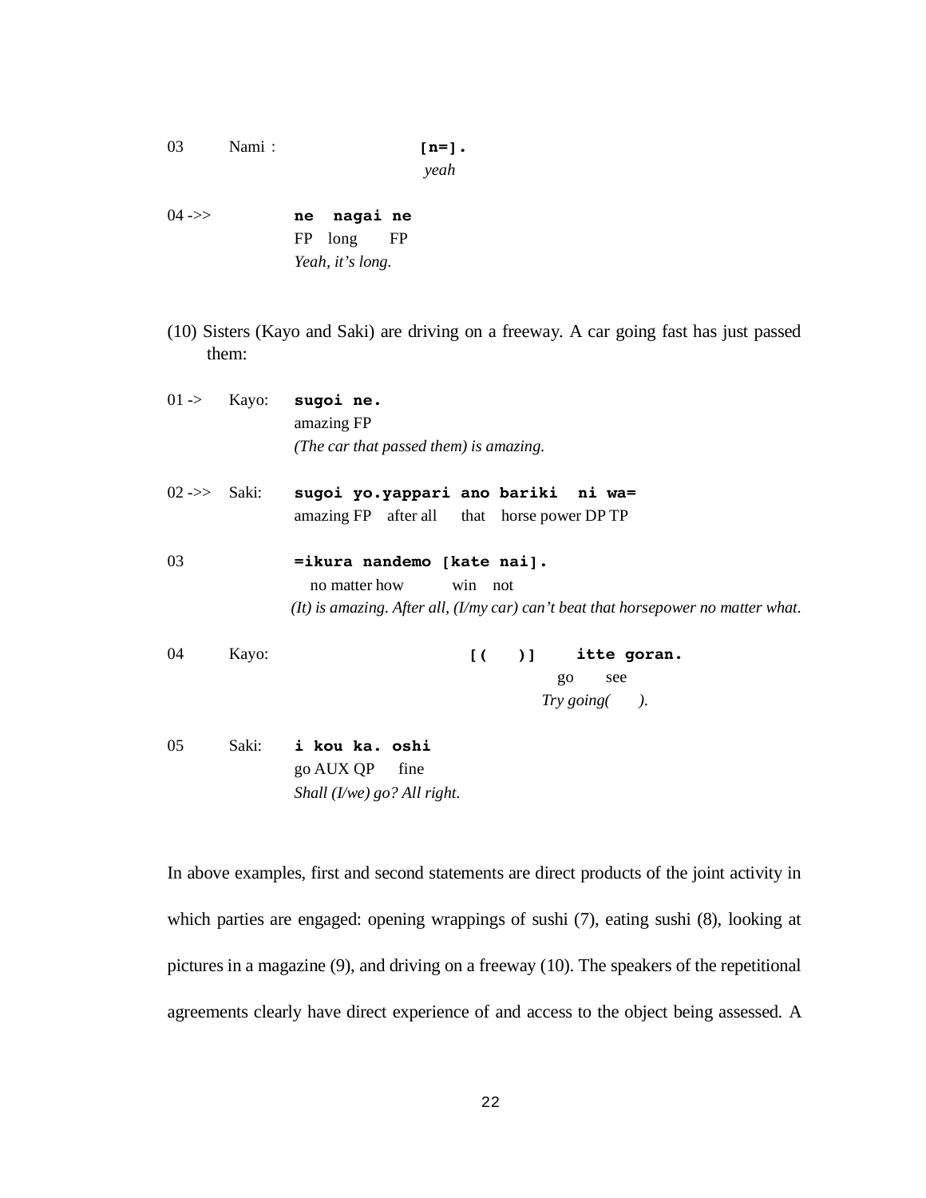03 Nami : **[n=].**
*yeah*

04 ->> **ne nagai ne**
FP long FP
*Yeah, it's long.*

(10) Sisters (Kayo and Saki) are driving on a freeway. A car going fast has just passed them:

01 -> Kayo: **sugoi ne.**
amazing FP
*(The car that passed them) is amazing.*

02 ->> Saki: **sugoi yo.yappari ano bariki ni wa=**
amazing FP after all that horse power DP TP

03 **=ikura nandemo [kate nai].**
no matter how win not
*(It) is amazing. After all, (I/my car) can't beat that horsepower no matter what.*

04 Kayo: **[( )] itte goran.**
go see
*Try going( ).*

05 Saki: **i kou ka. oshi**
go AUX QP fine
*Shall (I/we) go? All right.*

In above examples, first and second statements are direct products of the joint activity in which parties are engaged: opening wrappings of sushi (7), eating sushi (8), looking at pictures in a magazine (9), and driving on a freeway (10). The speakers of the repetitional agreements clearly have direct experience of and access to the object being assessed. A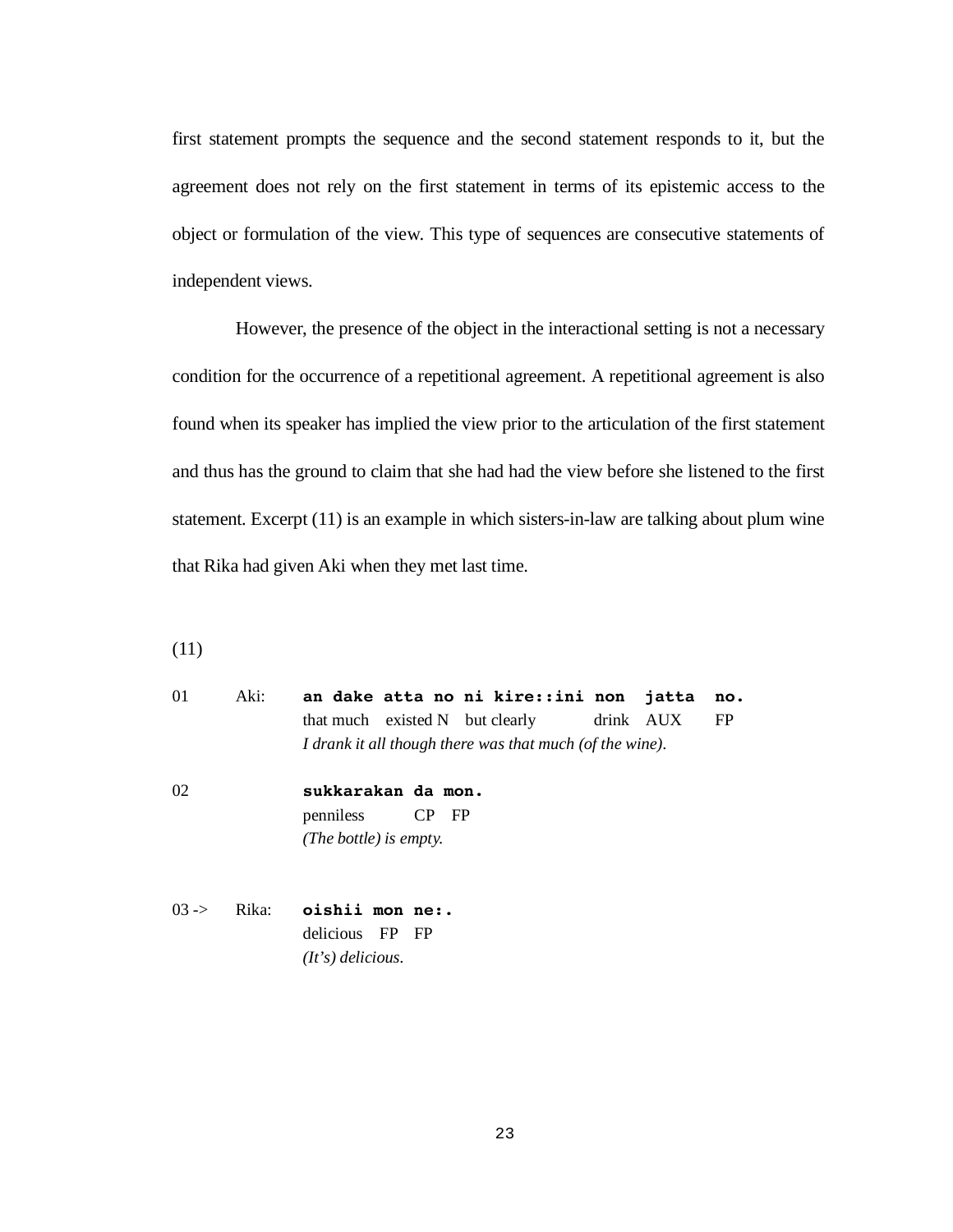first statement prompts the sequence and the second statement responds to it, but the agreement does not rely on the first statement in terms of its epistemic access to the object or formulation of the view. This type of sequences are consecutive statements of independent views.

However, the presence of the object in the interactional setting is not a necessary condition for the occurrence of a repetitional agreement. A repetitional agreement is also found when its speaker has implied the view prior to the articulation of the first statement and thus has the ground to claim that she had had the view before she listened to the first statement. Excerpt (11) is an example in which sisters-in-law are talking about plum wine that Rika had given Aki when they met last time.

(11)

```
01      Aki:   an dake atta no ni kire::ini non  jatta  no.
               that much  existed N  but clearly   drink  AUX   FP
               I drank it all though there was that much (of the wine).

02             sukkarakan da mon.
               penniless  CP  FP
               (The bottle) is empty.

03 ->   Rika:  oishii mon ne:.
               delicious  FP  FP
               (It's) delicious.
```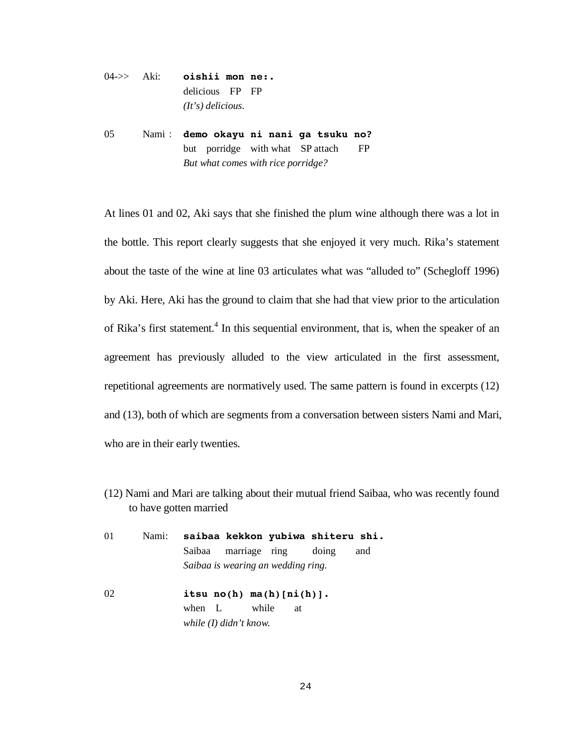04->> Aki: **oishii mon ne:.**
delicious FP FP
*(It's) delicious.*

05 Nami : **demo okayu ni nani ga tsuku no?**
but porridge with what SP attach FP
*But what comes with rice porridge?*

At lines 01 and 02, Aki says that she finished the plum wine although there was a lot in the bottle. This report clearly suggests that she enjoyed it very much. Rika's statement about the taste of the wine at line 03 articulates what was "alluded to" (Schegloff 1996) by Aki. Here, Aki has the ground to claim that she had that view prior to the articulation of Rika's first statement.[4] In this sequential environment, that is, when the speaker of an agreement has previously alluded to the view articulated in the first assessment, repetitional agreements are normatively used. The same pattern is found in excerpts (12) and (13), both of which are segments from a conversation between sisters Nami and Mari, who are in their early twenties.

(12) Nami and Mari are talking about their mutual friend Saibaa, who was recently found to have gotten married

01 Nami: **saibaa kekkon yubiwa shiteru shi.**
Saibaa marriage ring doing and
*Saibaa is wearing an wedding ring.*

02 **itsu no(h) ma(h)[ni(h)].**
when L while at
*while (I) didn't know.*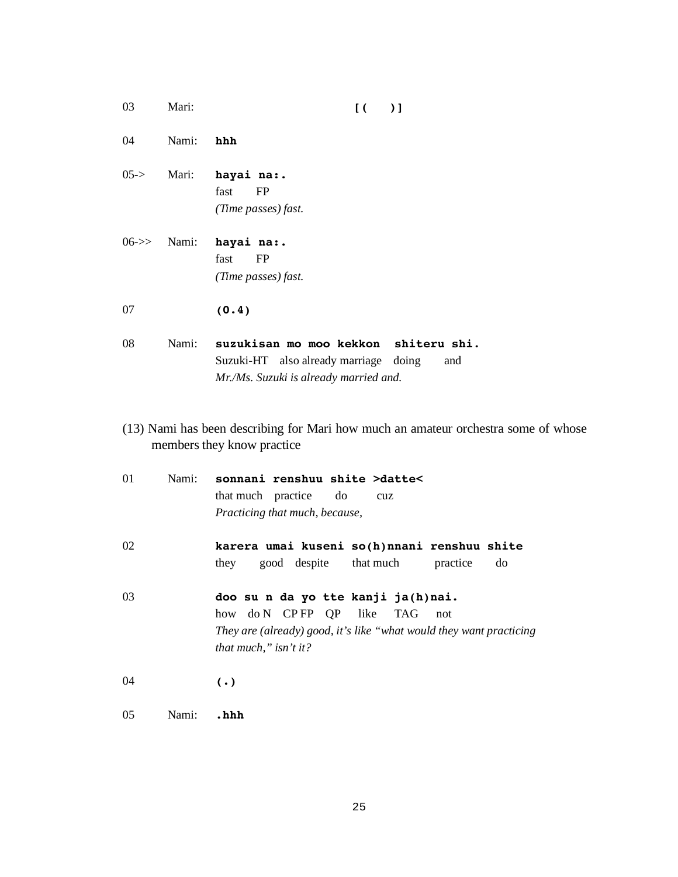```
03    Mari:                        [(    )]

04    Nami:   hhh

05->  Mari:   hayai na:.
              fast   FP
              (Time passes) fast.

06->> Nami:   hayai na:.
              fast   FP
              (Time passes) fast.

07            (0.4)

08    Nami:   suzukisan mo moo kekkon  shiteru shi.
              Suzuki-HT  also already marriage  doing   and
              Mr./Ms. Suzuki is already married and.
```

(13) Nami has been describing for Mari how much an amateur orchestra some of whose members they know practice

```
01    Nami:   sonnani renshuu shite >datte<
              that much  practice   do    cuz
              Practicing that much, because,

02            karera umai kuseni so(h)nnani renshuu shite
              they    good  despite   that much    practice   do

03            doo su n da yo tte kanji ja(h)nai.
              how  do N  CP FP  QP   like   TAG   not
              They are (already) good, it's like "what would they want practicing
              that much," isn't it?

04            (.)

05    Nami:   .hhh
```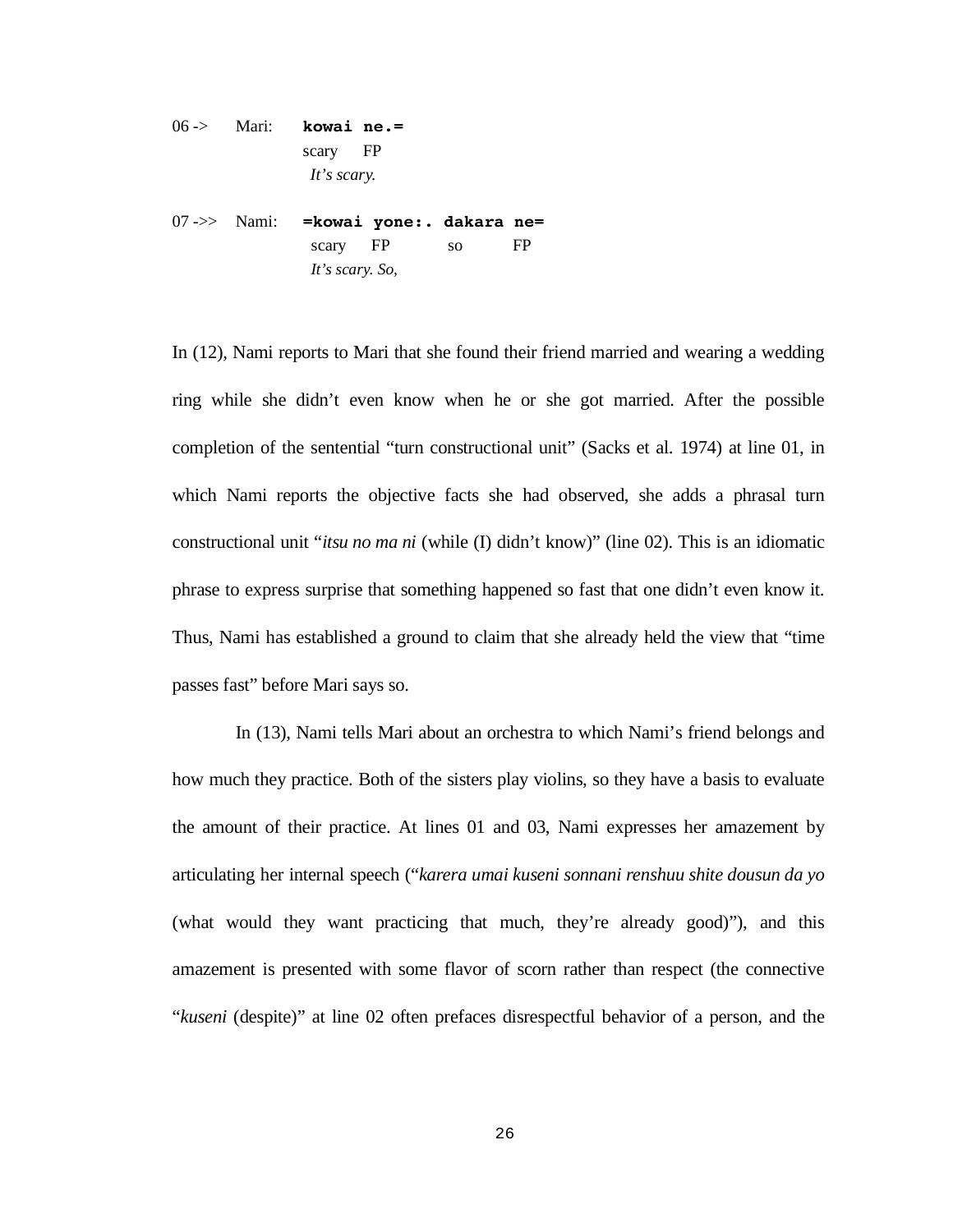```
06 ->   Mari:   kowai ne.=
                scary  FP
                It's scary.

07 ->>  Nami:   =kowai yone:. dakara ne=
                 scary  FP      so     FP
                 It's scary. So,
```

In (12), Nami reports to Mari that she found their friend married and wearing a wedding ring while she didn't even know when he or she got married. After the possible completion of the sentential "turn constructional unit" (Sacks et al. 1974) at line 01, in which Nami reports the objective facts she had observed, she adds a phrasal turn constructional unit "*itsu no ma ni* (while (I) didn't know)" (line 02). This is an idiomatic phrase to express surprise that something happened so fast that one didn't even know it. Thus, Nami has established a ground to claim that she already held the view that "time passes fast" before Mari says so.

In (13), Nami tells Mari about an orchestra to which Nami's friend belongs and how much they practice. Both of the sisters play violins, so they have a basis to evaluate the amount of their practice. At lines 01 and 03, Nami expresses her amazement by articulating her internal speech ("*karera umai kuseni sonnani renshuu shite dousun da yo* (what would they want practicing that much, they're already good)"), and this amazement is presented with some flavor of scorn rather than respect (the connective "*kuseni* (despite)" at line 02 often prefaces disrespectful behavior of a person, and the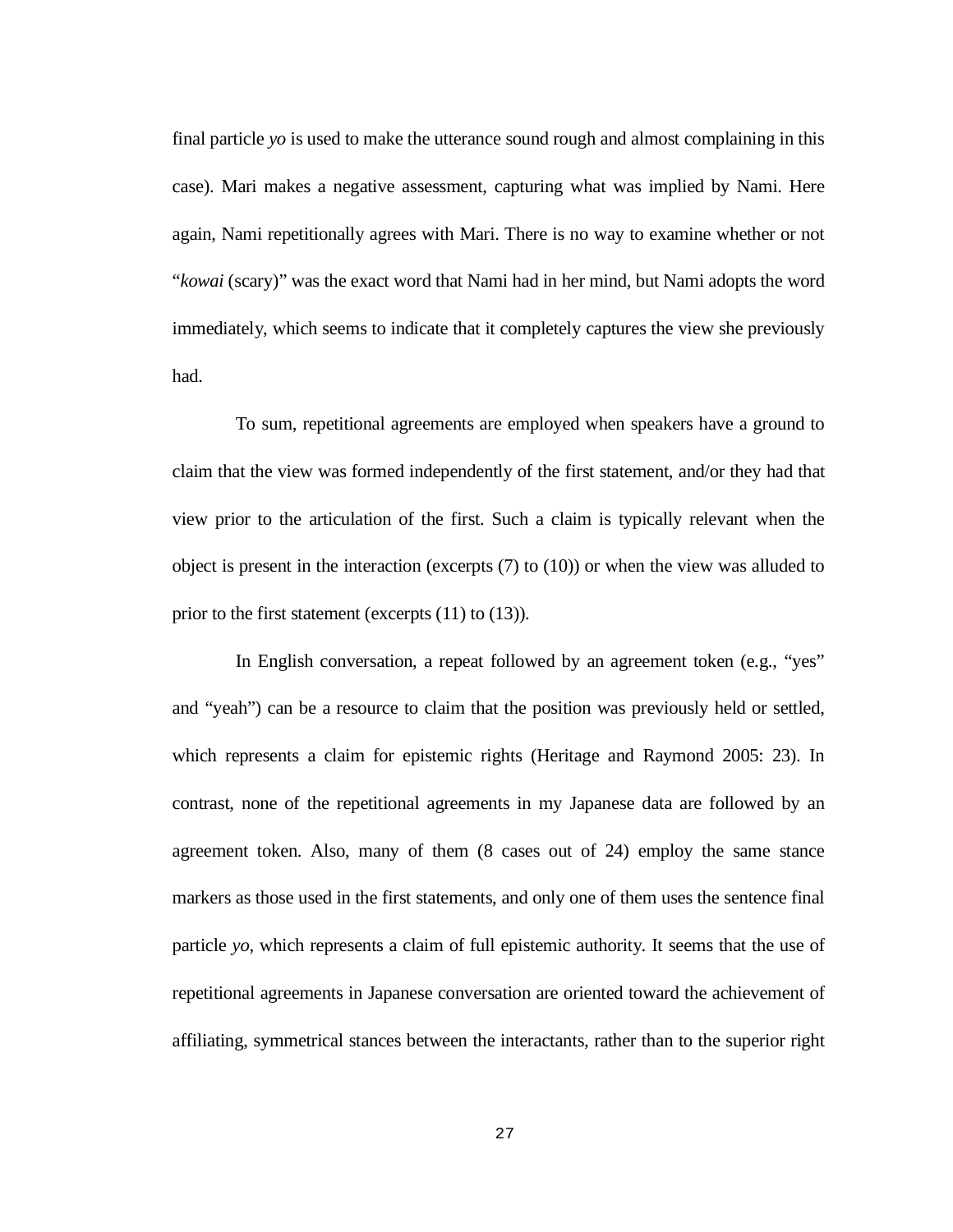final particle *yo* is used to make the utterance sound rough and almost complaining in this case). Mari makes a negative assessment, capturing what was implied by Nami. Here again, Nami repetitionally agrees with Mari. There is no way to examine whether or not "*kowai* (scary)" was the exact word that Nami had in her mind, but Nami adopts the word immediately, which seems to indicate that it completely captures the view she previously had.

To sum, repetitional agreements are employed when speakers have a ground to claim that the view was formed independently of the first statement, and/or they had that view prior to the articulation of the first. Such a claim is typically relevant when the object is present in the interaction (excerpts (7) to (10)) or when the view was alluded to prior to the first statement (excerpts (11) to (13)).

In English conversation, a repeat followed by an agreement token (e.g., "yes" and "yeah") can be a resource to claim that the position was previously held or settled, which represents a claim for epistemic rights (Heritage and Raymond 2005: 23). In contrast, none of the repetitional agreements in my Japanese data are followed by an agreement token. Also, many of them (8 cases out of 24) employ the same stance markers as those used in the first statements, and only one of them uses the sentence final particle *yo*, which represents a claim of full epistemic authority. It seems that the use of repetitional agreements in Japanese conversation are oriented toward the achievement of affiliating, symmetrical stances between the interactants, rather than to the superior right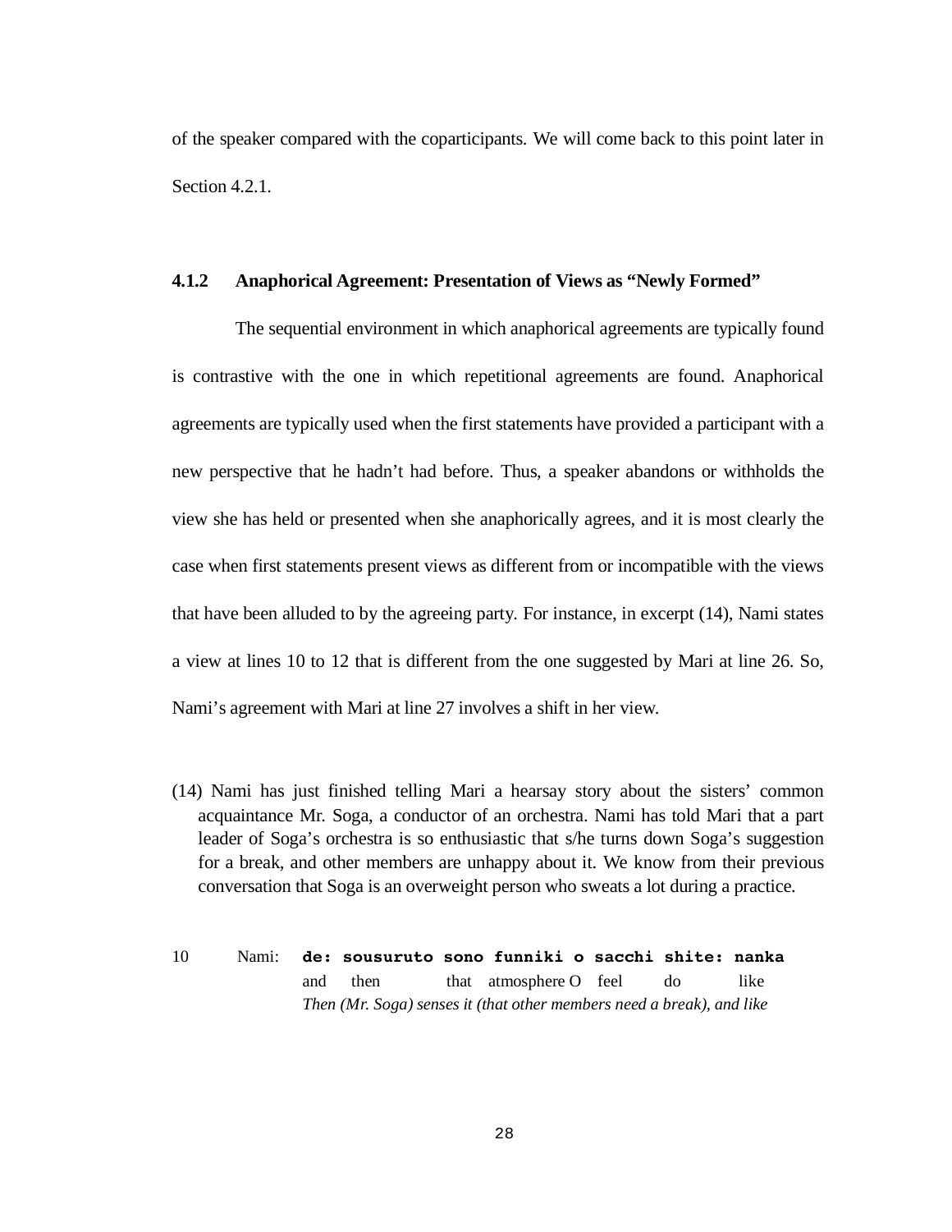of the speaker compared with the coparticipants. We will come back to this point later in Section 4.2.1.

### 4.1.2 Anaphorical Agreement: Presentation of Views as "Newly Formed"

The sequential environment in which anaphorical agreements are typically found is contrastive with the one in which repetitional agreements are found. Anaphorical agreements are typically used when the first statements have provided a participant with a new perspective that he hadn't had before. Thus, a speaker abandons or withholds the view she has held or presented when she anaphorically agrees, and it is most clearly the case when first statements present views as different from or incompatible with the views that have been alluded to by the agreeing party. For instance, in excerpt (14), Nami states a view at lines 10 to 12 that is different from the one suggested by Mari at line 26. So, Nami's agreement with Mari at line 27 involves a shift in her view.

(14) Nami has just finished telling Mari a hearsay story about the sisters' common acquaintance Mr. Soga, a conductor of an orchestra. Nami has told Mari that a part leader of Soga's orchestra is so enthusiastic that s/he turns down Soga's suggestion for a break, and other members are unhappy about it. We know from their previous conversation that Soga is an overweight person who sweats a lot during a practice.

```
10    Nami:  de: sousuruto sono funniki o sacchi shite: nanka
             and  then      that  atmosphere O  feel   do    like
             Then (Mr. Soga) senses it (that other members need a break), and like
```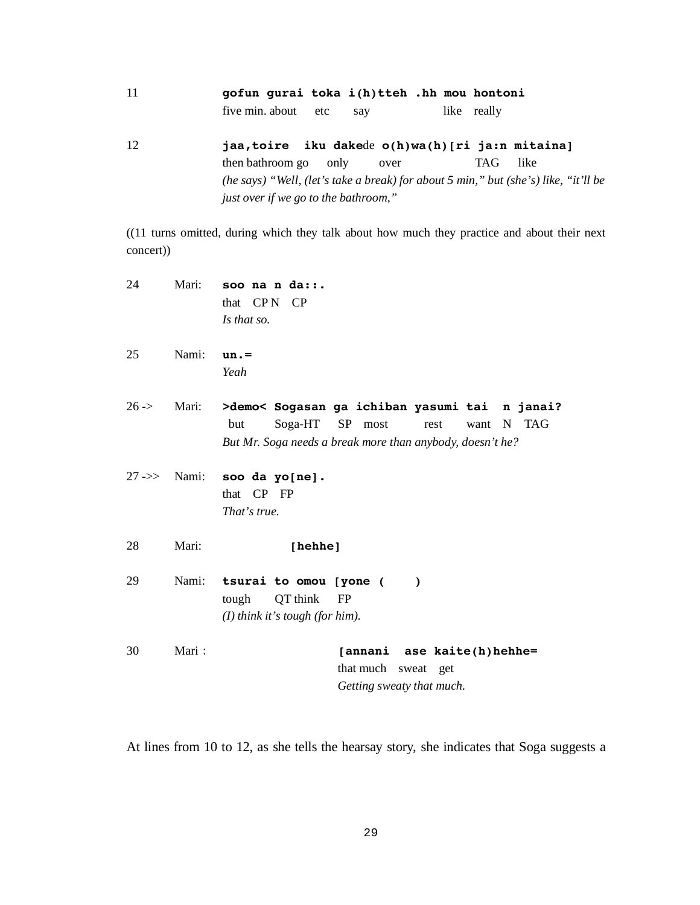11        **gofun gurai toka i(h)tteh .hh mou hontoni**
          five min. about etc say like really

12        **jaa,toire iku dake**de **o(h)wa(h)[ri ja:n mitaina]**
          then bathroom go only over TAG like
          *(he says) "Well, (let's take a break) for about 5 min," but (she's) like, "it'll be just over if we go to the bathroom,"*

((11 turns omitted, during which they talk about how much they practice and about their next concert))

24        Mari:     **soo na n da::.**
                    that CP N CP
                    *Is that so.*

25        Nami:     **un.=**
                    *Yeah*

26 ->     Mari:     **>demo< Sogasan ga ichiban yasumi tai n janai?**
                    but Soga-HT SP most rest want N TAG
                    *But Mr. Soga needs a break more than anybody, doesn't he?*

27 ->>    Nami:     **soo da yo[ne].**
                    that CP FP
                    *That's true.*

28        Mari:     **[hehhe]**

29        Nami:     **tsurai to omou [yone (    )**
                    tough QT think FP
                    *(I) think it's tough (for him).*

30        Mari :    **[annani ase kaite(h)hehhe=**
                    that much sweat get
                    *Getting sweaty that much.*

At lines from 10 to 12, as she tells the hearsay story, she indicates that Soga suggests a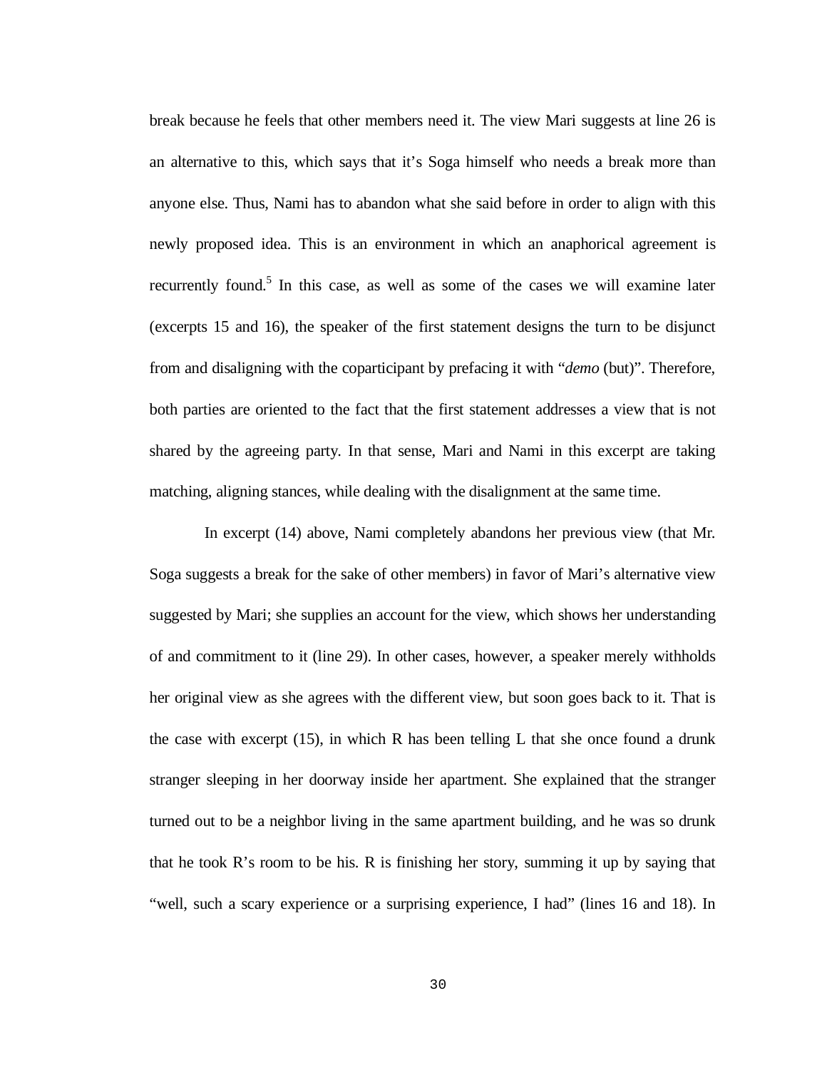break because he feels that other members need it. The view Mari suggests at line 26 is an alternative to this, which says that it's Soga himself who needs a break more than anyone else. Thus, Nami has to abandon what she said before in order to align with this newly proposed idea. This is an environment in which an anaphorical agreement is recurrently found.[5] In this case, as well as some of the cases we will examine later (excerpts 15 and 16), the speaker of the first statement designs the turn to be disjunct from and disaligning with the coparticipant by prefacing it with "*demo* (but)". Therefore, both parties are oriented to the fact that the first statement addresses a view that is not shared by the agreeing party. In that sense, Mari and Nami in this excerpt are taking matching, aligning stances, while dealing with the disalignment at the same time.

In excerpt (14) above, Nami completely abandons her previous view (that Mr. Soga suggests a break for the sake of other members) in favor of Mari's alternative view suggested by Mari; she supplies an account for the view, which shows her understanding of and commitment to it (line 29). In other cases, however, a speaker merely withholds her original view as she agrees with the different view, but soon goes back to it. That is the case with excerpt (15), in which R has been telling L that she once found a drunk stranger sleeping in her doorway inside her apartment. She explained that the stranger turned out to be a neighbor living in the same apartment building, and he was so drunk that he took R's room to be his. R is finishing her story, summing it up by saying that "well, such a scary experience or a surprising experience, I had" (lines 16 and 18). In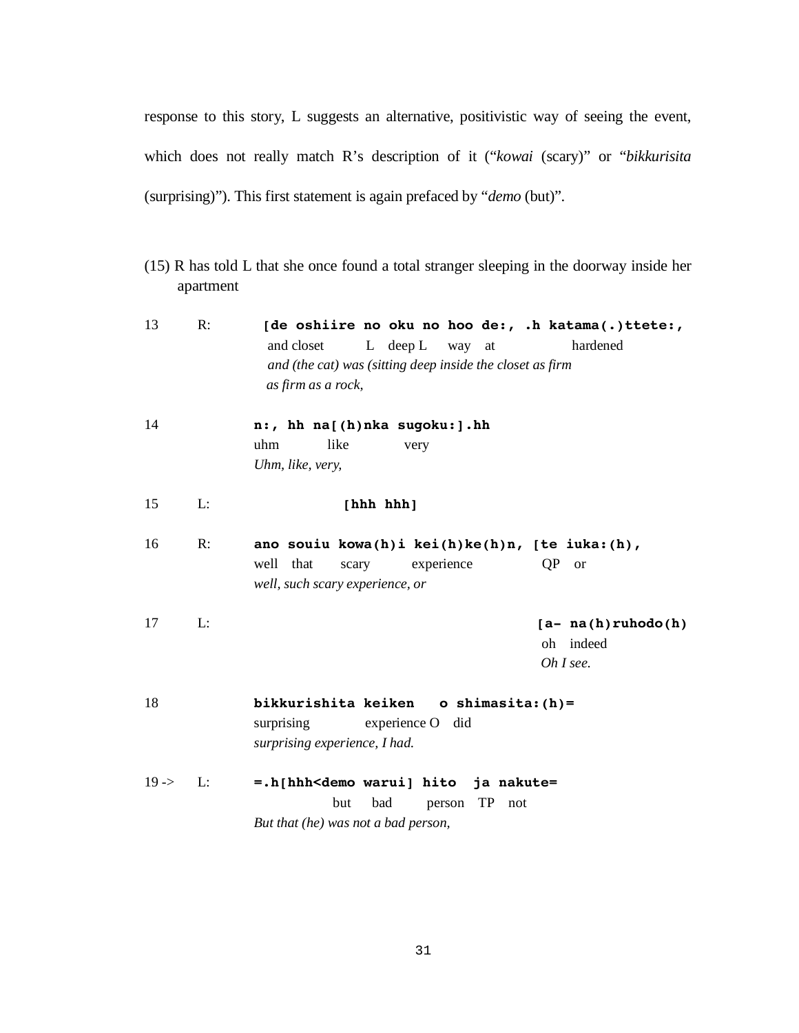response to this story, L suggests an alternative, positivistic way of seeing the event, which does not really match R's description of it ("*kowai* (scary)" or "*bikkurisita* (surprising)"). This first statement is again prefaced by "*demo* (but)".

(15) R has told L that she once found a total stranger sleeping in the doorway inside her apartment

```
13      R:     [de oshiire no oku no hoo de:, .h katama(.)ttete:,
                and closet      L  deep L    way  at          hardened
                and (the cat) was (sitting deep inside the closet as firm
                as firm as a rock,

14             n:, hh na[(h)nka sugoku:].hh
               uhm       like       very
               Uhm, like, very,

15      L:               [hhh hhh]

16      R:     ano souiu kowa(h)i kei(h)ke(h)n, [te iuka:(h),
               well  that   scary     experience       QP   or
               well, such scary experience, or

17      L:                                      [a- na(h)ruhodo(h)
                                                 oh   indeed
                                                 Oh I see.

18             bikkurishita keiken   o shimasita:(h)=
               surprising       experience O  did
               surprising experience, I had.

19 ->   L:     =.h[hhh<demo warui] hito  ja nakute=
                         but   bad     person  TP  not
               But that (he) was not a bad person,
```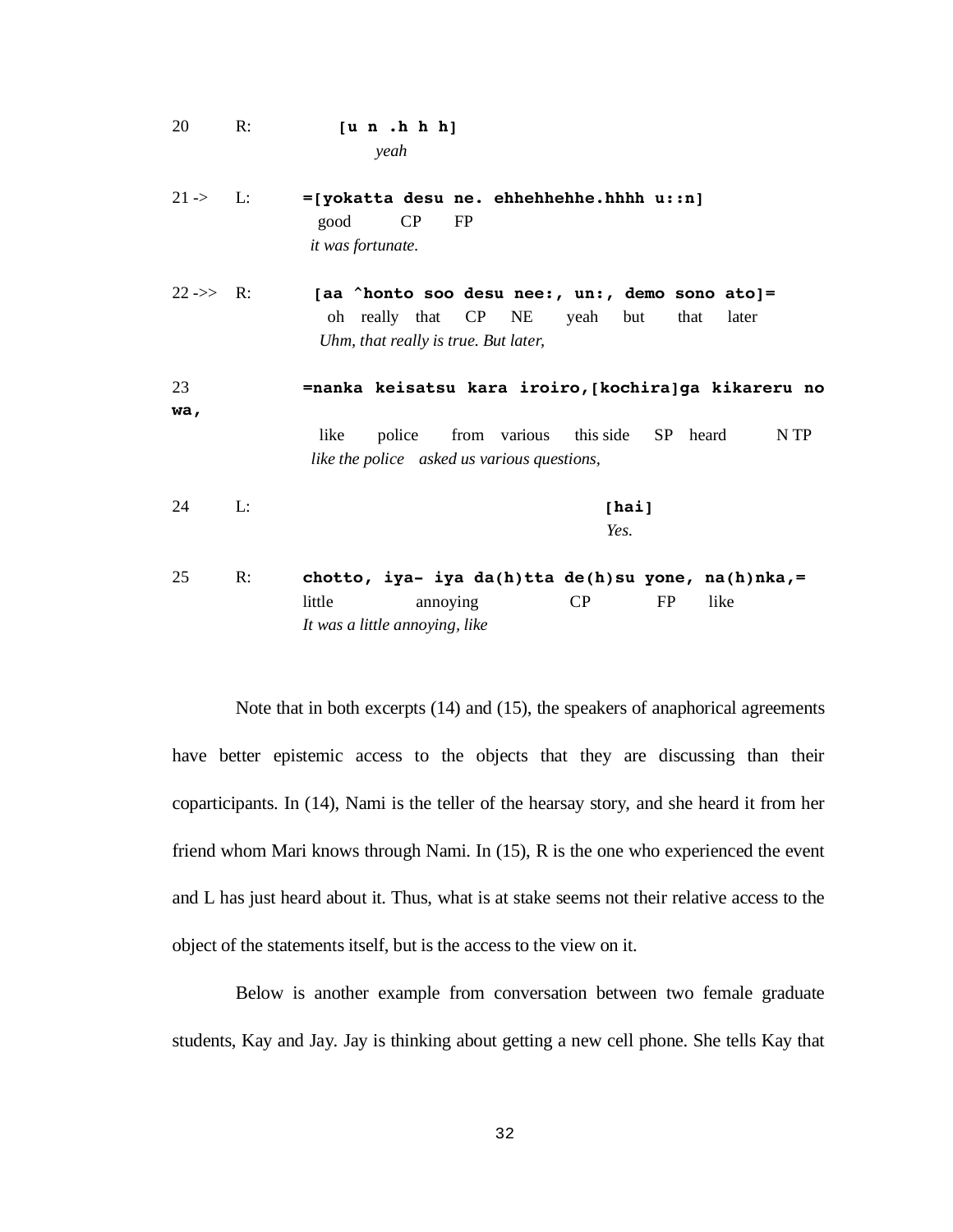```
20      R:        [u n .h h h]
                     yeah

21 ->   L:      =[yokatta desu ne. ehhehhehhe.hhhh u::n]
                  good      CP    FP
                 it was fortunate.

22 ->>  R:       [aa ^honto soo desu nee:, un:, demo sono ato]=
                  oh  really  that  CP   NE    yeah   but   that  later
                 Uhm, that really is true. But later,

23              =nanka keisatsu kara iroiro,[kochira]ga kikareru no
wa,
                 like   police   from  various  this side  SP  heard   N TP
                like the police   asked us various questions,

24      L:                                    [hai]
                                               Yes.

25      R:      chotto, iya- iya da(h)tta de(h)su yone, na(h)nka,=
                little        annoying          CP      FP    like
                It was a little annoying, like
```

Note that in both excerpts (14) and (15), the speakers of anaphorical agreements have better epistemic access to the objects that they are discussing than their coparticipants. In (14), Nami is the teller of the hearsay story, and she heard it from her friend whom Mari knows through Nami. In (15), R is the one who experienced the event and L has just heard about it. Thus, what is at stake seems not their relative access to the object of the statements itself, but is the access to the view on it.

Below is another example from conversation between two female graduate students, Kay and Jay. Jay is thinking about getting a new cell phone. She tells Kay that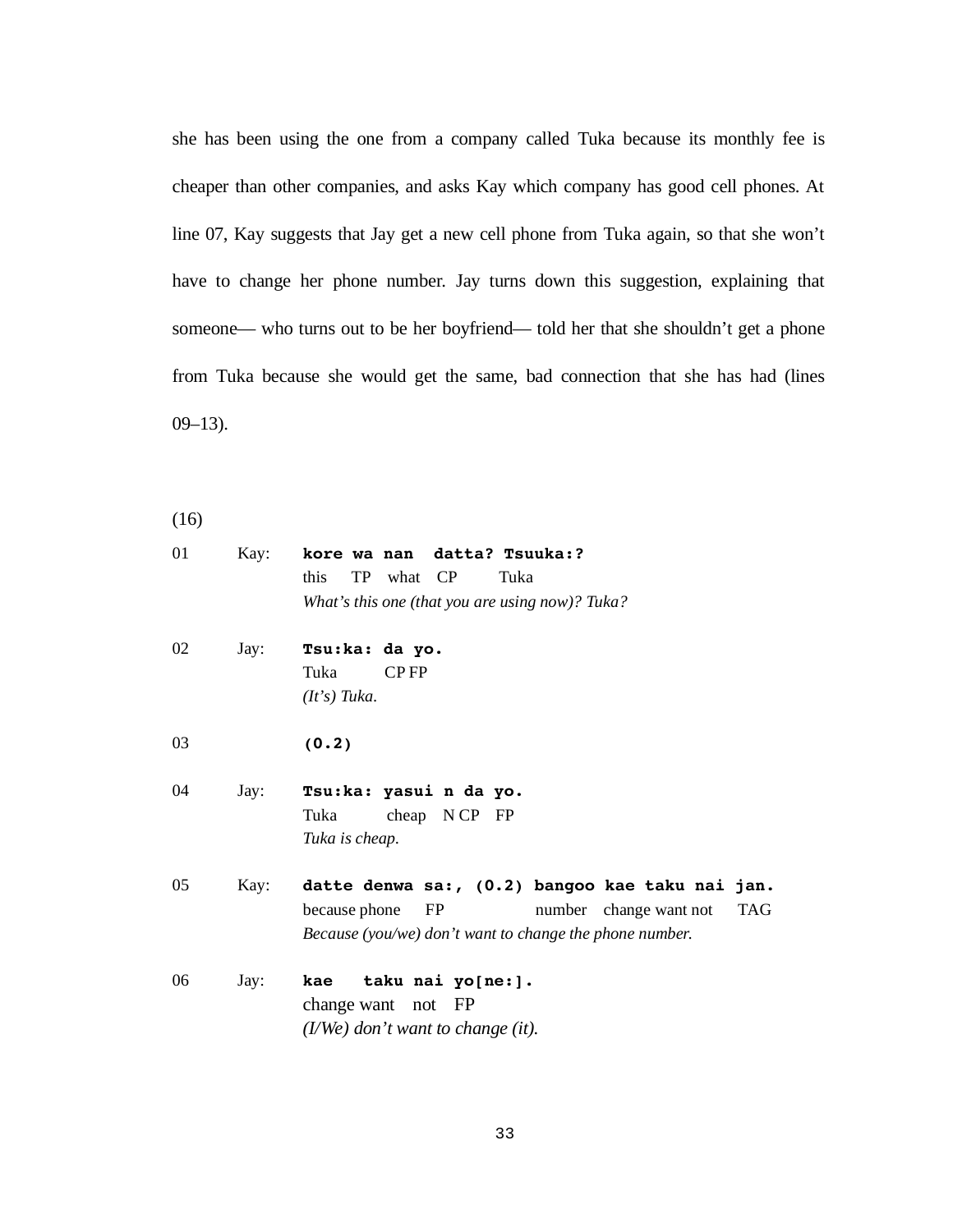she has been using the one from a company called Tuka because its monthly fee is cheaper than other companies, and asks Kay which company has good cell phones. At line 07, Kay suggests that Jay get a new cell phone from Tuka again, so that she won't have to change her phone number. Jay turns down this suggestion, explaining that someone— who turns out to be her boyfriend— told her that she shouldn't get a phone from Tuka because she would get the same, bad connection that she has had (lines 09–13).

(16)

```
01    Kay:   kore wa nan  datta? Tsuuka:?
             this   TP  what  CP      Tuka
             What's this one (that you are using now)? Tuka?

02    Jay:   Tsu:ka: da yo.
             Tuka      CP FP
             (It's) Tuka.

03           (0.2)

04    Jay:   Tsu:ka: yasui n da yo.
             Tuka      cheap  N CP  FP
             Tuka is cheap.

05    Kay:   datte denwa sa:, (0.2) bangoo kae taku nai jan.
             because phone   FP            number  change want not    TAG
             Because (you/we) don't want to change the phone number.

06    Jay:   kae   taku nai yo[ne:].
             change want  not  FP
             (I/We) don't want to change (it).
```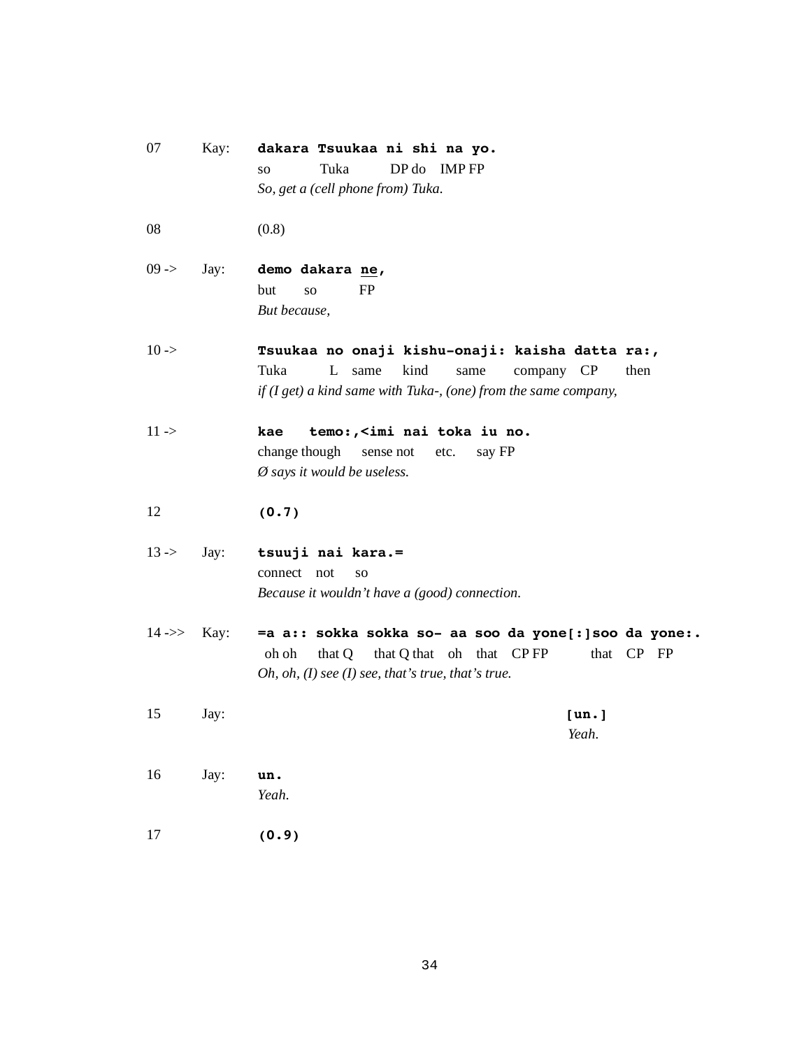```
07      Kay:   dakara Tsuukaa ni shi na yo.
               so     Tuka    DP do  IMP FP
               So, get a (cell phone from) Tuka.

08             (0.8)

09 ->   Jay:   demo dakara ne,
               but  so     FP
               But because,

10 ->          Tsuukaa no onaji kishu-onaji: kaisha datta ra:,
               Tuka    L  same  kind  same   company CP   then
               if (I get) a kind same with Tuka-, (one) from the same company,

11 ->          kae    temo:,<imi nai toka iu no.
               change though  sense not etc. say FP
               Ø says it would be useless.

12             (0.7)

13 ->   Jay:   tsuuji nai kara.=
               connect not so
               Because it wouldn't have a (good) connection.

14 ->>  Kay:   =a a:: sokka sokka so- aa soo da yone[:]soo da yone:.
                oh oh  that Q that Q that oh that CP FP  that CP FP
               Oh, oh, (I) see (I) see, that's true, that's true.

15      Jay:                                        [un.]
                                                     Yeah.

16      Jay:   un.
               Yeah.

17             (0.9)
```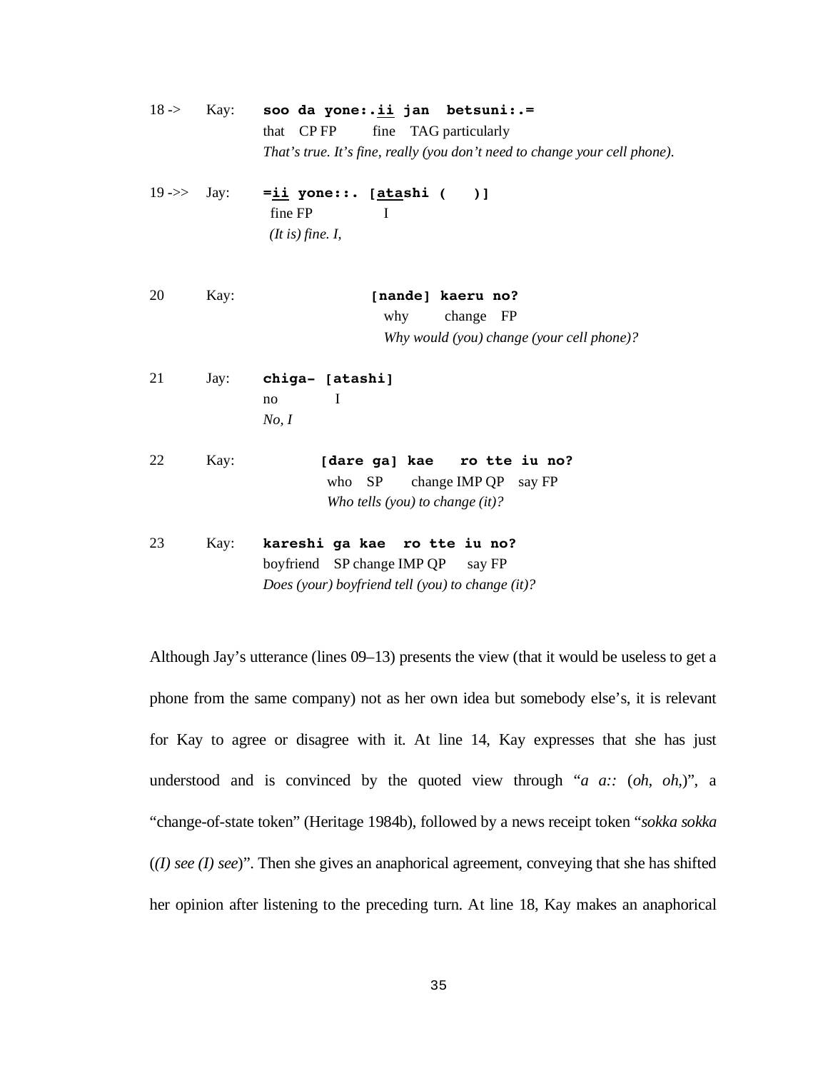```
18 ->   Kay:   soo da yone:.ii jan  betsuni:.=
               that  CP FP      fine  TAG particularly
               That's true. It's fine, really (you don't need to change your cell phone).

19 ->>  Jay:   =ii yone::. [atashi (    )]
                fine FP           I
                (It is) fine. I,

20      Kay:               [nande] kaeru no?
                            why     change  FP
                            Why would (you) change (your cell phone)?

21      Jay:   chiga- [atashi]
               no        I
               No, I

22      Kay:          [dare ga] kae   ro tte iu no?
                       who  SP     change IMP QP   say FP
                       Who tells (you) to change (it)?

23      Kay:   kareshi ga kae  ro tte iu no?
               boyfriend  SP change IMP QP    say FP
               Does (your) boyfriend tell (you) to change (it)?
```

Although Jay's utterance (lines 09–13) presents the view (that it would be useless to get a phone from the same company) not as her own idea but somebody else's, it is relevant for Kay to agree or disagree with it. At line 14, Kay expresses that she has just understood and is convinced by the quoted view through "*a a::* (*oh, oh,*)", a "change-of-state token" (Heritage 1984b), followed by a news receipt token "*sokka sokka* (*(I) see (I) see*)". Then she gives an anaphorical agreement, conveying that she has shifted her opinion after listening to the preceding turn. At line 18, Kay makes an anaphorical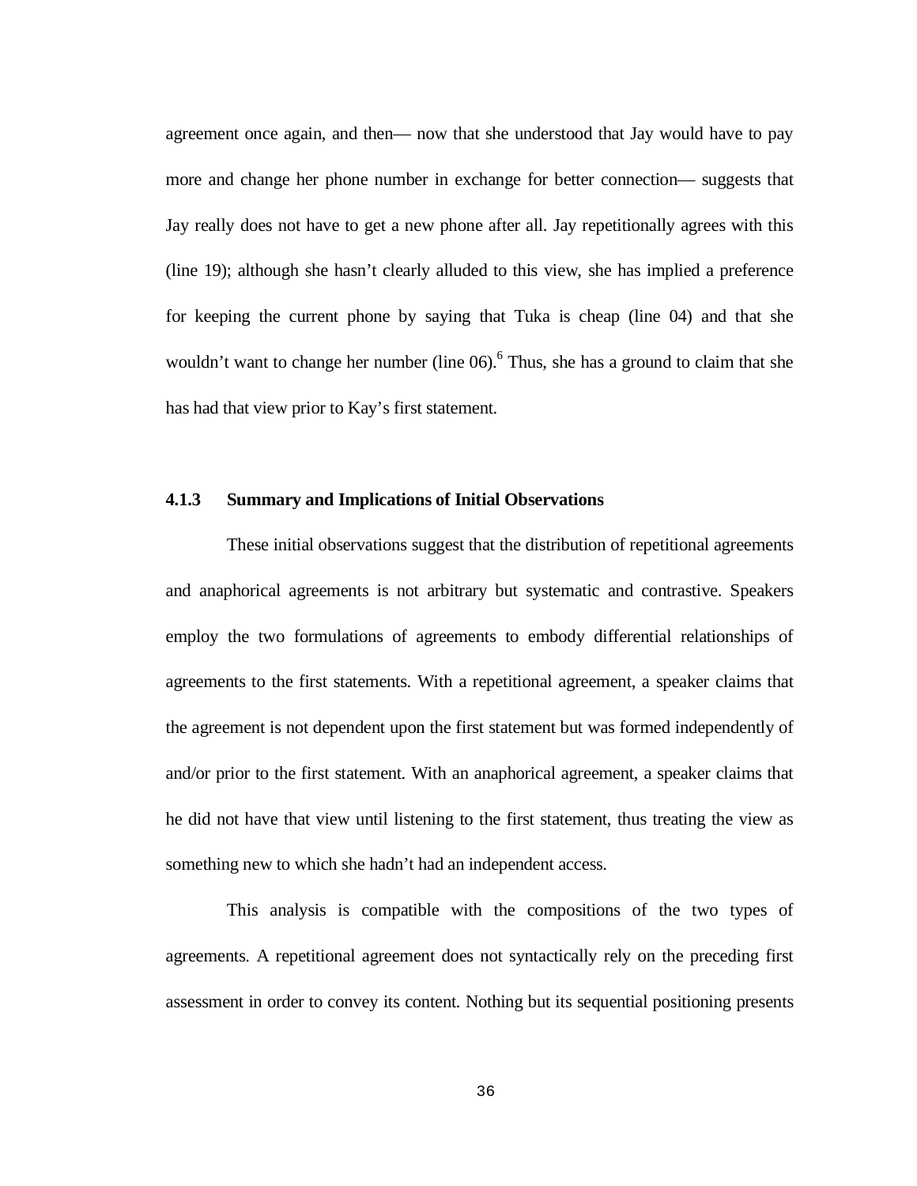agreement once again, and then— now that she understood that Jay would have to pay more and change her phone number in exchange for better connection— suggests that Jay really does not have to get a new phone after all. Jay repetitionally agrees with this (line 19); although she hasn't clearly alluded to this view, she has implied a preference for keeping the current phone by saying that Tuka is cheap (line 04) and that she wouldn't want to change her number (line 06).[6] Thus, she has a ground to claim that she has had that view prior to Kay's first statement.

### 4.1.3 Summary and Implications of Initial Observations

These initial observations suggest that the distribution of repetitional agreements and anaphorical agreements is not arbitrary but systematic and contrastive. Speakers employ the two formulations of agreements to embody differential relationships of agreements to the first statements. With a repetitional agreement, a speaker claims that the agreement is not dependent upon the first statement but was formed independently of and/or prior to the first statement. With an anaphorical agreement, a speaker claims that he did not have that view until listening to the first statement, thus treating the view as something new to which she hadn't had an independent access.

This analysis is compatible with the compositions of the two types of agreements. A repetitional agreement does not syntactically rely on the preceding first assessment in order to convey its content. Nothing but its sequential positioning presents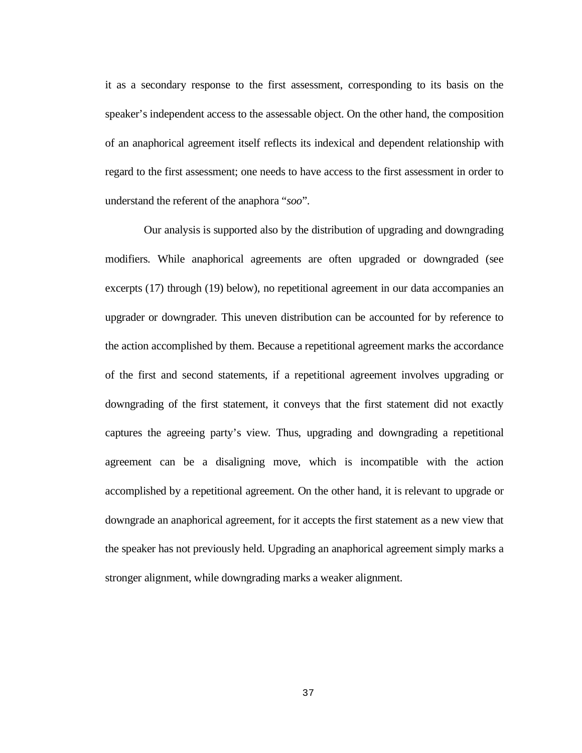it as a secondary response to the first assessment, corresponding to its basis on the speaker's independent access to the assessable object. On the other hand, the composition of an anaphorical agreement itself reflects its indexical and dependent relationship with regard to the first assessment; one needs to have access to the first assessment in order to understand the referent of the anaphora "*soo*".

Our analysis is supported also by the distribution of upgrading and downgrading modifiers. While anaphorical agreements are often upgraded or downgraded (see excerpts (17) through (19) below), no repetitional agreement in our data accompanies an upgrader or downgrader. This uneven distribution can be accounted for by reference to the action accomplished by them. Because a repetitional agreement marks the accordance of the first and second statements, if a repetitional agreement involves upgrading or downgrading of the first statement, it conveys that the first statement did not exactly captures the agreeing party's view. Thus, upgrading and downgrading a repetitional agreement can be a disaligning move, which is incompatible with the action accomplished by a repetitional agreement. On the other hand, it is relevant to upgrade or downgrade an anaphorical agreement, for it accepts the first statement as a new view that the speaker has not previously held. Upgrading an anaphorical agreement simply marks a stronger alignment, while downgrading marks a weaker alignment.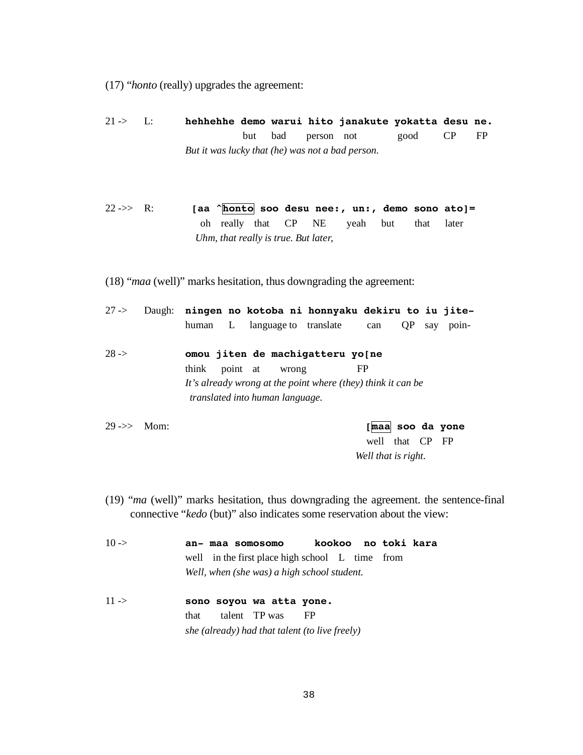(17) "*honto* (really) upgrades the agreement:

```
21 ->   L:      hehhehhe demo warui hito janakute yokatta desu ne.
                         but  bad   person not     good    CP   FP
                But it was lucky that (he) was not a bad person.

22 ->>  R:       [aa ^honto soo desu nee:, un:, demo sono ato]=
                  oh  really that CP  NE    yeah  but  that later
                 Uhm, that really is true. But later,
```

(18) "*maa* (well)" marks hesitation, thus downgrading the agreement:

```
27 ->   Daugh:  ningen no kotoba ni honnyaku dekiru to iu jite-
                human  L  language to translate can  QP say poin-

28 ->          omou jiten de machigatteru yo[ne
                think point at wrong        FP
                It's already wrong at the point where (they) think it can be
                 translated into human language.

29 ->>  Mom:                                   [maa soo da yone
                                                well that CP FP
                                               Well that is right.
```

(19) "*ma* (well)" marks hesitation, thus downgrading the agreement. the sentence-final connective "*kedo* (but)" also indicates some reservation about the view:

```
10 ->          an- maa somosomo     kookoo  no toki kara
                well  in the first place high school L time from
                Well, when (she was) a high school student.

11 ->          sono soyou wa atta yone.
                that talent TP was  FP
                she (already) had that talent (to live freely)
```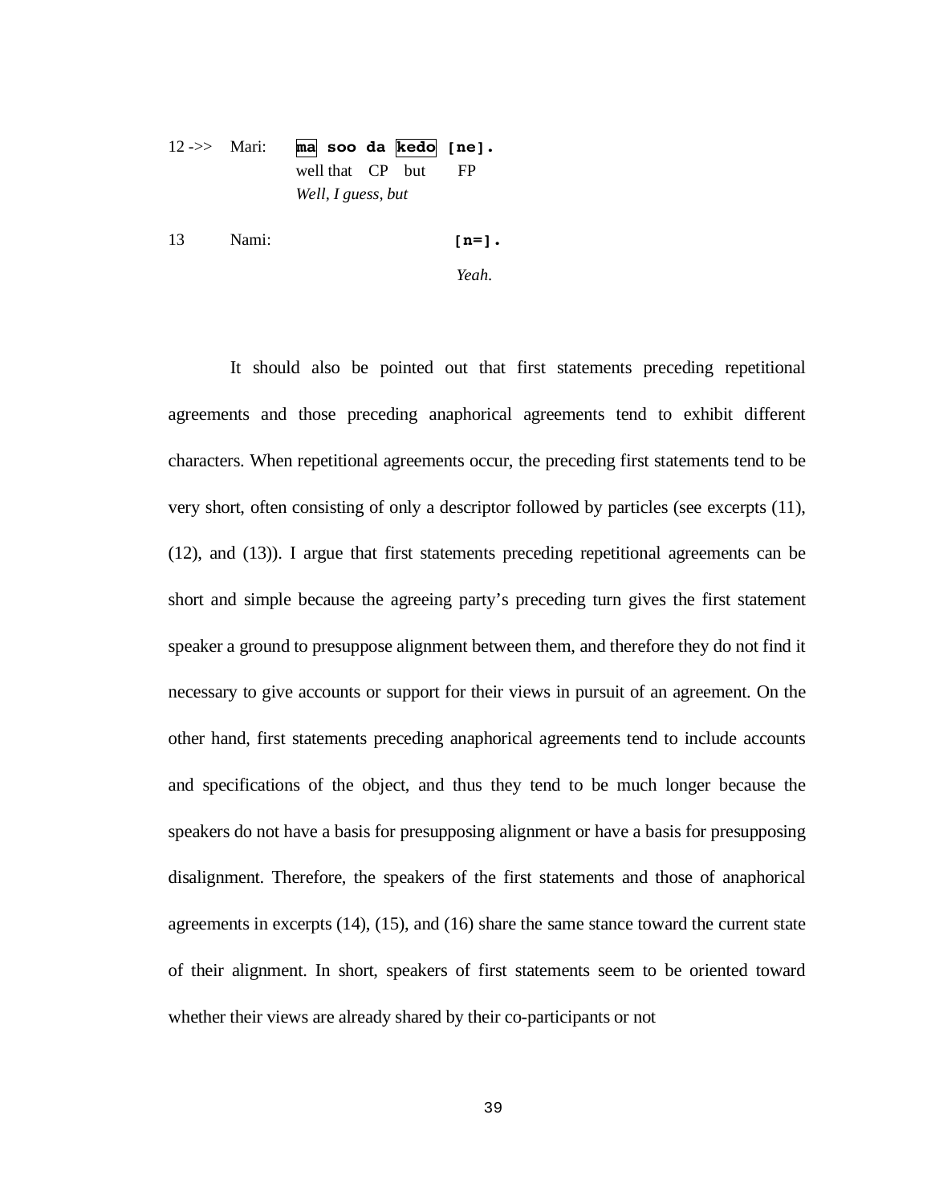```
12 ->>  Mari:   ma soo da kedo [ne].
                well that CP  but   FP
                Well, I guess, but

13      Nami:                  [n=].
                               Yeah.
```

It should also be pointed out that first statements preceding repetitional agreements and those preceding anaphorical agreements tend to exhibit different characters. When repetitional agreements occur, the preceding first statements tend to be very short, often consisting of only a descriptor followed by particles (see excerpts (11), (12), and (13)). I argue that first statements preceding repetitional agreements can be short and simple because the agreeing party's preceding turn gives the first statement speaker a ground to presuppose alignment between them, and therefore they do not find it necessary to give accounts or support for their views in pursuit of an agreement. On the other hand, first statements preceding anaphorical agreements tend to include accounts and specifications of the object, and thus they tend to be much longer because the speakers do not have a basis for presupposing alignment or have a basis for presupposing disalignment. Therefore, the speakers of the first statements and those of anaphorical agreements in excerpts (14), (15), and (16) share the same stance toward the current state of their alignment. In short, speakers of first statements seem to be oriented toward whether their views are already shared by their co-participants or not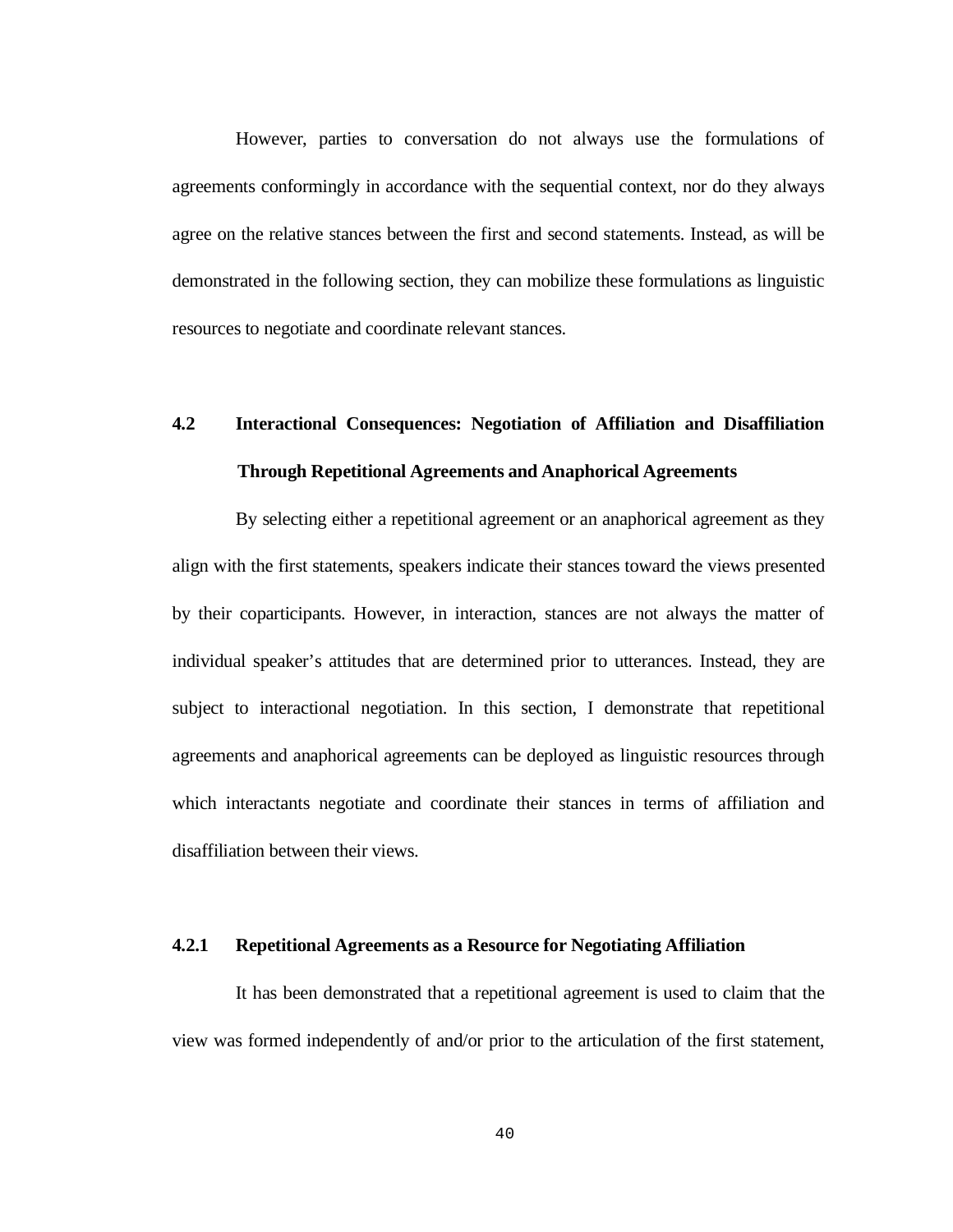However, parties to conversation do not always use the formulations of agreements conformingly in accordance with the sequential context, nor do they always agree on the relative stances between the first and second statements. Instead, as will be demonstrated in the following section, they can mobilize these formulations as linguistic resources to negotiate and coordinate relevant stances.

## 4.2 Interactional Consequences: Negotiation of Affiliation and Disaffiliation Through Repetitional Agreements and Anaphorical Agreements

By selecting either a repetitional agreement or an anaphorical agreement as they align with the first statements, speakers indicate their stances toward the views presented by their coparticipants. However, in interaction, stances are not always the matter of individual speaker's attitudes that are determined prior to utterances. Instead, they are subject to interactional negotiation. In this section, I demonstrate that repetitional agreements and anaphorical agreements can be deployed as linguistic resources through which interactants negotiate and coordinate their stances in terms of affiliation and disaffiliation between their views.

### 4.2.1 Repetitional Agreements as a Resource for Negotiating Affiliation

It has been demonstrated that a repetitional agreement is used to claim that the view was formed independently of and/or prior to the articulation of the first statement,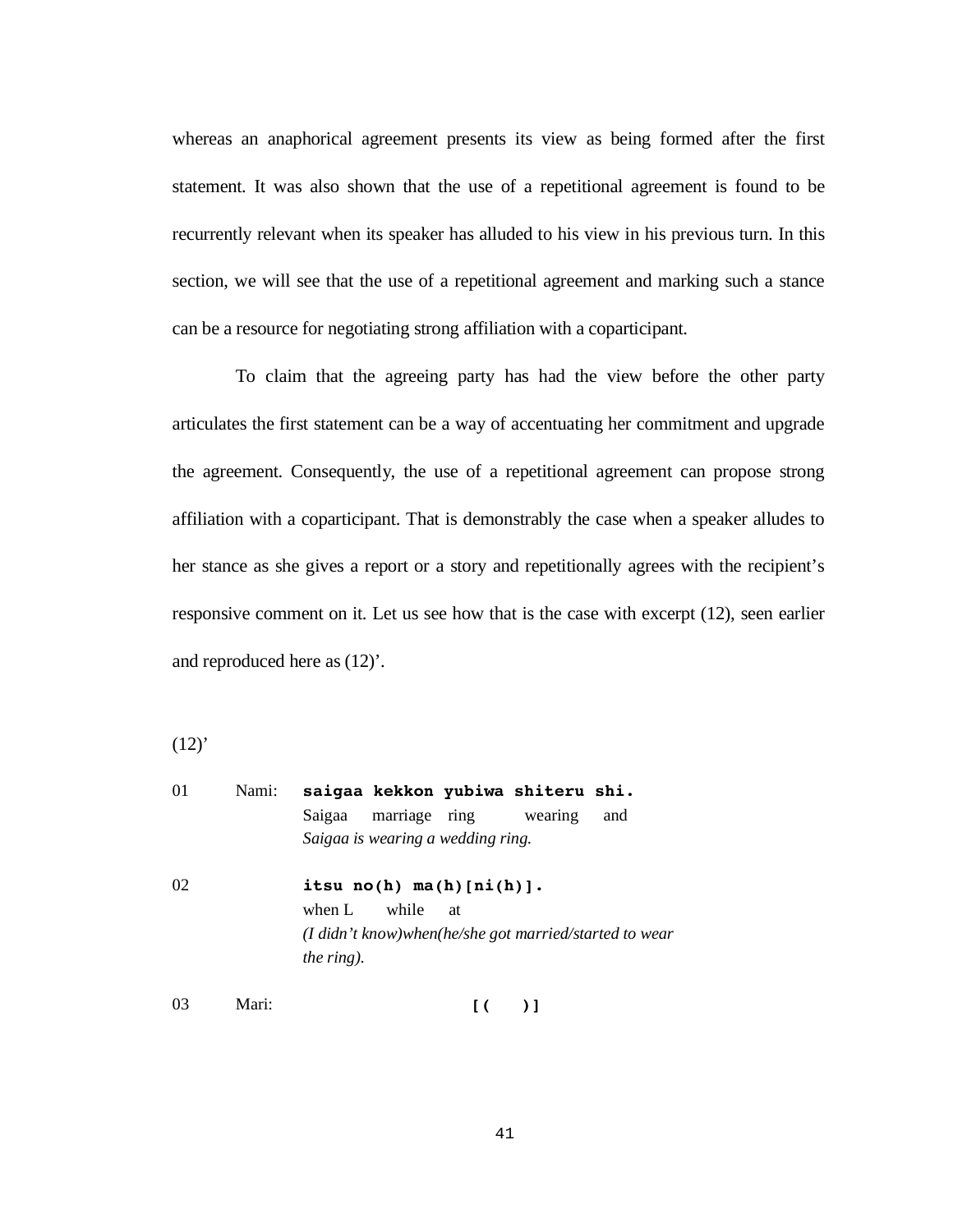whereas an anaphorical agreement presents its view as being formed after the first statement. It was also shown that the use of a repetitional agreement is found to be recurrently relevant when its speaker has alluded to his view in his previous turn. In this section, we will see that the use of a repetitional agreement and marking such a stance can be a resource for negotiating strong affiliation with a coparticipant.

To claim that the agreeing party has had the view before the other party articulates the first statement can be a way of accentuating her commitment and upgrade the agreement. Consequently, the use of a repetitional agreement can propose strong affiliation with a coparticipant. That is demonstrably the case when a speaker alludes to her stance as she gives a report or a story and repetitionally agrees with the recipient's responsive comment on it. Let us see how that is the case with excerpt (12), seen earlier and reproduced here as (12)'.

(12)'

```
01    Nami:  saigaa kekkon yubiwa shiteru shi.
             Saigaa   marriage  ring    wearing   and
             Saigaa is wearing a wedding ring.

02           itsu no(h) ma(h)[ni(h)].
             when L    while   at
             (I didn't know)when(he/she got married/started to wear
             the ring).

03    Mari:                  [(    )]
```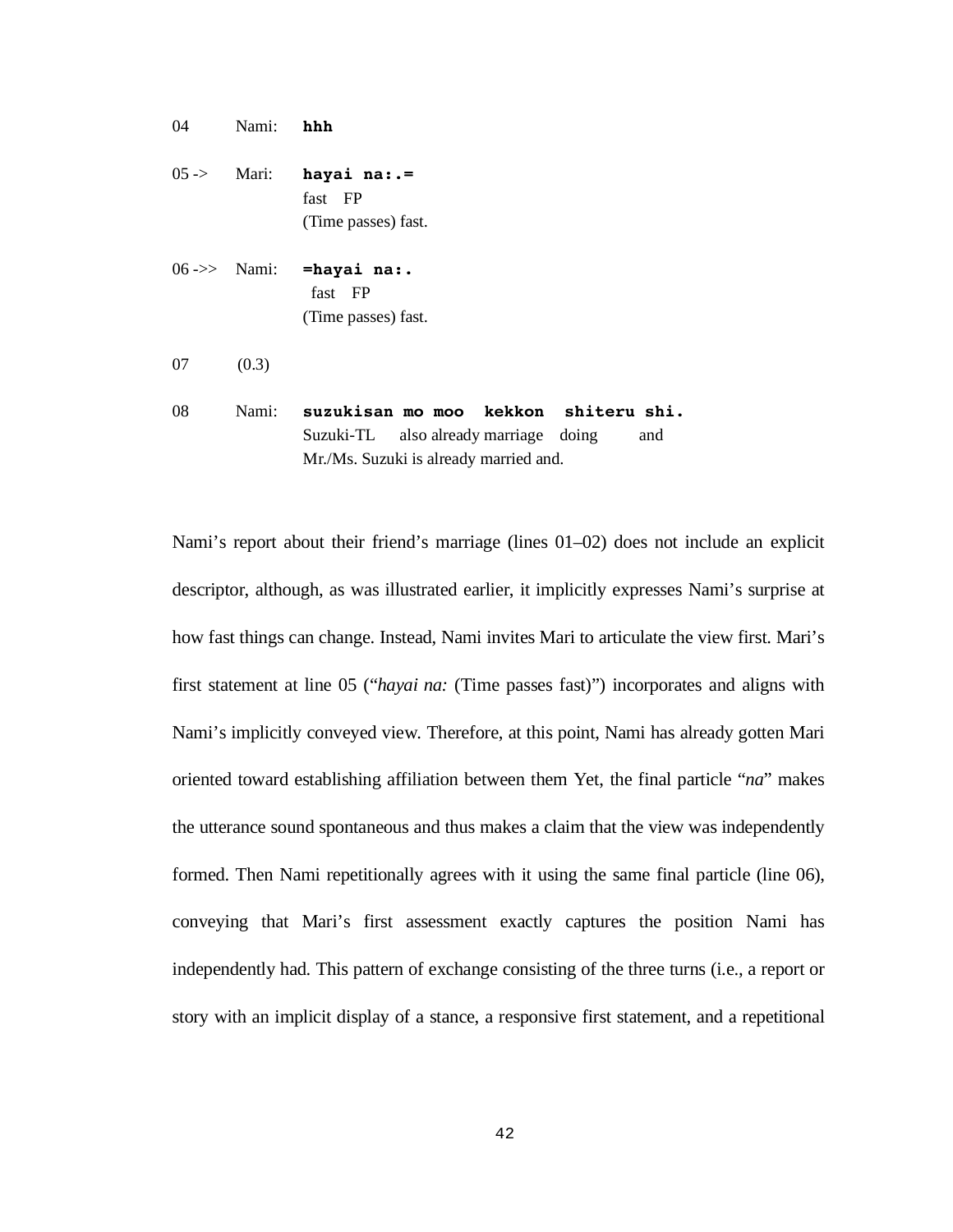```
04      Nami:   hhh

05 ->   Mari:   hayai na:.=
                fast  FP
                (Time passes) fast.

06 ->>  Nami:   =hayai na:.
                 fast  FP
                (Time passes) fast.

07      (0.3)

08      Nami:   suzukisan mo moo  kekkon  shiteru shi.
                Suzuki-TL  also already marriage  doing    and
                Mr./Ms. Suzuki is already married and.
```

Nami's report about their friend's marriage (lines 01–02) does not include an explicit descriptor, although, as was illustrated earlier, it implicitly expresses Nami's surprise at how fast things can change. Instead, Nami invites Mari to articulate the view first. Mari's first statement at line 05 ("*hayai na:* (Time passes fast)") incorporates and aligns with Nami's implicitly conveyed view. Therefore, at this point, Nami has already gotten Mari oriented toward establishing affiliation between them Yet, the final particle "*na*" makes the utterance sound spontaneous and thus makes a claim that the view was independently formed. Then Nami repetitionally agrees with it using the same final particle (line 06), conveying that Mari's first assessment exactly captures the position Nami has independently had. This pattern of exchange consisting of the three turns (i.e., a report or story with an implicit display of a stance, a responsive first statement, and a repetitional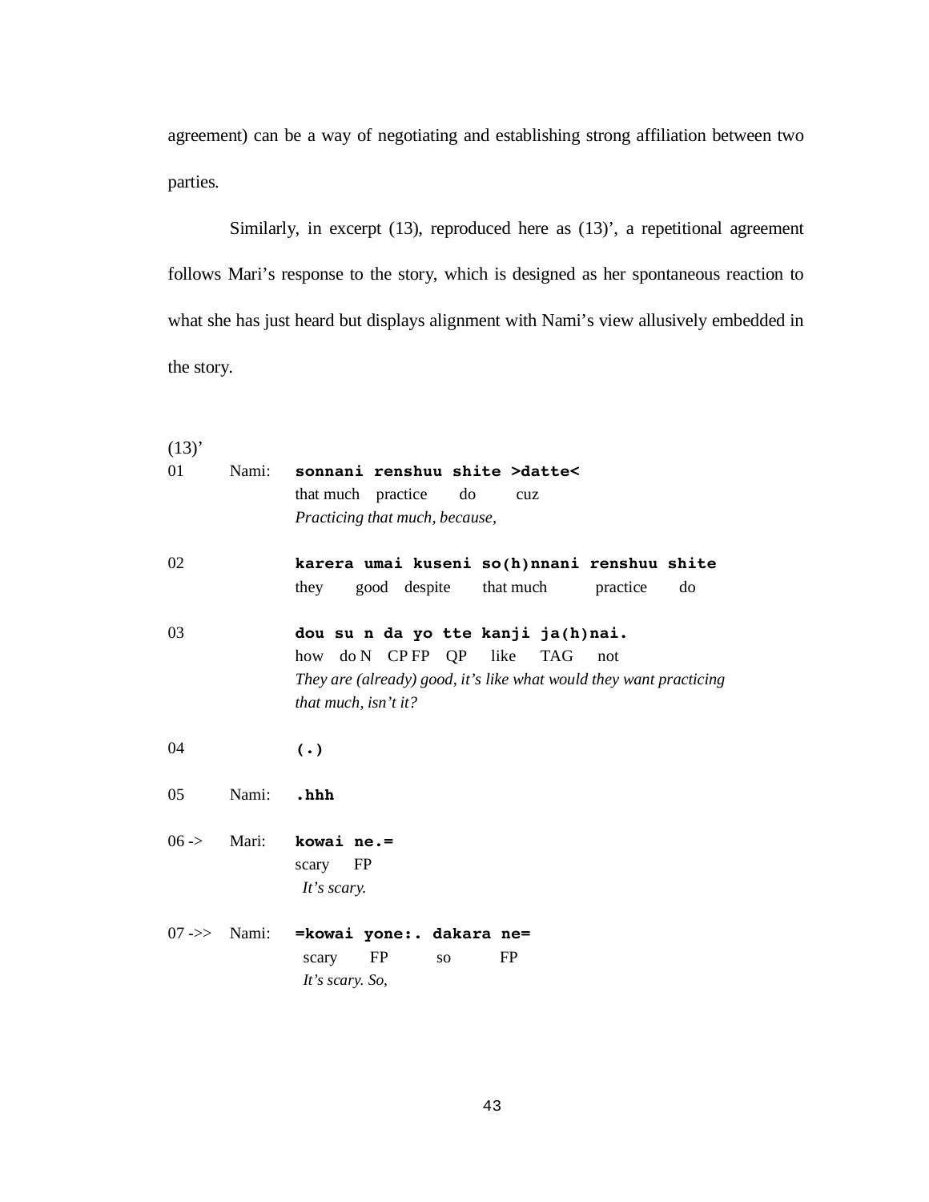agreement) can be a way of negotiating and establishing strong affiliation between two parties.

Similarly, in excerpt (13), reproduced here as (13)', a repetitional agreement follows Mari's response to the story, which is designed as her spontaneous reaction to what she has just heard but displays alignment with Nami's view allusively embedded in the story.

```
(13)'
01        Nami:  sonnani renshuu shite >datte<
                 that much   practice   do    cuz
                 Practicing that much, because,

02               karera umai kuseni so(h)nnani renshuu shite
                 they   good  despite  that much   practice  do

03               dou su n da yo tte kanji ja(h)nai.
                 how  do N  CP FP  QP  like  TAG  not
                 They are (already) good, it's like what would they want practicing
                 that much, isn't it?

04               (.)

05        Nami:  .hhh

06 ->     Mari:  kowai ne.=
                 scary  FP
                 It's scary.

07 ->>    Nami:  =kowai yone:. dakara ne=
                  scary  FP     so     FP
                  It's scary. So,
```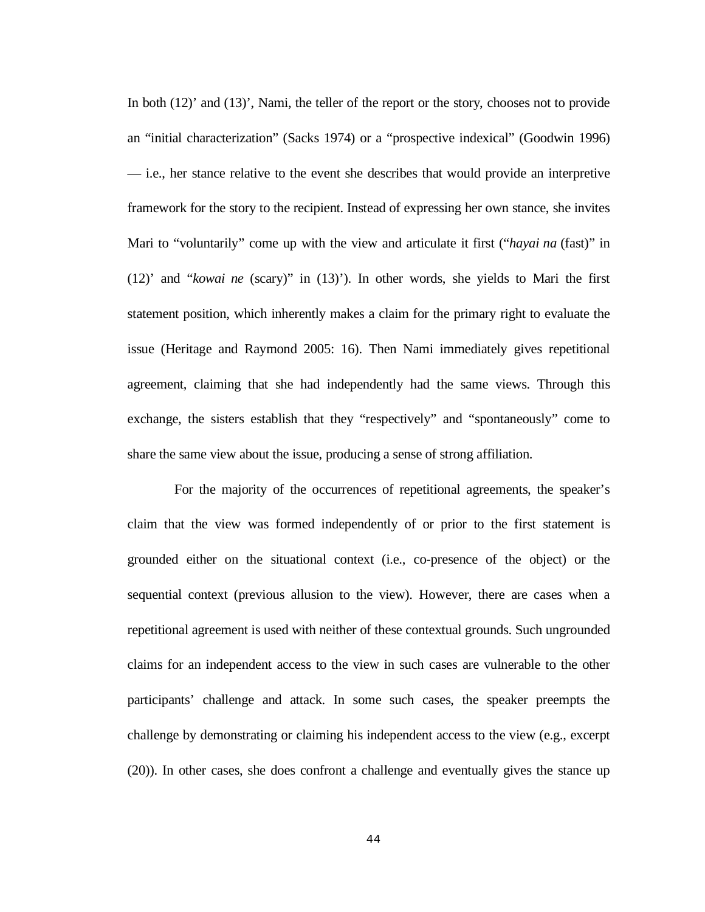In both (12)' and (13)', Nami, the teller of the report or the story, chooses not to provide an "initial characterization" (Sacks 1974) or a "prospective indexical" (Goodwin 1996) — i.e., her stance relative to the event she describes that would provide an interpretive framework for the story to the recipient. Instead of expressing her own stance, she invites Mari to "voluntarily" come up with the view and articulate it first ("*hayai na* (fast)" in (12)' and "*kowai ne* (scary)" in (13)'). In other words, she yields to Mari the first statement position, which inherently makes a claim for the primary right to evaluate the issue (Heritage and Raymond 2005: 16). Then Nami immediately gives repetitional agreement, claiming that she had independently had the same views. Through this exchange, the sisters establish that they "respectively" and "spontaneously" come to share the same view about the issue, producing a sense of strong affiliation.

For the majority of the occurrences of repetitional agreements, the speaker's claim that the view was formed independently of or prior to the first statement is grounded either on the situational context (i.e., co-presence of the object) or the sequential context (previous allusion to the view). However, there are cases when a repetitional agreement is used with neither of these contextual grounds. Such ungrounded claims for an independent access to the view in such cases are vulnerable to the other participants' challenge and attack. In some such cases, the speaker preempts the challenge by demonstrating or claiming his independent access to the view (e.g., excerpt (20)). In other cases, she does confront a challenge and eventually gives the stance up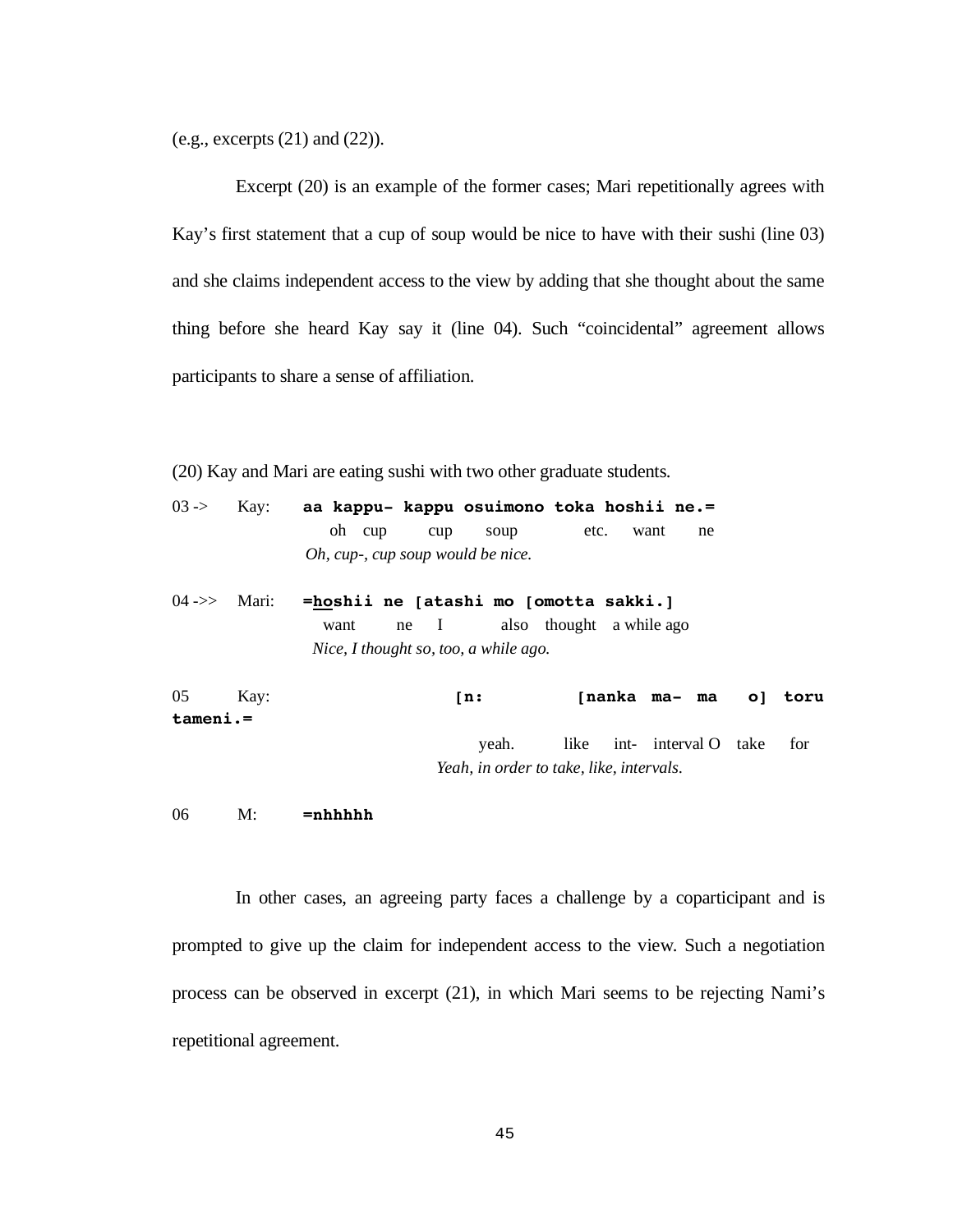(e.g., excerpts (21) and (22)).

Excerpt (20) is an example of the former cases; Mari repetitionally agrees with Kay's first statement that a cup of soup would be nice to have with their sushi (line 03) and she claims independent access to the view by adding that she thought about the same thing before she heard Kay say it (line 04). Such "coincidental" agreement allows participants to share a sense of affiliation.

(20) Kay and Mari are eating sushi with two other graduate students.

```
03 ->   Kay:   aa kappu- kappu osuimono toka hoshii ne.=
                oh  cup    cup   soup      etc.  want   ne
               Oh, cup-, cup soup would be nice.

04 ->>  Mari:  =hoshii ne [atashi mo [omotta sakki.]
                 want    ne  I      also  thought  a while ago
                Nice, I thought so, too, a while ago.

05      Kay:              [n:        [nanka  ma-  ma   o] toru tameni.=
                           yeah.      like   int- interval O  take  for
                         Yeah, in order to take, like, intervals.

06      M:     =nhhhhh
```

In other cases, an agreeing party faces a challenge by a coparticipant and is prompted to give up the claim for independent access to the view. Such a negotiation process can be observed in excerpt (21), in which Mari seems to be rejecting Nami's repetitional agreement.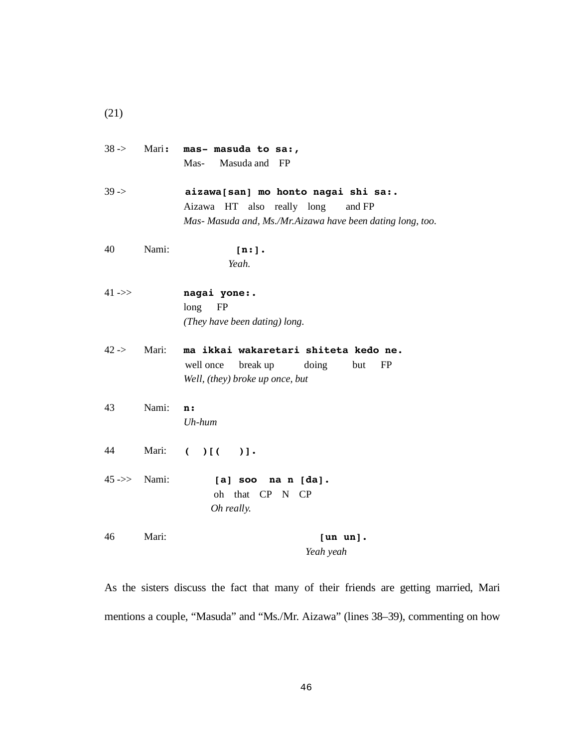(21)

```
38 ->   Mari:  mas- masuda to sa:,
               Mas-    Masuda and   FP

39 ->          aizawa[san] mo honto nagai shi sa:.
               Aizawa  HT   also  really  long     and FP
               Mas- Masuda and, Ms./Mr.Aizawa have been dating long, too.

40      Nami:         [n:].
                      Yeah.

41 ->>         nagai yone:.
               long    FP
               (They have been dating) long.

42 ->   Mari:  ma ikkai wakaretari shiteta kedo ne.
               well once    break up        doing       but     FP
               Well, (they) broke up once, but

43      Nami:  n:
               Uh-hum

44      Mari:  (   )[(    )].

45 ->>  Nami:       [a] soo  na n [da].
                    oh   that   CP   N   CP
                    Oh really.

46      Mari:                       [un un].
                                    Yeah yeah
```

As the sisters discuss the fact that many of their friends are getting married, Mari mentions a couple, "Masuda" and "Ms./Mr. Aizawa" (lines 38–39), commenting on how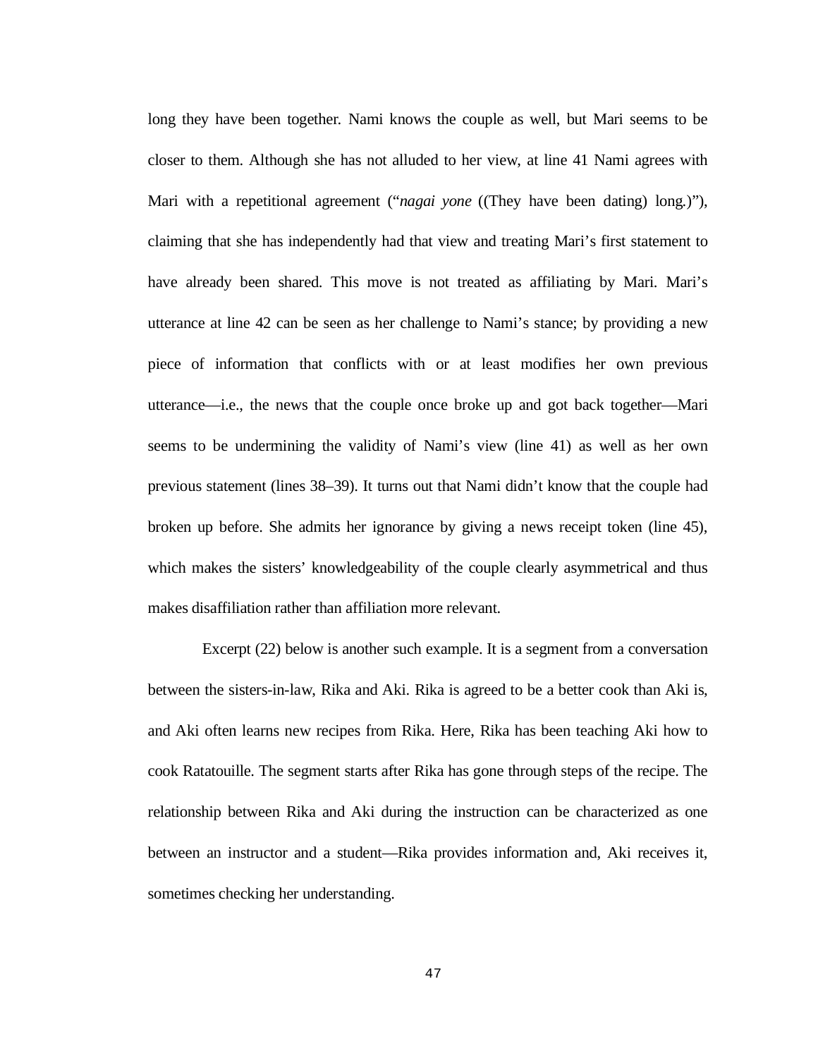long they have been together. Nami knows the couple as well, but Mari seems to be closer to them. Although she has not alluded to her view, at line 41 Nami agrees with Mari with a repetitional agreement ("*nagai yone* ((They have been dating) long.)"), claiming that she has independently had that view and treating Mari's first statement to have already been shared. This move is not treated as affiliating by Mari. Mari's utterance at line 42 can be seen as her challenge to Nami's stance; by providing a new piece of information that conflicts with or at least modifies her own previous utterance—i.e., the news that the couple once broke up and got back together—Mari seems to be undermining the validity of Nami's view (line 41) as well as her own previous statement (lines 38–39). It turns out that Nami didn't know that the couple had broken up before. She admits her ignorance by giving a news receipt token (line 45), which makes the sisters' knowledgeability of the couple clearly asymmetrical and thus makes disaffiliation rather than affiliation more relevant.

Excerpt (22) below is another such example. It is a segment from a conversation between the sisters-in-law, Rika and Aki. Rika is agreed to be a better cook than Aki is, and Aki often learns new recipes from Rika. Here, Rika has been teaching Aki how to cook Ratatouille. The segment starts after Rika has gone through steps of the recipe. The relationship between Rika and Aki during the instruction can be characterized as one between an instructor and a student—Rika provides information and, Aki receives it, sometimes checking her understanding.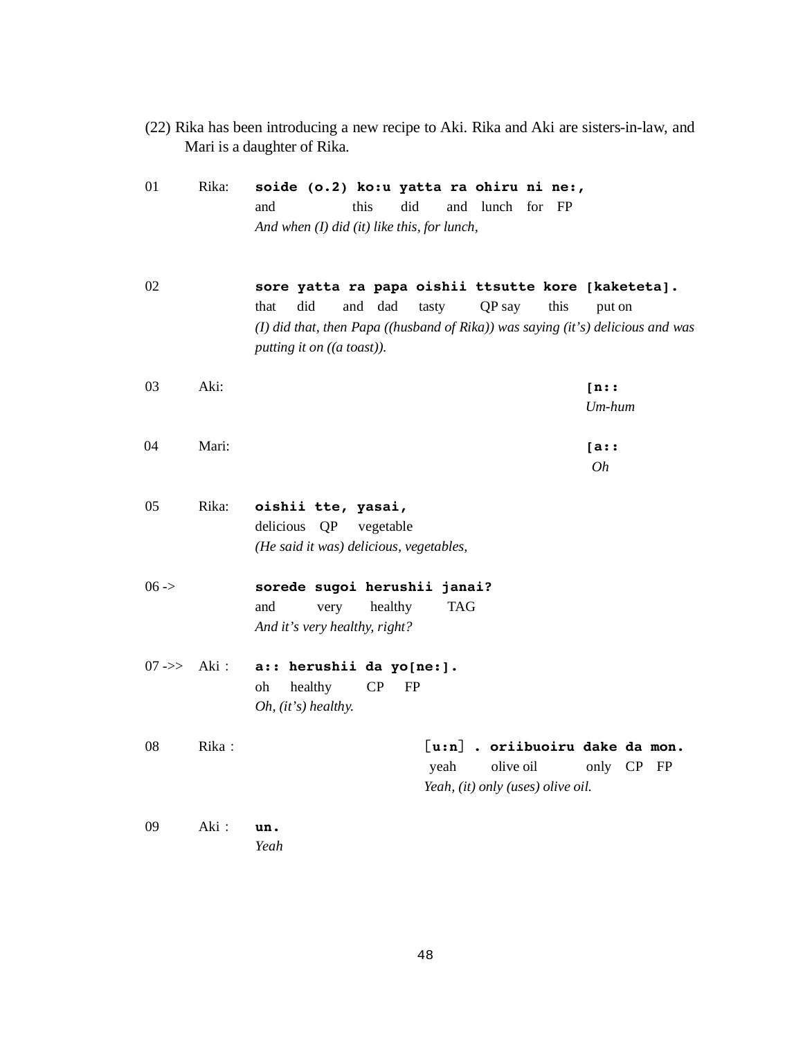(22) Rika has been introducing a new recipe to Aki. Rika and Aki are sisters-in-law, and Mari is a daughter of Rika.

```
01      Rika:   soide (o.2) ko:u yatta ra ohiru ni ne:,
                and            this   did    and  lunch  for  FP
                And when (I) did (it) like this, for lunch,

02              sore yatta ra papa oishii ttsutte kore [kaketeta].
                that  did   and  dad   tasty   QP say   this   put on
                (I) did that, then Papa ((husband of Rika)) was saying (it's) delicious and was
                putting it on ((a toast)).

03      Aki:                                               [n::
                                                           Um-hum

04      Mari:                                              [a::
                                                            Oh

05      Rika:   oishii tte, yasai,
                delicious  QP   vegetable
                (He said it was) delicious, vegetables,

06 ->           sorede sugoi herushii janai?
                and     very    healthy    TAG
                And it's very healthy, right?

07 ->>  Aki :   a:: herushii da yo[ne:].
                oh   healthy    CP   FP
                Oh, (it's) healthy.

08      Rika :                    [u:n] . oriibuoiru dake da mon.
                                   yeah      olive oil    only  CP  FP
                                  Yeah, (it) only (uses) olive oil.

09      Aki :   un.
                Yeah
```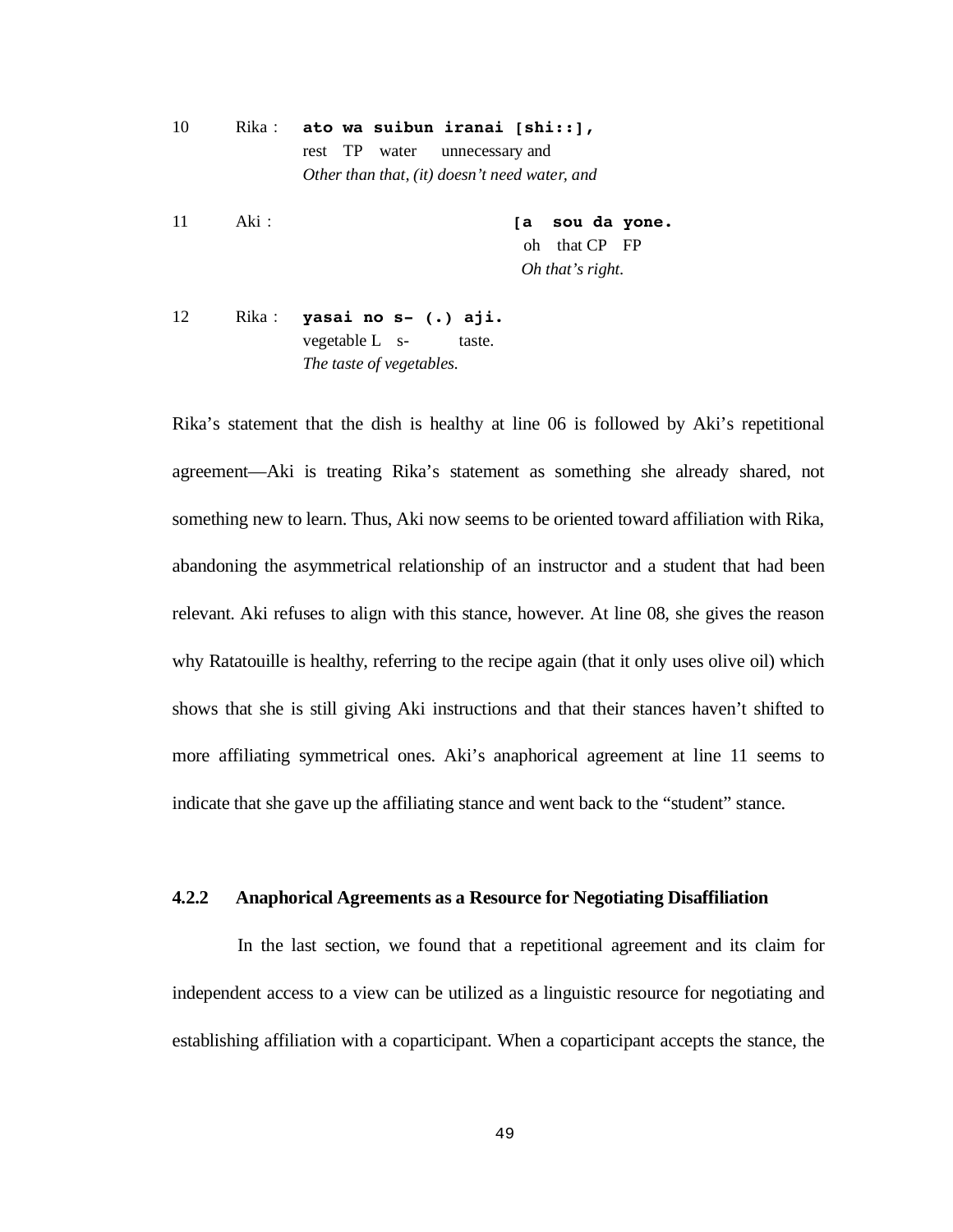```
10    Rika :  ato wa suibun iranai [shi::],
              rest  TP  water   unnecessary and
              Other than that, (it) doesn't need water, and

11    Aki :                          [a  sou da yone.
                                      oh  that CP  FP
                                      Oh that's right.

12    Rika :  yasai no s- (.) aji.
              vegetable L  s-     taste.
              The taste of vegetables.
```

Rika's statement that the dish is healthy at line 06 is followed by Aki's repetitional agreement—Aki is treating Rika's statement as something she already shared, not something new to learn. Thus, Aki now seems to be oriented toward affiliation with Rika, abandoning the asymmetrical relationship of an instructor and a student that had been relevant. Aki refuses to align with this stance, however. At line 08, she gives the reason why Ratatouille is healthy, referring to the recipe again (that it only uses olive oil) which shows that she is still giving Aki instructions and that their stances haven't shifted to more affiliating symmetrical ones. Aki's anaphorical agreement at line 11 seems to indicate that she gave up the affiliating stance and went back to the "student" stance.

### 4.2.2 Anaphorical Agreements as a Resource for Negotiating Disaffiliation

In the last section, we found that a repetitional agreement and its claim for independent access to a view can be utilized as a linguistic resource for negotiating and establishing affiliation with a coparticipant. When a coparticipant accepts the stance, the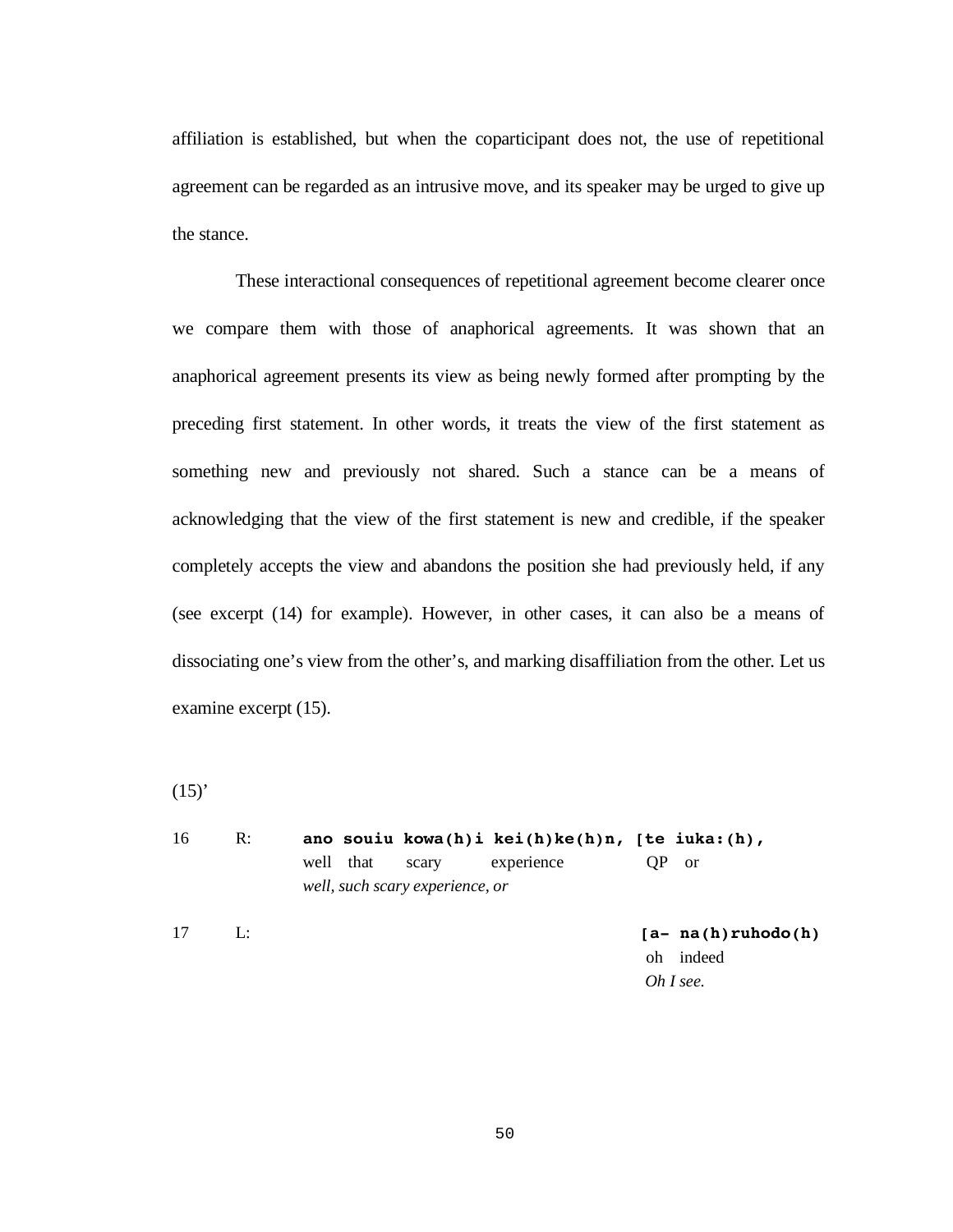affiliation is established, but when the coparticipant does not, the use of repetitional agreement can be regarded as an intrusive move, and its speaker may be urged to give up the stance.

These interactional consequences of repetitional agreement become clearer once we compare them with those of anaphorical agreements. It was shown that an anaphorical agreement presents its view as being newly formed after prompting by the preceding first statement. In other words, it treats the view of the first statement as something new and previously not shared. Such a stance can be a means of acknowledging that the view of the first statement is new and credible, if the speaker completely accepts the view and abandons the position she had previously held, if any (see excerpt (14) for example). However, in other cases, it can also be a means of dissociating one's view from the other's, and marking disaffiliation from the other. Let us examine excerpt (15).

(15)'

```
16    R:    ano souiu kowa(h)i kei(h)ke(h)n, [te iuka:(h),
            well  that   scary   experience        QP   or
            well, such scary experience, or

17    L:                                     [a- na(h)ruhodo(h)
                                              oh   indeed
                                              Oh I see.
```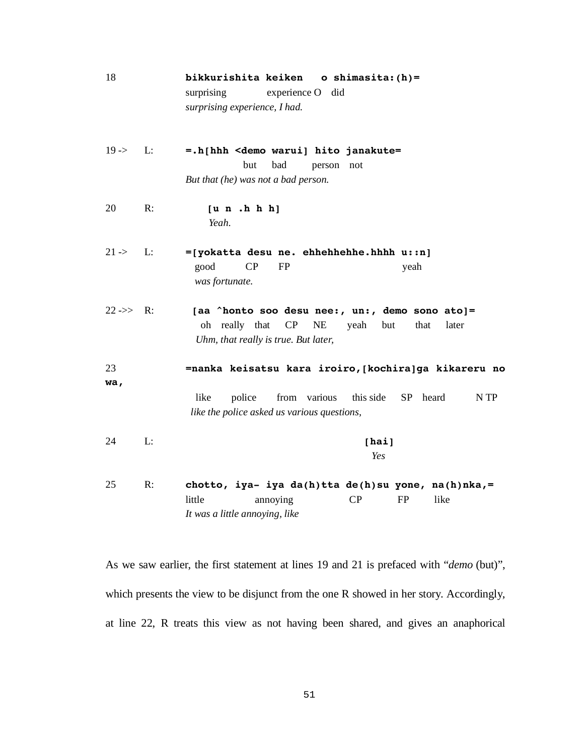```
18              bikkurishita keiken   o shimasita:(h)=
                surprising     experience O  did
                surprising experience, I had.

19 ->   L:      =.h[hhh <demo warui] hito janakute=
                        but   bad    person  not
                But that (he) was not a bad person.

20      R:         [u n .h h h]
                    Yeah.

21 ->   L:      =[yokatta desu ne. ehhehhehhe.hhhh u::n]
                  good    CP   FP                  yeah
                  was fortunate.

22 ->>  R:       [aa ^honto soo desu nee:, un:, demo sono ato]=
                   oh  really  that  CP  NE   yeah  but  that  later
                  Uhm, that really is true. But later,

23              =nanka keisatsu kara iroiro,[kochira]ga kikareru no wa,
                  like   police   from  various  this side  SP  heard  N TP
                 like the police asked us various questions,

24      L:                                  [hai]
                                             Yes

25      R:      chotto, iya- iya da(h)tta de(h)su yone, na(h)nka,=
                little       annoying         CP      FP    like
                It was a little annoying, like
```

As we saw earlier, the first statement at lines 19 and 21 is prefaced with "*demo* (but)", which presents the view to be disjunct from the one R showed in her story. Accordingly, at line 22, R treats this view as not having been shared, and gives an anaphorical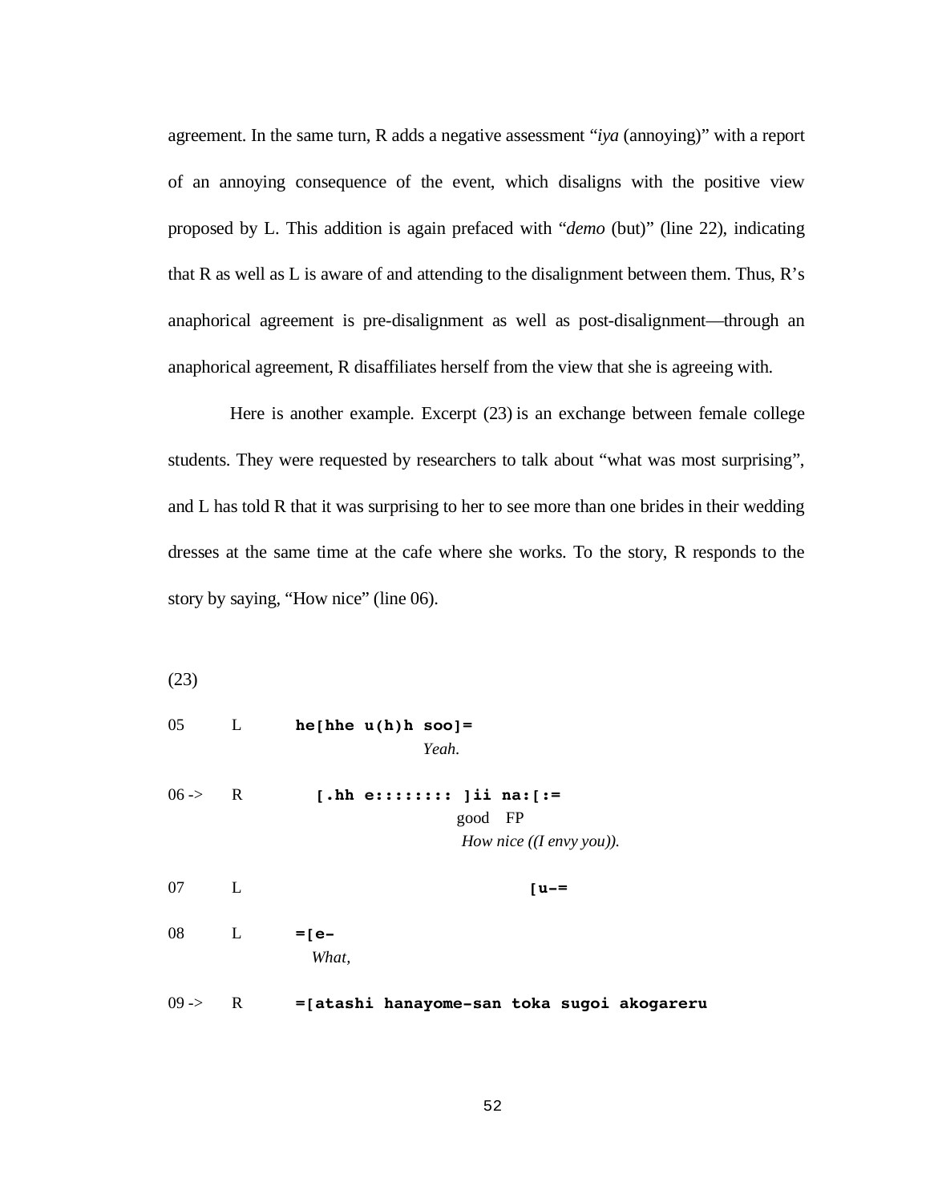agreement. In the same turn, R adds a negative assessment "*iya* (annoying)" with a report of an annoying consequence of the event, which disaligns with the positive view proposed by L. This addition is again prefaced with "*demo* (but)" (line 22), indicating that R as well as L is aware of and attending to the disalignment between them. Thus, R's anaphorical agreement is pre-disalignment as well as post-disalignment—through an anaphorical agreement, R disaffiliates herself from the view that she is agreeing with.

Here is another example. Excerpt (23) is an exchange between female college students. They were requested by researchers to talk about "what was most surprising", and L has told R that it was surprising to her to see more than one brides in their wedding dresses at the same time at the cafe where she works. To the story, R responds to the story by saying, "How nice" (line 06).

(23)

```
05      L     he[hhe u(h)h soo]=
                          Yeah.

06 ->   R       [.hh e:::::::: ]ii na:[:=
                                 good  FP
                                 How nice ((I envy you)).

07      L                               [u-=

08      L     =[e-
                What,

09 ->   R     =[atashi hanayome-san toka sugoi akogareru
```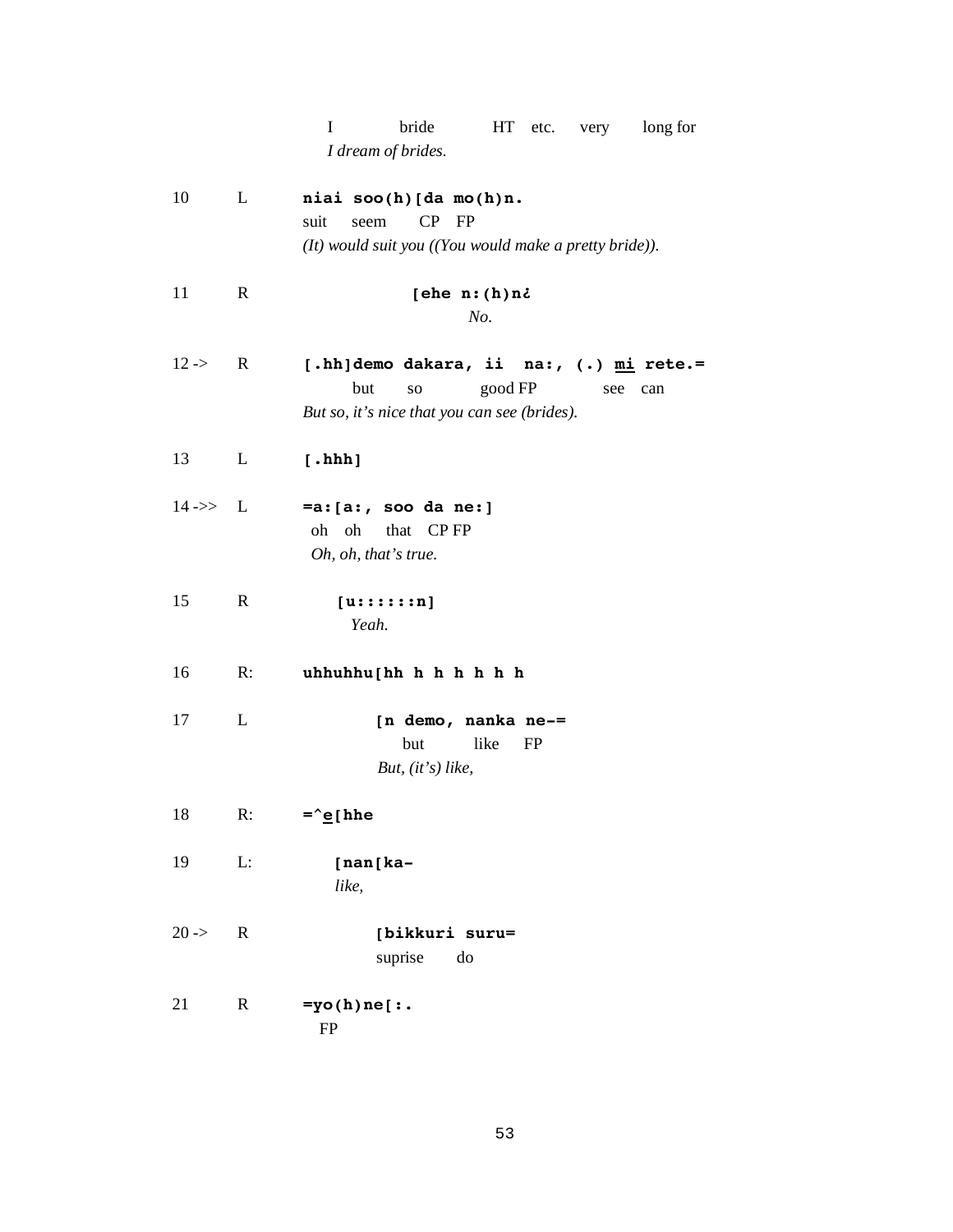```
                I          bride         HT   etc.    very      long for
                I dream of brides.

10       L      niai soo(h)[da mo(h)n.
                suit    seem      CP   FP
                (It) would suit you ((You would make a pretty bride)).

11       R                 [ehe n:(h)n¿
                                  No.

12 ->    R      [.hh]demo dakara, ii  na:, (.) mi rete.=
                     but      so          good FP            see   can
                But so, it's nice that you can see (brides).

13       L      [.hhh]

14 ->>   L      =a:[a:, soo da ne:]
                 oh   oh     that   CP FP
                 Oh, oh, that's true.

15       R         [u::::::n]
                     Yeah.

16       R:     uhhuhhu[hh h h h h h h

17       L              [n demo, nanka ne-=
                            but        like     FP
                         But, (it's) like,

18       R:     =^e[hhe

19       L:        [nan[ka-
                   like,

20 ->    R              [bikkuri suru=
                         suprise      do

21       R      =yo(h)ne[:.
                  FP
```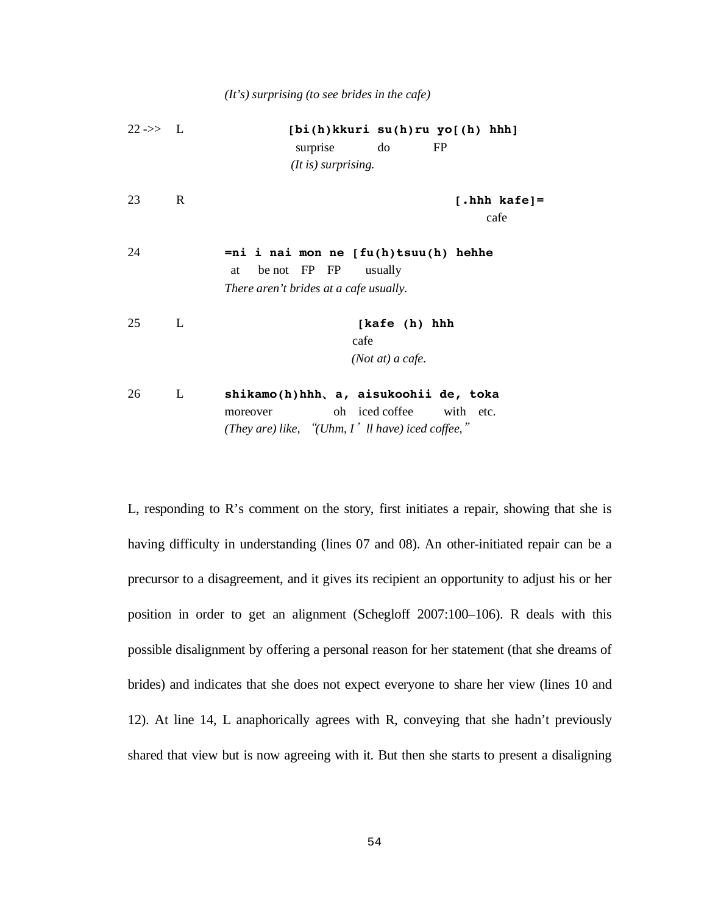*(It's) surprising (to see brides in the cafe)*

```
22 ->>  L          [bi(h)kkuri su(h)ru yo[(h) hhh]
                    surprise      do      FP
                   (It is) surprising.

23      R                                        [.hhh kafe]=
                                                       cafe

24               =ni i nai mon ne [fu(h)tsuu(h) hehhe
                  at   be not  FP  FP     usually
                 There aren't brides at a cafe usually.

25      L                         [kafe (h) hhh
                                   cafe
                                  (Not at) a cafe.

26      L        shikamo(h)hhh、a, aisukoohii de, toka
                 moreover          oh  iced coffee   with  etc.
                 (They are) like, "(Uhm, I'll have) iced coffee,"
```

L, responding to R's comment on the story, first initiates a repair, showing that she is having difficulty in understanding (lines 07 and 08). An other-initiated repair can be a precursor to a disagreement, and it gives its recipient an opportunity to adjust his or her position in order to get an alignment (Schegloff 2007:100–106). R deals with this possible disalignment by offering a personal reason for her statement (that she dreams of brides) and indicates that she does not expect everyone to share her view (lines 10 and 12). At line 14, L anaphorically agrees with R, conveying that she hadn't previously shared that view but is now agreeing with it. But then she starts to present a disaligning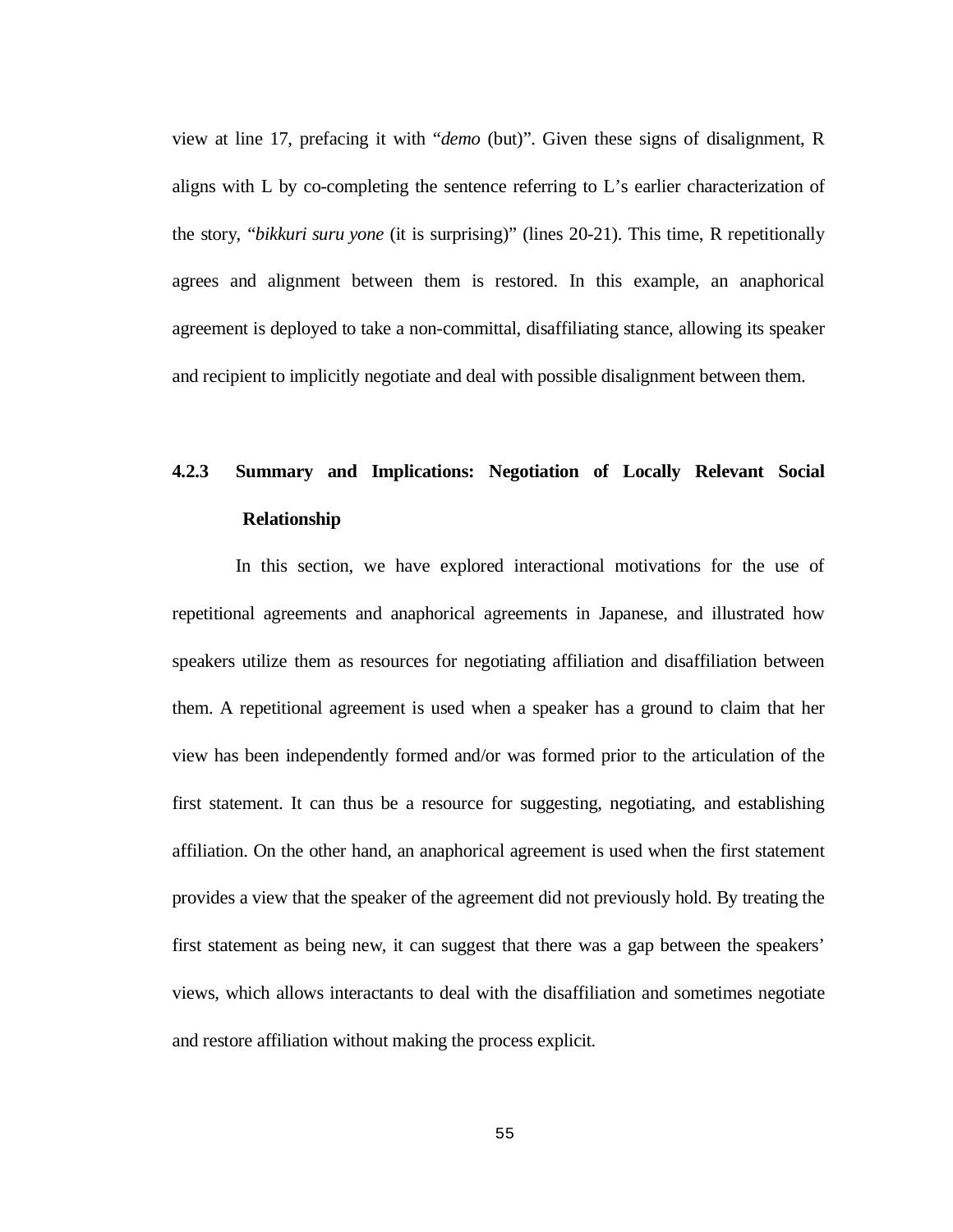view at line 17, prefacing it with "*demo* (but)". Given these signs of disalignment, R aligns with L by co-completing the sentence referring to L's earlier characterization of the story, "*bikkuri suru yone* (it is surprising)" (lines 20-21). This time, R repetitionally agrees and alignment between them is restored. In this example, an anaphorical agreement is deployed to take a non-committal, disaffiliating stance, allowing its speaker and recipient to implicitly negotiate and deal with possible disalignment between them.

### 4.2.3 Summary and Implications: Negotiation of Locally Relevant Social Relationship

In this section, we have explored interactional motivations for the use of repetitional agreements and anaphorical agreements in Japanese, and illustrated how speakers utilize them as resources for negotiating affiliation and disaffiliation between them. A repetitional agreement is used when a speaker has a ground to claim that her view has been independently formed and/or was formed prior to the articulation of the first statement. It can thus be a resource for suggesting, negotiating, and establishing affiliation. On the other hand, an anaphorical agreement is used when the first statement provides a view that the speaker of the agreement did not previously hold. By treating the first statement as being new, it can suggest that there was a gap between the speakers' views, which allows interactants to deal with the disaffiliation and sometimes negotiate and restore affiliation without making the process explicit.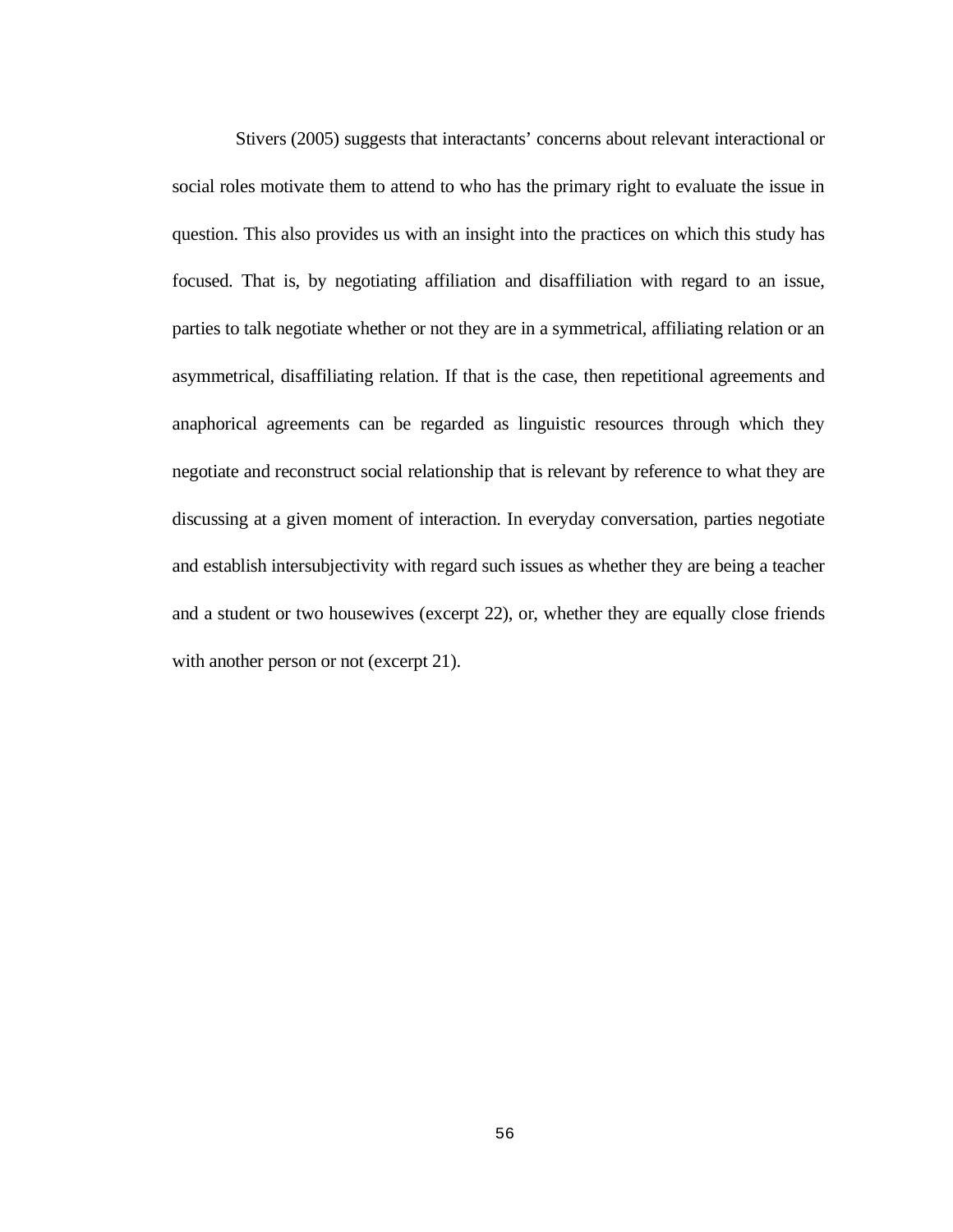Stivers (2005) suggests that interactants' concerns about relevant interactional or social roles motivate them to attend to who has the primary right to evaluate the issue in question. This also provides us with an insight into the practices on which this study has focused. That is, by negotiating affiliation and disaffiliation with regard to an issue, parties to talk negotiate whether or not they are in a symmetrical, affiliating relation or an asymmetrical, disaffiliating relation. If that is the case, then repetitional agreements and anaphorical agreements can be regarded as linguistic resources through which they negotiate and reconstruct social relationship that is relevant by reference to what they are discussing at a given moment of interaction. In everyday conversation, parties negotiate and establish intersubjectivity with regard such issues as whether they are being a teacher and a student or two housewives (excerpt 22), or, whether they are equally close friends with another person or not (excerpt 21).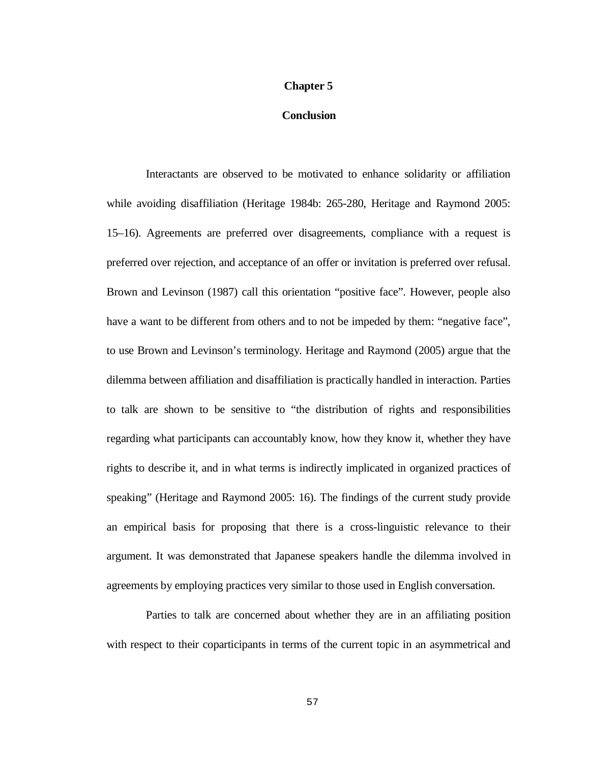# Chapter 5

## Conclusion

Interactants are observed to be motivated to enhance solidarity or affiliation while avoiding disaffiliation (Heritage 1984b: 265-280, Heritage and Raymond 2005: 15–16). Agreements are preferred over disagreements, compliance with a request is preferred over rejection, and acceptance of an offer or invitation is preferred over refusal. Brown and Levinson (1987) call this orientation “positive face”. However, people also have a want to be different from others and to not be impeded by them: “negative face”, to use Brown and Levinson’s terminology. Heritage and Raymond (2005) argue that the dilemma between affiliation and disaffiliation is practically handled in interaction. Parties to talk are shown to be sensitive to “the distribution of rights and responsibilities regarding what participants can accountably know, how they know it, whether they have rights to describe it, and in what terms is indirectly implicated in organized practices of speaking” (Heritage and Raymond 2005: 16). The findings of the current study provide an empirical basis for proposing that there is a cross-linguistic relevance to their argument. It was demonstrated that Japanese speakers handle the dilemma involved in agreements by employing practices very similar to those used in English conversation.

Parties to talk are concerned about whether they are in an affiliating position with respect to their coparticipants in terms of the current topic in an asymmetrical and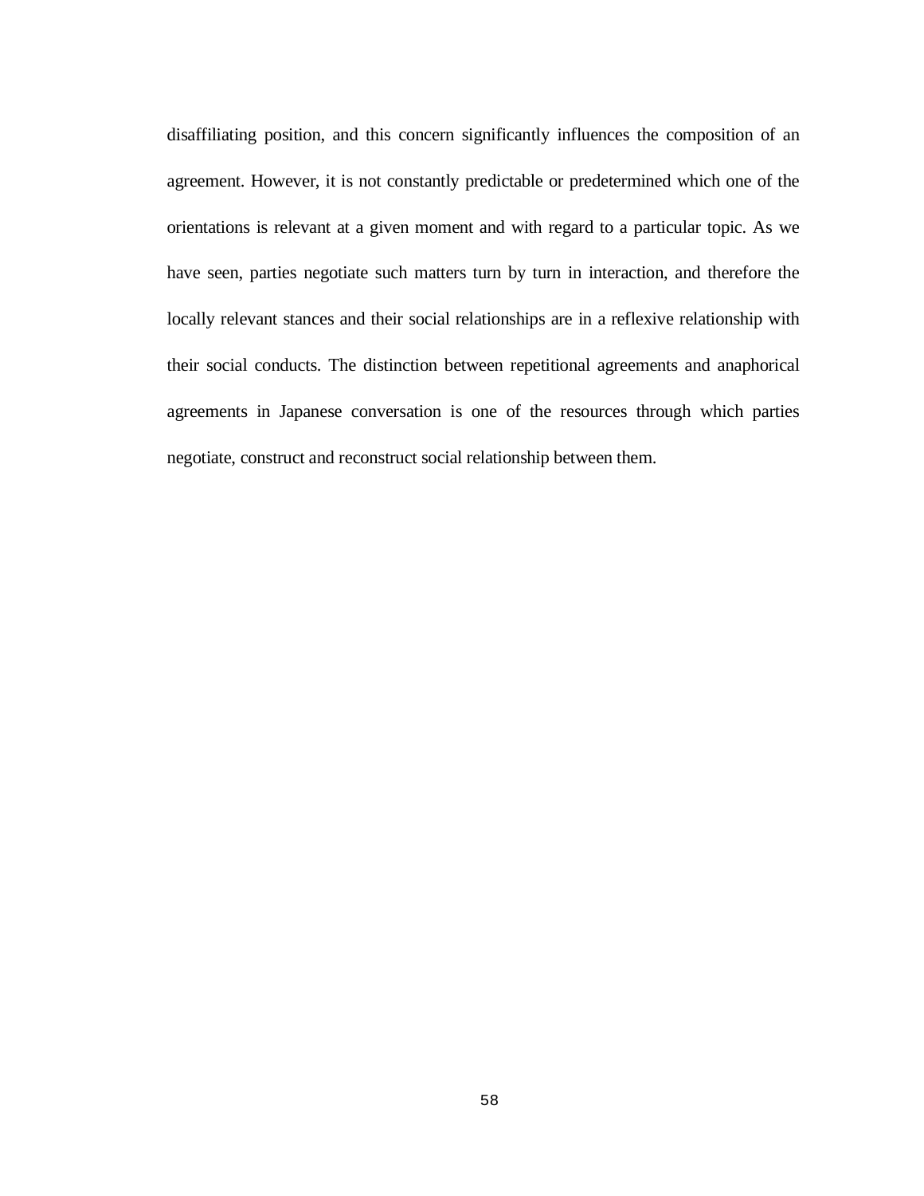disaffiliating position, and this concern significantly influences the composition of an agreement. However, it is not constantly predictable or predetermined which one of the orientations is relevant at a given moment and with regard to a particular topic. As we have seen, parties negotiate such matters turn by turn in interaction, and therefore the locally relevant stances and their social relationships are in a reflexive relationship with their social conducts. The distinction between repetitional agreements and anaphorical agreements in Japanese conversation is one of the resources through which parties negotiate, construct and reconstruct social relationship between them.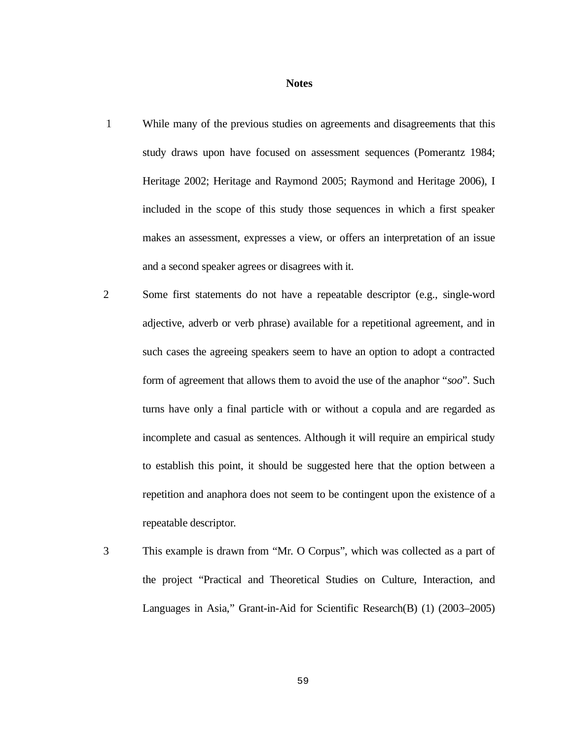## Notes

1. While many of the previous studies on agreements and disagreements that this study draws upon have focused on assessment sequences (Pomerantz 1984; Heritage 2002; Heritage and Raymond 2005; Raymond and Heritage 2006), I included in the scope of this study those sequences in which a first speaker makes an assessment, expresses a view, or offers an interpretation of an issue and a second speaker agrees or disagrees with it.

2. Some first statements do not have a repeatable descriptor (e.g., single-word adjective, adverb or verb phrase) available for a repetitional agreement, and in such cases the agreeing speakers seem to have an option to adopt a contracted form of agreement that allows them to avoid the use of the anaphor "*soo*". Such turns have only a final particle with or without a copula and are regarded as incomplete and casual as sentences. Although it will require an empirical study to establish this point, it should be suggested here that the option between a repetition and anaphora does not seem to be contingent upon the existence of a repeatable descriptor.

3. This example is drawn from "Mr. O Corpus", which was collected as a part of the project "Practical and Theoretical Studies on Culture, Interaction, and Languages in Asia," Grant-in-Aid for Scientific Research(B) (1) (2003–2005)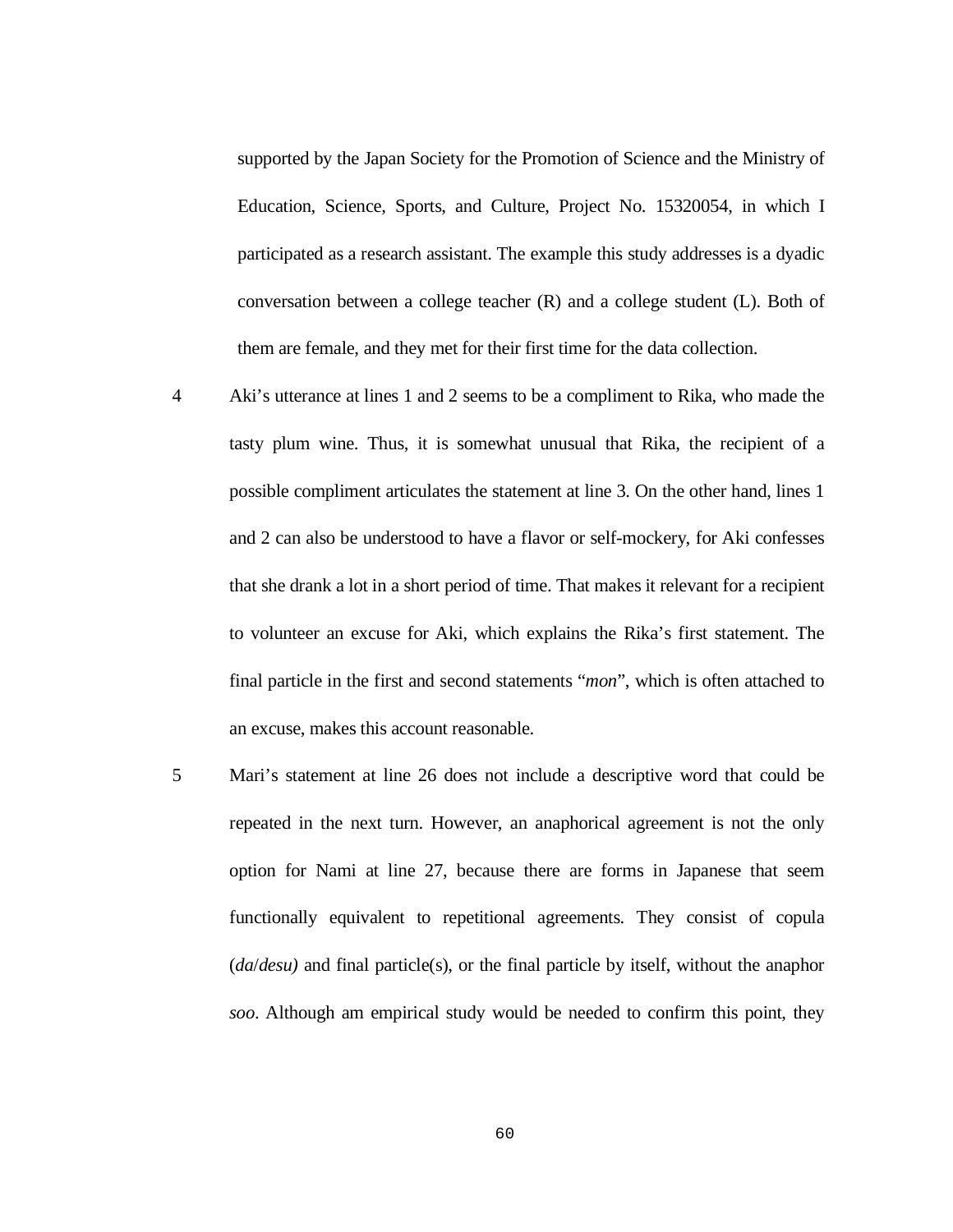supported by the Japan Society for the Promotion of Science and the Ministry of Education, Science, Sports, and Culture, Project No. 15320054, in which I participated as a research assistant. The example this study addresses is a dyadic conversation between a college teacher (R) and a college student (L). Both of them are female, and they met for their first time for the data collection.

4 Aki's utterance at lines 1 and 2 seems to be a compliment to Rika, who made the tasty plum wine. Thus, it is somewhat unusual that Rika, the recipient of a possible compliment articulates the statement at line 3. On the other hand, lines 1 and 2 can also be understood to have a flavor or self-mockery, for Aki confesses that she drank a lot in a short period of time. That makes it relevant for a recipient to volunteer an excuse for Aki, which explains the Rika's first statement. The final particle in the first and second statements "*mon*", which is often attached to an excuse, makes this account reasonable.

5 Mari's statement at line 26 does not include a descriptive word that could be repeated in the next turn. However, an anaphorical agreement is not the only option for Nami at line 27, because there are forms in Japanese that seem functionally equivalent to repetitional agreements. They consist of copula (*da*/*desu)* and final particle(s), or the final particle by itself, without the anaphor *soo*. Although am empirical study would be needed to confirm this point, they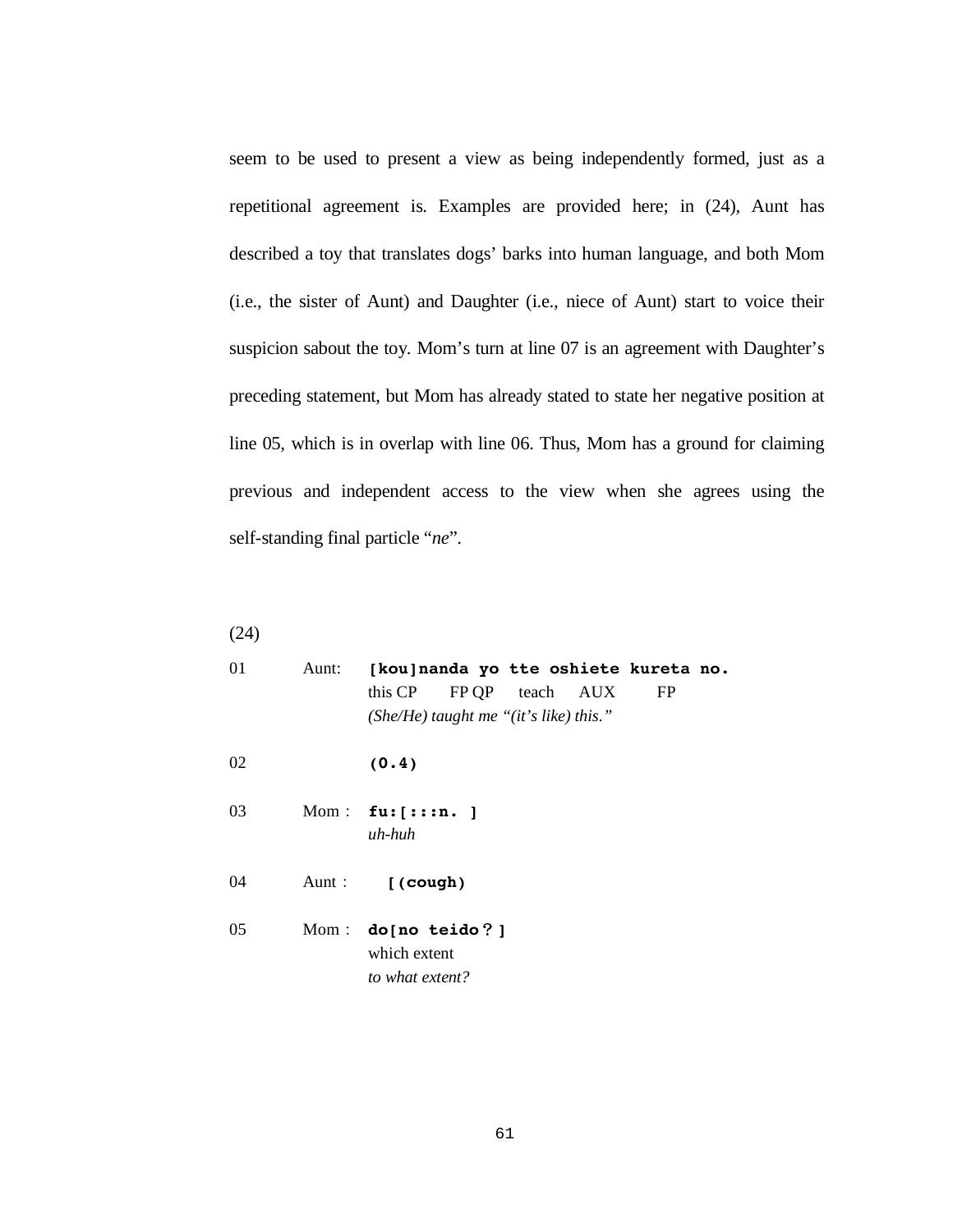seem to be used to present a view as being independently formed, just as a repetitional agreement is. Examples are provided here; in (24), Aunt has described a toy that translates dogs' barks into human language, and both Mom (i.e., the sister of Aunt) and Daughter (i.e., niece of Aunt) start to voice their suspicion sabout the toy. Mom's turn at line 07 is an agreement with Daughter's preceding statement, but Mom has already stated to state her negative position at line 05, which is in overlap with line 06. Thus, Mom has a ground for claiming previous and independent access to the view when she agrees using the self-standing final particle "*ne*".

(24)

```
01    Aunt:   [kou]nanda yo tte oshiete kureta no.
              this CP   FP QP  teach   AUX    FP
              (She/He) taught me "(it's like) this."

02            (0.4)

03    Mom :   fu:[:::n. ]
              uh-huh

04    Aunt :     [(cough)

05    Mom :   do[no teido？]
              which extent
              to what extent?
```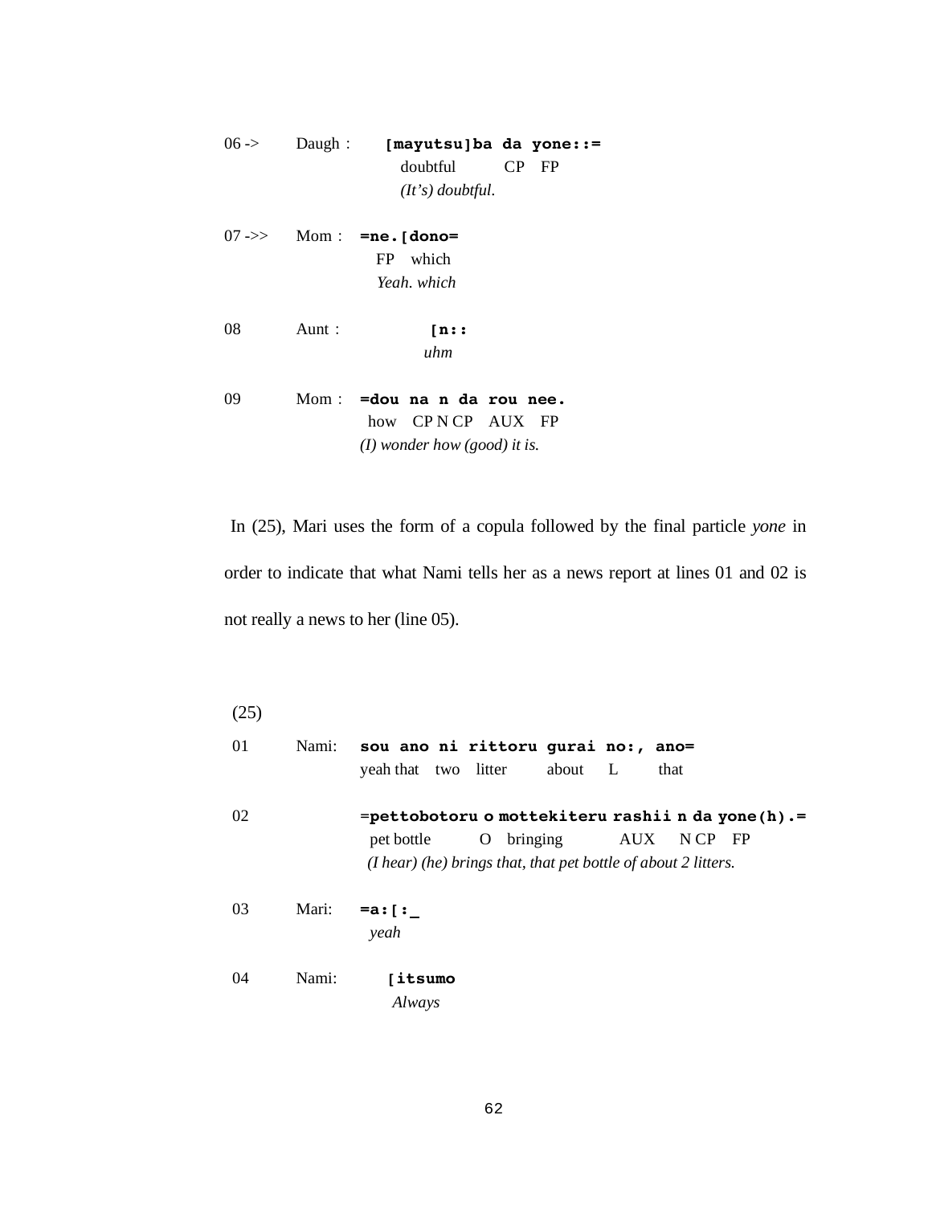```
06 ->   Daugh :   [mayutsu]ba da yone::=
                    doubtful     CP  FP
                    (It's) doubtful.

07 ->>  Mom :   =ne.[dono=
                  FP   which
                  Yeah. which

08      Aunt :      [n::
                     uhm

09      Mom :   =dou na n da rou nee.
                 how  CP N CP  AUX  FP
                (I) wonder how (good) it is.
```

In (25), Mari uses the form of a copula followed by the final particle *yone* in order to indicate that what Nami tells her as a news report at lines 01 and 02 is not really a news to her (line 05).

(25)

```
01      Nami:   sou ano ni rittoru gurai no:, ano=
                yeah that  two  litter   about   L     that

02              =pettobotoru o mottekiteru rashii n da yone(h).=
                 pet bottle    O  bringing       AUX   N CP  FP
                 (I hear) (he) brings that, that pet bottle of about 2 litters.

03      Mari:   =a:[:_
                 yeah

04      Nami:      [itsumo
                    Always
```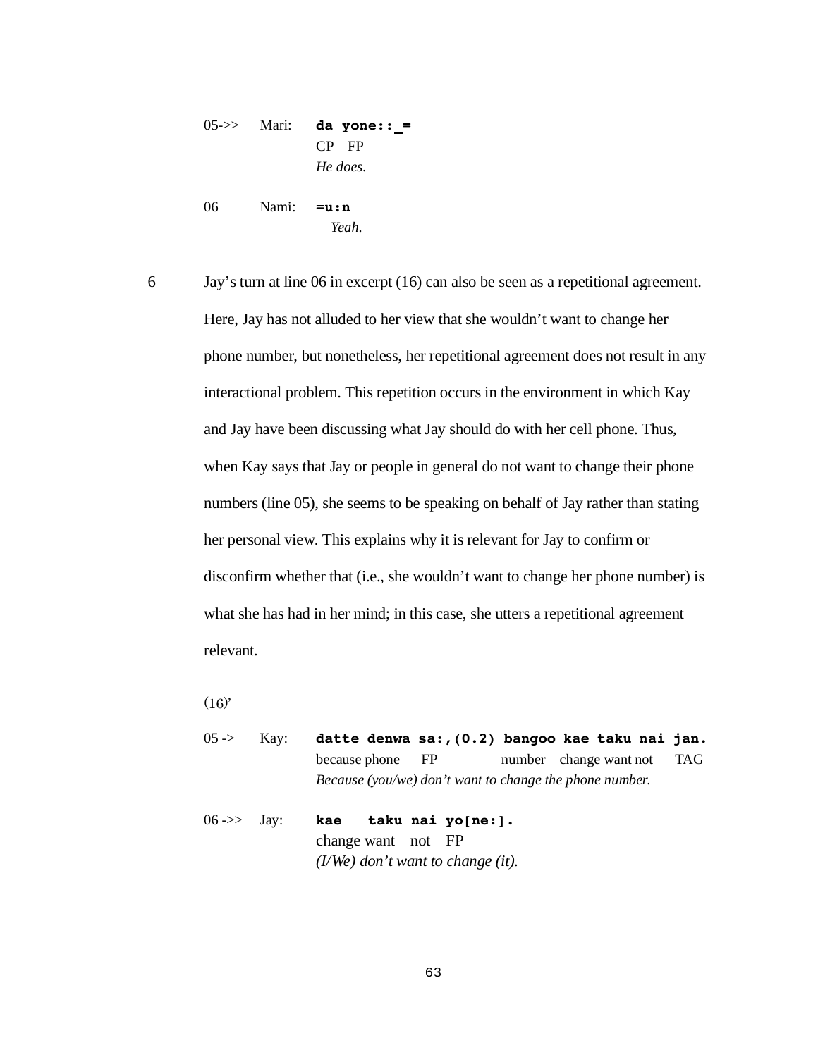```
05->>   Mari:   da yone::_=
                CP  FP
                He does.

06      Nami:   =u:n
                  Yeah.
```

6 Jay's turn at line 06 in excerpt (16) can also be seen as a repetitional agreement. Here, Jay has not alluded to her view that she wouldn't want to change her phone number, but nonetheless, her repetitional agreement does not result in any interactional problem. This repetition occurs in the environment in which Kay and Jay have been discussing what Jay should do with her cell phone. Thus, when Kay says that Jay or people in general do not want to change their phone numbers (line 05), she seems to be speaking on behalf of Jay rather than stating her personal view. This explains why it is relevant for Jay to confirm or disconfirm whether that (i.e., she wouldn't want to change her phone number) is what she has had in her mind; in this case, she utters a repetitional agreement relevant.

(16)'

```
05 ->   Kay:    datte denwa sa:,(0.2) bangoo kae taku nai jan.
                because phone  FP      number change want not  TAG
                Because (you/we) don't want to change the phone number.

06 ->>  Jay:    kae   taku nai yo[ne:].
                change want  not  FP
                (I/We) don't want to change (it).
```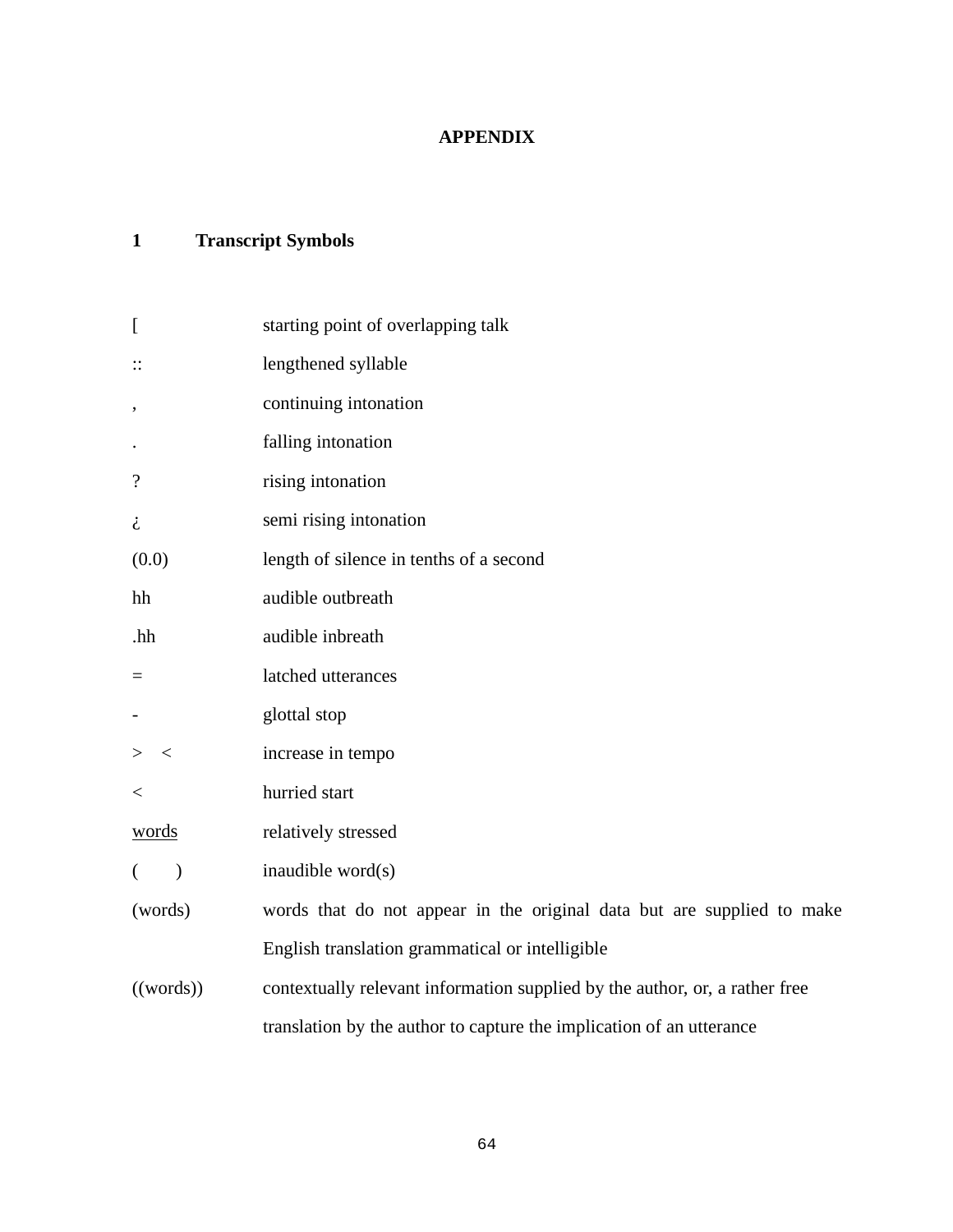# APPENDIX

## 1 Transcript Symbols

| | |
|---|---|
| [ | starting point of overlapping talk |
| :: | lengthened syllable |
| , | continuing intonation |
| . | falling intonation |
| ? | rising intonation |
| ¿ | semi rising intonation |
| (0.0) | length of silence in tenths of a second |
| hh | audible outbreath |
| .hh | audible inbreath |
| = | latched utterances |
| - | glottal stop |
| > < | increase in tempo |
| < | hurried start |
| <u>words</u> | relatively stressed |
| ( ) | inaudible word(s) |
| (words) | words that do not appear in the original data but are supplied to make English translation grammatical or intelligible |
| ((words)) | contextually relevant information supplied by the author, or, a rather free translation by the author to capture the implication of an utterance |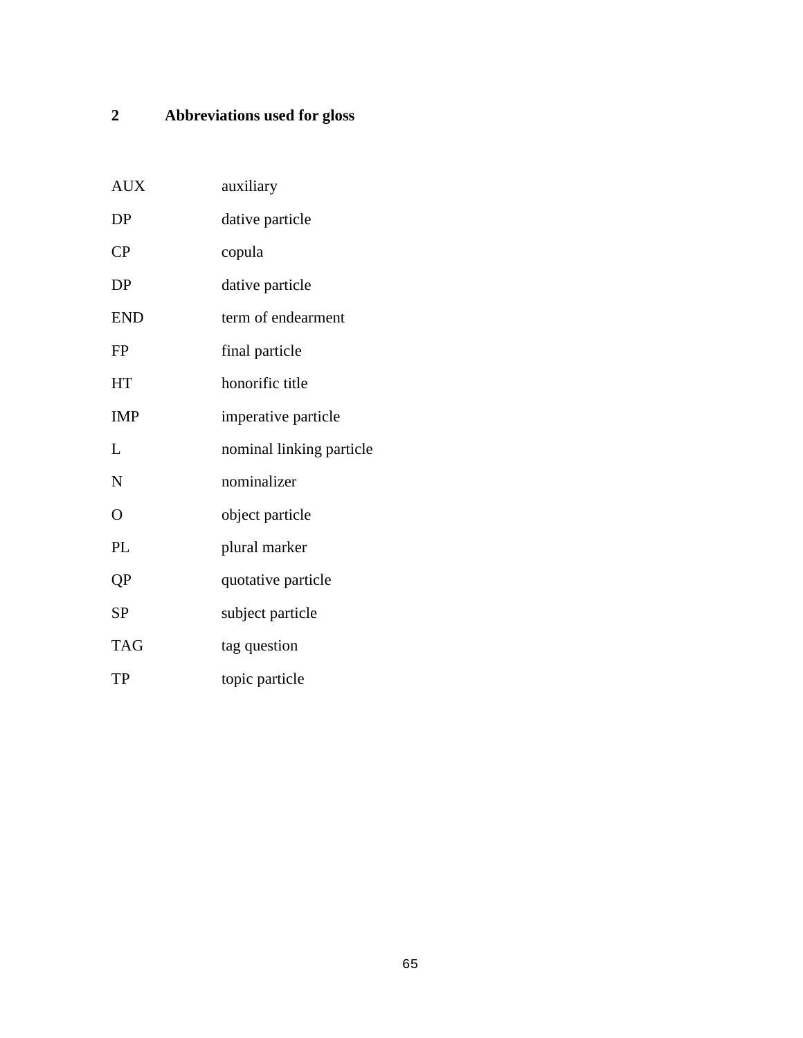## 2 Abbreviations used for gloss

| | |
|---|---|
| AUX | auxiliary |
| DP | dative particle |
| CP | copula |
| DP | dative particle |
| END | term of endearment |
| FP | final particle |
| HT | honorific title |
| IMP | imperative particle |
| L | nominal linking particle |
| N | nominalizer |
| O | object particle |
| PL | plural marker |
| QP | quotative particle |
| SP | subject particle |
| TAG | tag question |
| TP | topic particle |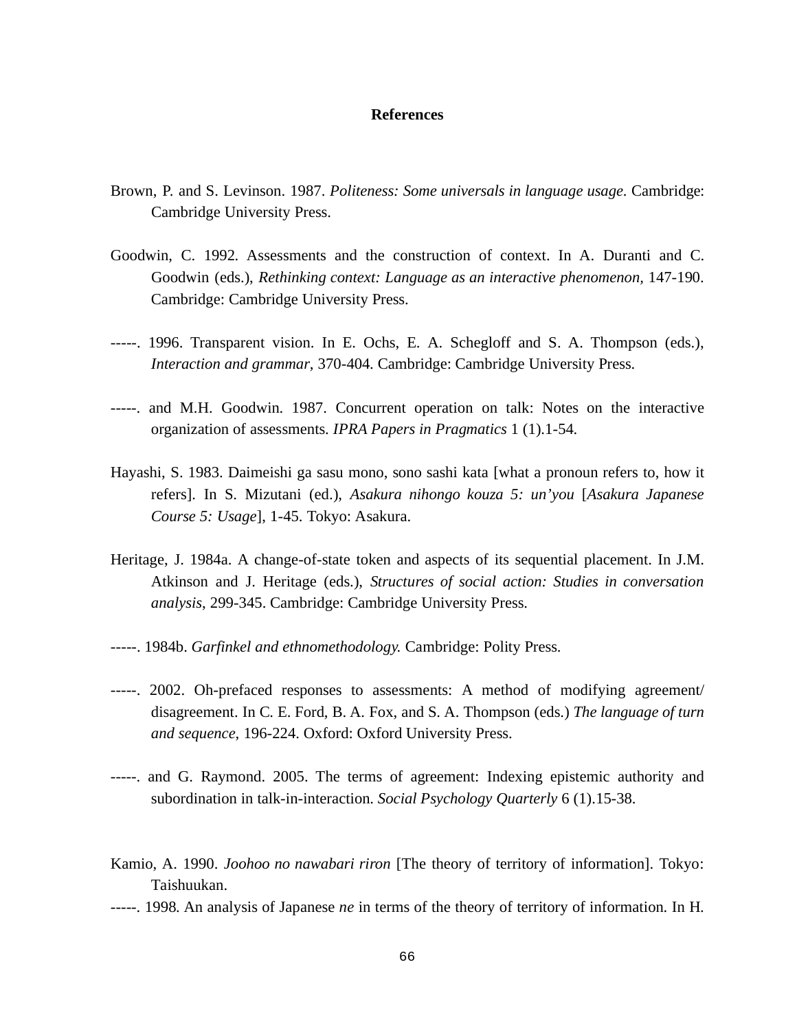# References

Brown, P. and S. Levinson. 1987. *Politeness: Some universals in language usage*. Cambridge: Cambridge University Press.

Goodwin, C. 1992. Assessments and the construction of context. In A. Duranti and C. Goodwin (eds.), *Rethinking context: Language as an interactive phenomenon,* 147-190. Cambridge: Cambridge University Press.

-----. 1996. Transparent vision. In E. Ochs, E. A. Schegloff and S. A. Thompson (eds.), *Interaction and grammar*, 370-404. Cambridge: Cambridge University Press.

-----. and M.H. Goodwin. 1987. Concurrent operation on talk: Notes on the interactive organization of assessments. *IPRA Papers in Pragmatics* 1 (1).1-54.

Hayashi, S. 1983. Daimeishi ga sasu mono, sono sashi kata [what a pronoun refers to, how it refers]. In S. Mizutani (ed.), *Asakura nihongo kouza 5: un'you* [*Asakura Japanese Course 5: Usage*], 1-45. Tokyo: Asakura.

Heritage, J. 1984a. A change-of-state token and aspects of its sequential placement. In J.M. Atkinson and J. Heritage (eds.), *Structures of social action: Studies in conversation analysis*, 299-345. Cambridge: Cambridge University Press.

-----. 1984b. *Garfinkel and ethnomethodology.* Cambridge: Polity Press.

-----. 2002. Oh-prefaced responses to assessments: A method of modifying agreement/ disagreement. In C. E. Ford, B. A. Fox, and S. A. Thompson (eds.) *The language of turn and sequence,* 196-224. Oxford: Oxford University Press.

-----. and G. Raymond. 2005. The terms of agreement: Indexing epistemic authority and subordination in talk-in-interaction. *Social Psychology Quarterly* 6 (1).15-38.

Kamio, A. 1990. *Joohoo no nawabari riron* [The theory of territory of information]. Tokyo: Taishuukan.

-----. 1998. An analysis of Japanese *ne* in terms of the theory of territory of information. In H.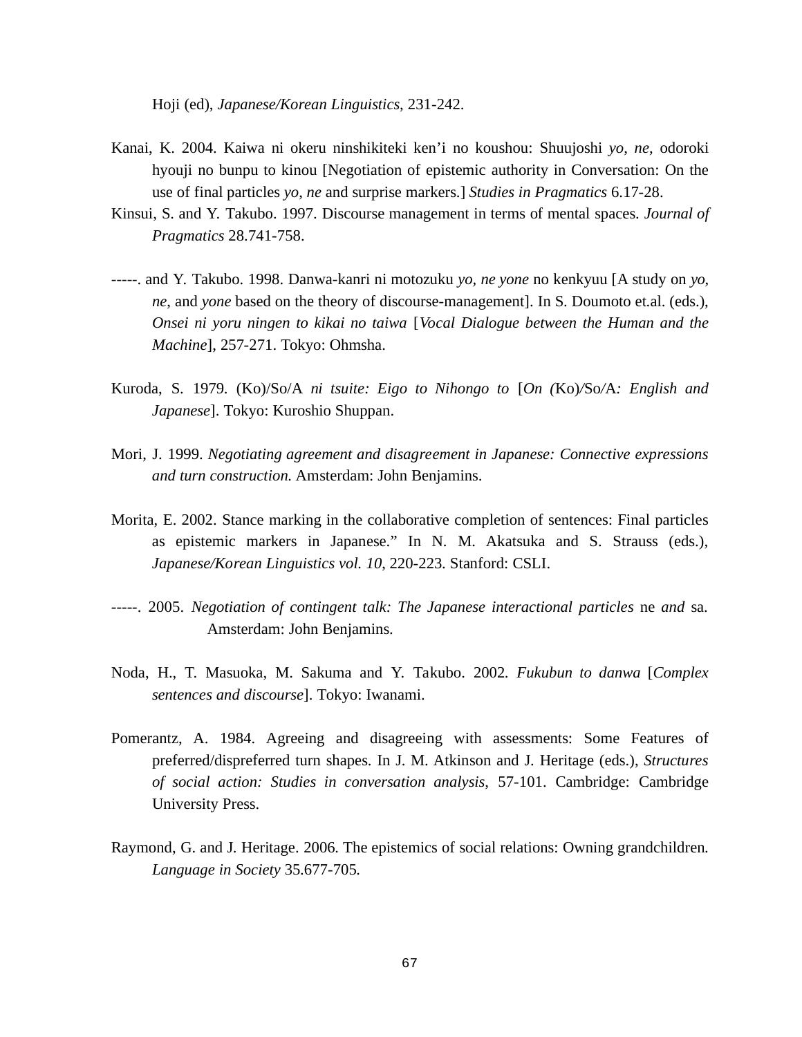Hoji (ed), *Japanese/Korean Linguistics*, 231-242.

Kanai, K. 2004. Kaiwa ni okeru ninshikiteki ken'i no koushou: Shuujoshi *yo*, *ne*, odoroki hyouji no bunpu to kinou [Negotiation of epistemic authority in Conversation: On the use of final particles *yo*, *ne* and surprise markers.] *Studies in Pragmatics* 6.17-28.

Kinsui, S. and Y. Takubo. 1997. Discourse management in terms of mental spaces. *Journal of Pragmatics* 28.741-758.

-----. and Y. Takubo. 1998. Danwa-kanri ni motozuku *yo, ne yone* no kenkyuu [A study on *yo*, *ne*, and *yone* based on the theory of discourse-management]. In S. Doumoto et.al. (eds.), *Onsei ni yoru ningen to kikai no taiwa* [*Vocal Dialogue between the Human and the Machine*], 257-271. Tokyo: Ohmsha.

Kuroda, S. 1979. (Ko)/So/A *ni tsuite: Eigo to Nihongo to* [*On (*Ko)*/*So*/*A*: English and Japanese*]. Tokyo: Kuroshio Shuppan.

Mori, J. 1999. *Negotiating agreement and disagreement in Japanese: Connective expressions and turn construction.* Amsterdam: John Benjamins.

Morita, E. 2002. Stance marking in the collaborative completion of sentences: Final particles as epistemic markers in Japanese." In N. M. Akatsuka and S. Strauss (eds.), *Japanese/Korean Linguistics vol. 10*, 220-223. Stanford: CSLI.

-----. 2005. *Negotiation of contingent talk: The Japanese interactional particles* ne *and* sa. Amsterdam: John Benjamins.

Noda, H., T. Masuoka, M. Sakuma and Y. Takubo. 2002. *Fukubun to danwa* [*Complex sentences and discourse*]. Tokyo: Iwanami.

Pomerantz, A. 1984. Agreeing and disagreeing with assessments: Some Features of preferred/dispreferred turn shapes. In J. M. Atkinson and J. Heritage (eds.), *Structures of social action: Studies in conversation analysis*, 57-101. Cambridge: Cambridge University Press.

Raymond, G. and J. Heritage. 2006. The epistemics of social relations: Owning grandchildren. *Language in Society* 35.677-705.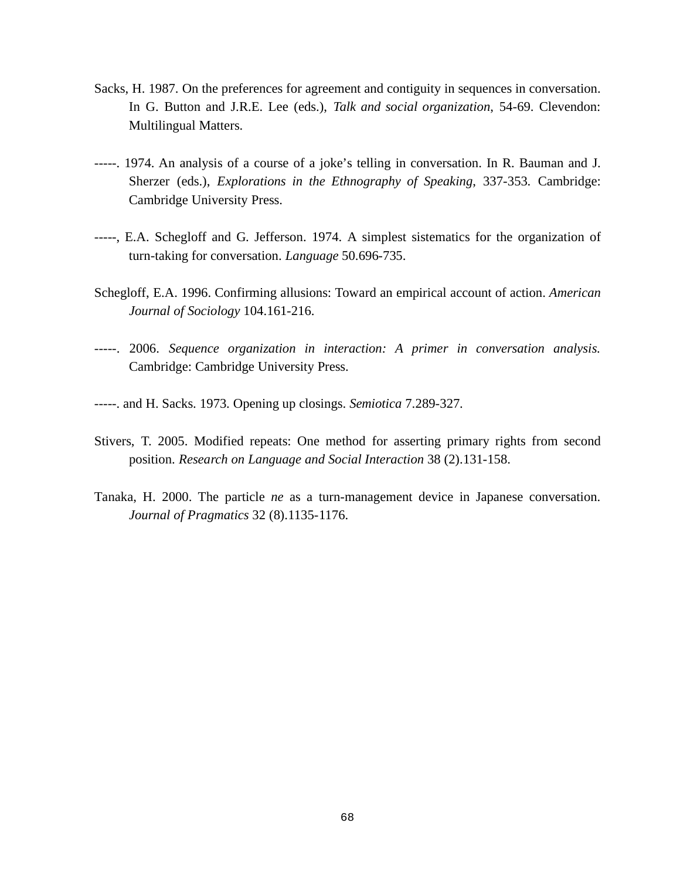Sacks, H. 1987. On the preferences for agreement and contiguity in sequences in conversation. In G. Button and J.R.E. Lee (eds.), *Talk and social organization*, 54-69. Clevendon: Multilingual Matters.

-----. 1974. An analysis of a course of a joke's telling in conversation. In R. Bauman and J. Sherzer (eds.), *Explorations in the Ethnography of Speaking*, 337-353. Cambridge: Cambridge University Press.

-----, E.A. Schegloff and G. Jefferson. 1974. A simplest sistematics for the organization of turn-taking for conversation. *Language* 50.696-735.

Schegloff, E.A. 1996. Confirming allusions: Toward an empirical account of action. *American Journal of Sociology* 104.161-216.

-----. 2006. *Sequence organization in interaction: A primer in conversation analysis.* Cambridge: Cambridge University Press.

-----. and H. Sacks. 1973. Opening up closings. *Semiotica* 7.289-327.

Stivers, T. 2005. Modified repeats: One method for asserting primary rights from second position. *Research on Language and Social Interaction* 38 (2).131-158.

Tanaka, H. 2000. The particle *ne* as a turn-management device in Japanese conversation. *Journal of Pragmatics* 32 (8).1135-1176.